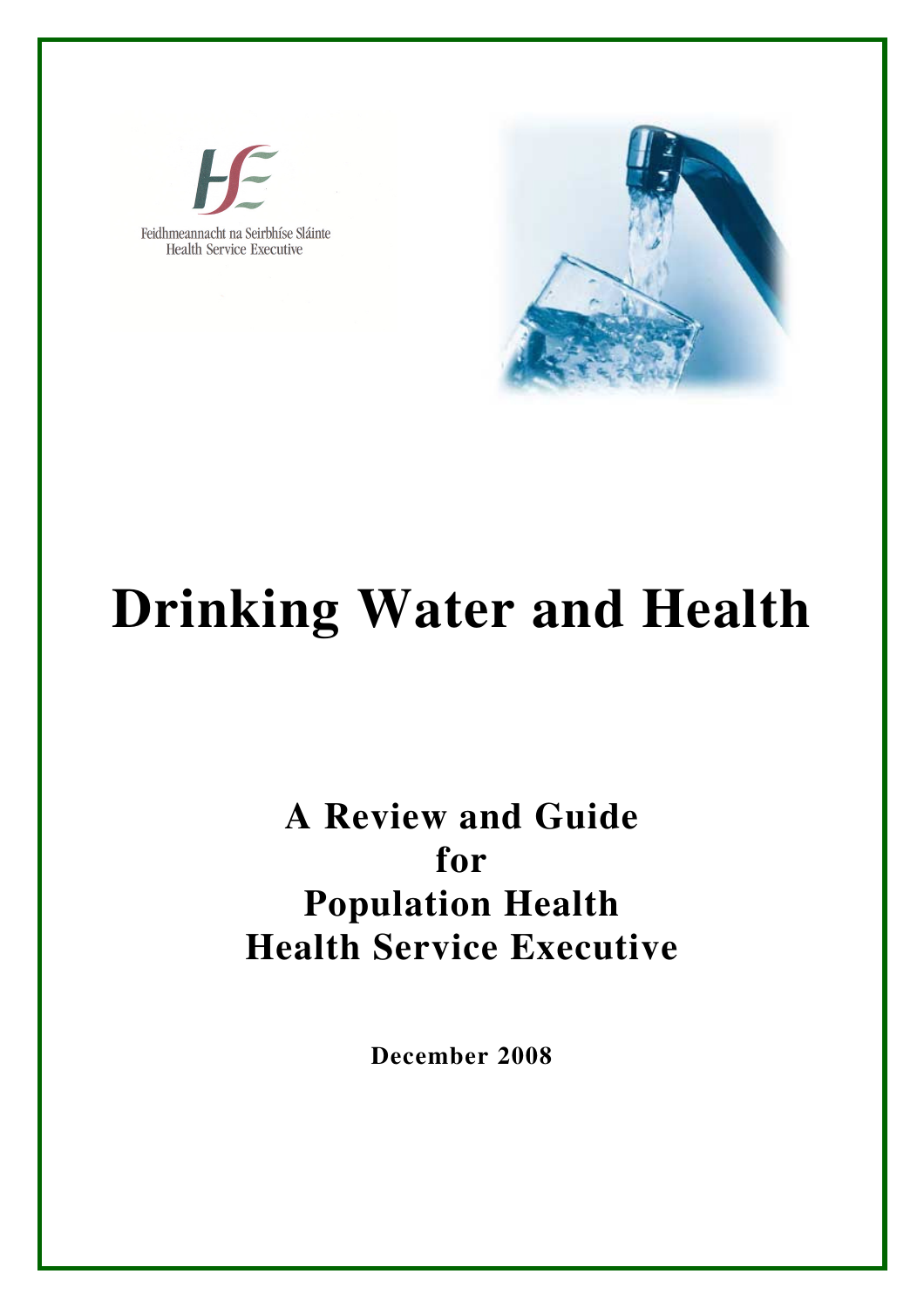Feidhmeannacht na Seirbhíse Sláinte
Health Service Executive

# Drinking Water and Health

## A Review and Guide for Population Health Health Service Executive

**December 2008**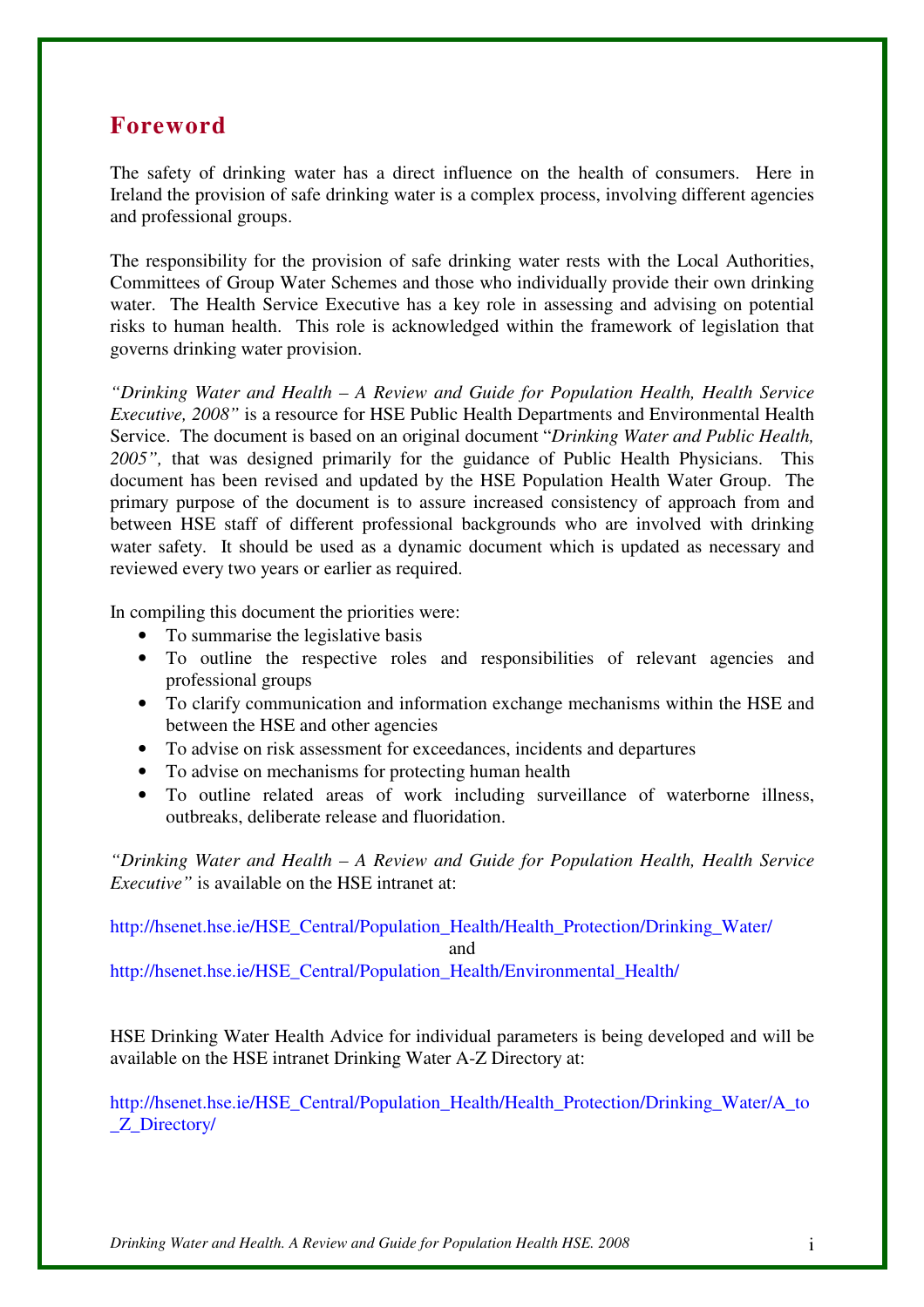## Foreword

The safety of drinking water has a direct influence on the health of consumers. Here in Ireland the provision of safe drinking water is a complex process, involving different agencies and professional groups.

The responsibility for the provision of safe drinking water rests with the Local Authorities, Committees of Group Water Schemes and those who individually provide their own drinking water. The Health Service Executive has a key role in assessing and advising on potential risks to human health. This role is acknowledged within the framework of legislation that governs drinking water provision.

*"Drinking Water and Health – A Review and Guide for Population Health, Health Service Executive, 2008"* is a resource for HSE Public Health Departments and Environmental Health Service. The document is based on an original document "*Drinking Water and Public Health, 2005"*, that was designed primarily for the guidance of Public Health Physicians. This document has been revised and updated by the HSE Population Health Water Group. The primary purpose of the document is to assure increased consistency of approach from and between HSE staff of different professional backgrounds who are involved with drinking water safety. It should be used as a dynamic document which is updated as necessary and reviewed every two years or earlier as required.

In compiling this document the priorities were:

- To summarise the legislative basis
- To outline the respective roles and responsibilities of relevant agencies and professional groups
- To clarify communication and information exchange mechanisms within the HSE and between the HSE and other agencies
- To advise on risk assessment for exceedances, incidents and departures
- To advise on mechanisms for protecting human health
- To outline related areas of work including surveillance of waterborne illness, outbreaks, deliberate release and fluoridation.

*"Drinking Water and Health – A Review and Guide for Population Health, Health Service Executive"* is available on the HSE intranet at:

http://hsenet.hse.ie/HSE_Central/Population_Health/Health_Protection/Drinking_Water/

and

http://hsenet.hse.ie/HSE_Central/Population_Health/Environmental_Health/

HSE Drinking Water Health Advice for individual parameters is being developed and will be available on the HSE intranet Drinking Water A-Z Directory at:

http://hsenet.hse.ie/HSE_Central/Population_Health/Health_Protection/Drinking_Water/A_to_Z_Directory/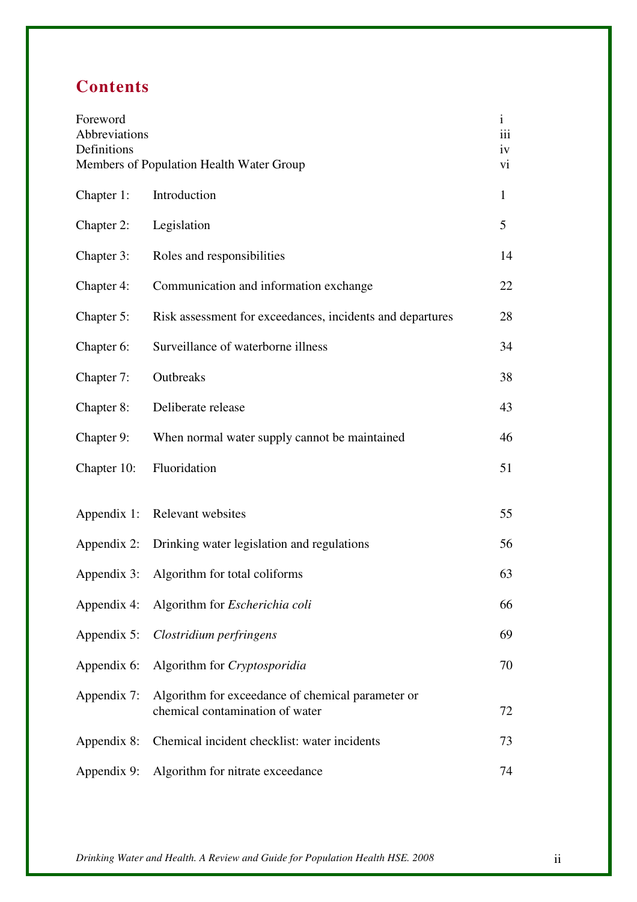# Contents

| | | |
|---|---|---|
| Foreword | | i |
| Abbreviations | | iii |
| Definitions | | iv |
| Members of Population Health Water Group | | vi |
| Chapter 1: | Introduction | 1 |
| Chapter 2: | Legislation | 5 |
| Chapter 3: | Roles and responsibilities | 14 |
| Chapter 4: | Communication and information exchange | 22 |
| Chapter 5: | Risk assessment for exceedances, incidents and departures | 28 |
| Chapter 6: | Surveillance of waterborne illness | 34 |
| Chapter 7: | Outbreaks | 38 |
| Chapter 8: | Deliberate release | 43 |
| Chapter 9: | When normal water supply cannot be maintained | 46 |
| Chapter 10: | Fluoridation | 51 |
| Appendix 1: | Relevant websites | 55 |
| Appendix 2: | Drinking water legislation and regulations | 56 |
| Appendix 3: | Algorithm for total coliforms | 63 |
| Appendix 4: | Algorithm for *Escherichia coli* | 66 |
| Appendix 5: | *Clostridium perfringens* | 69 |
| Appendix 6: | Algorithm for *Cryptosporidia* | 70 |
| Appendix 7: | Algorithm for exceedance of chemical parameter or chemical contamination of water | 72 |
| Appendix 8: | Chemical incident checklist: water incidents | 73 |
| Appendix 9: | Algorithm for nitrate exceedance | 74 |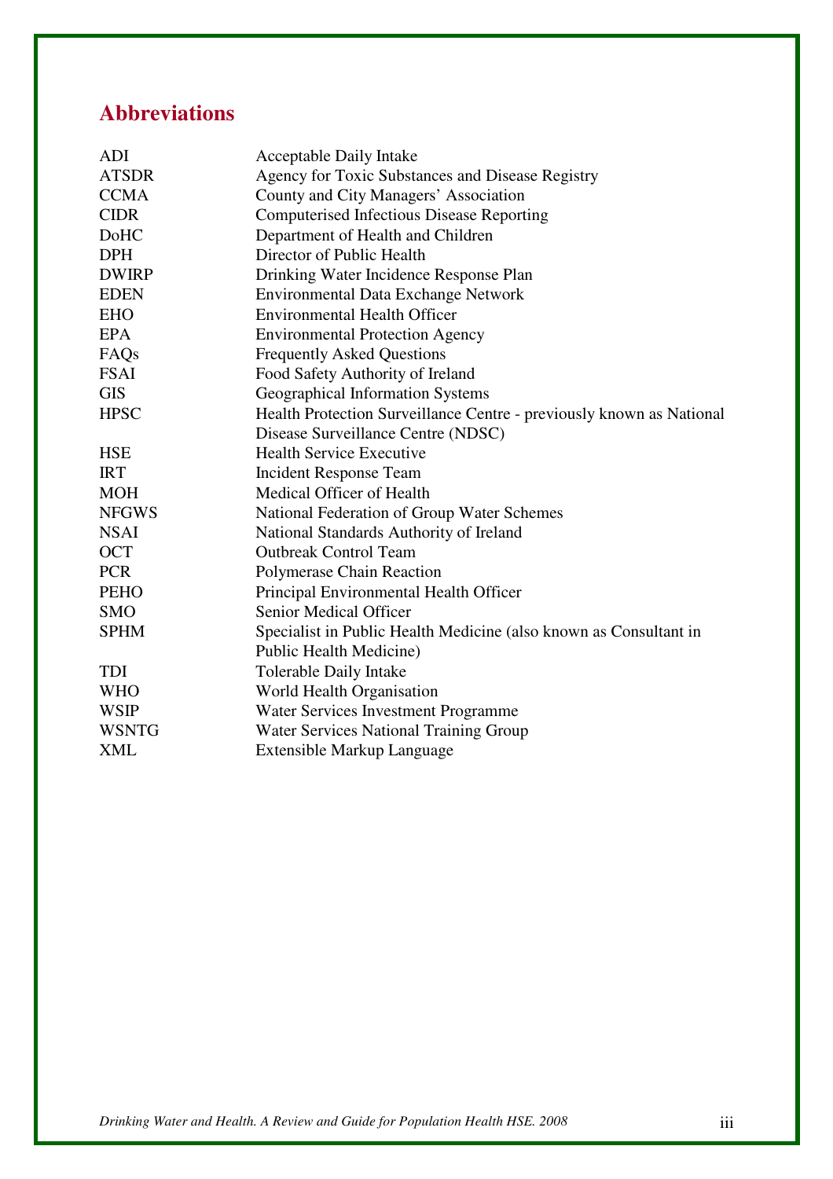## Abbreviations

| | |
|---|---|
| ADI | Acceptable Daily Intake |
| ATSDR | Agency for Toxic Substances and Disease Registry |
| CCMA | County and City Managers' Association |
| CIDR | Computerised Infectious Disease Reporting |
| DoHC | Department of Health and Children |
| DPH | Director of Public Health |
| DWIRP | Drinking Water Incidence Response Plan |
| EDEN | Environmental Data Exchange Network |
| EHO | Environmental Health Officer |
| EPA | Environmental Protection Agency |
| FAQs | Frequently Asked Questions |
| FSAI | Food Safety Authority of Ireland |
| GIS | Geographical Information Systems |
| HPSC | Health Protection Surveillance Centre - previously known as National Disease Surveillance Centre (NDSC) |
| HSE | Health Service Executive |
| IRT | Incident Response Team |
| MOH | Medical Officer of Health |
| NFGWS | National Federation of Group Water Schemes |
| NSAI | National Standards Authority of Ireland |
| OCT | Outbreak Control Team |
| PCR | Polymerase Chain Reaction |
| PEHO | Principal Environmental Health Officer |
| SMO | Senior Medical Officer |
| SPHM | Specialist in Public Health Medicine (also known as Consultant in Public Health Medicine) |
| TDI | Tolerable Daily Intake |
| WHO | World Health Organisation |
| WSIP | Water Services Investment Programme |
| WSNTG | Water Services National Training Group |
| XML | Extensible Markup Language |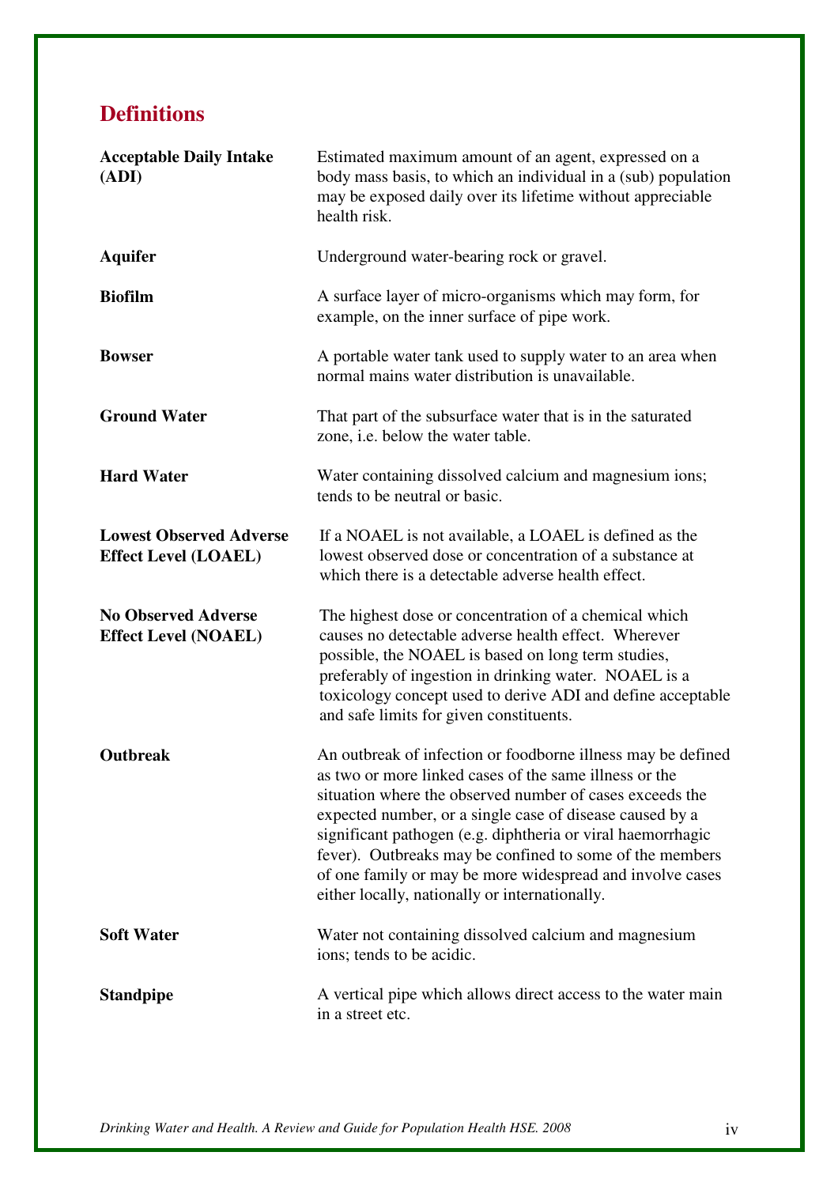## Definitions

**Acceptable Daily Intake (ADI)**
Estimated maximum amount of an agent, expressed on a body mass basis, to which an individual in a (sub) population may be exposed daily over its lifetime without appreciable health risk.

**Aquifer**
Underground water-bearing rock or gravel.

**Biofilm**
A surface layer of micro-organisms which may form, for example, on the inner surface of pipe work.

**Bowser**
A portable water tank used to supply water to an area when normal mains water distribution is unavailable.

**Ground Water**
That part of the subsurface water that is in the saturated zone, i.e. below the water table.

**Hard Water**
Water containing dissolved calcium and magnesium ions; tends to be neutral or basic.

**Lowest Observed Adverse Effect Level (LOAEL)**
If a NOAEL is not available, a LOAEL is defined as the lowest observed dose or concentration of a substance at which there is a detectable adverse health effect.

**No Observed Adverse Effect Level (NOAEL)**
The highest dose or concentration of a chemical which causes no detectable adverse health effect. Wherever possible, the NOAEL is based on long term studies, preferably of ingestion in drinking water. NOAEL is a toxicology concept used to derive ADI and define acceptable and safe limits for given constituents.

**Outbreak**
An outbreak of infection or foodborne illness may be defined as two or more linked cases of the same illness or the situation where the observed number of cases exceeds the expected number, or a single case of disease caused by a significant pathogen (e.g. diphtheria or viral haemorrhagic fever). Outbreaks may be confined to some of the members of one family or may be more widespread and involve cases either locally, nationally or internationally.

**Soft Water**
Water not containing dissolved calcium and magnesium ions; tends to be acidic.

**Standpipe**
A vertical pipe which allows direct access to the water main in a street etc.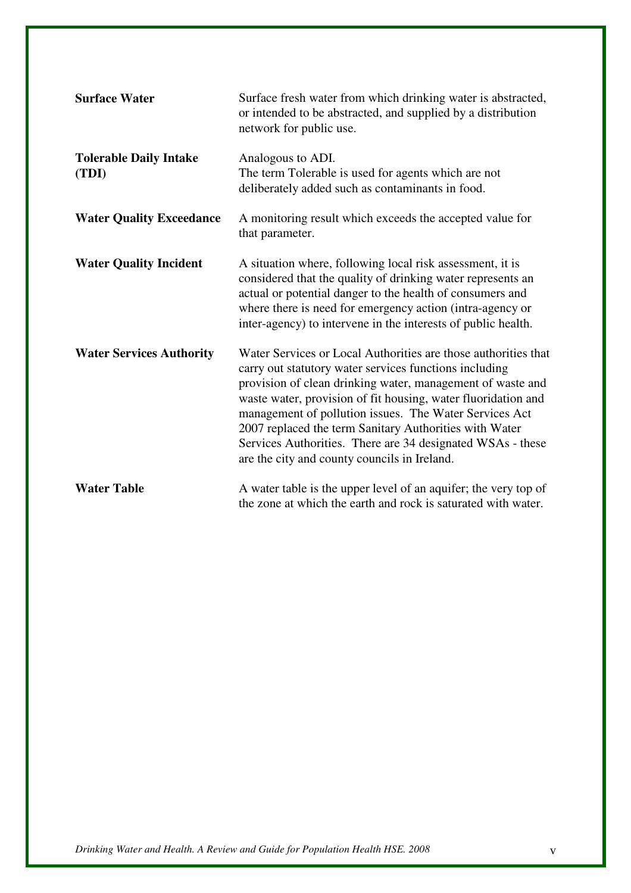**Surface Water**
Surface fresh water from which drinking water is abstracted, or intended to be abstracted, and supplied by a distribution network for public use.

**Tolerable Daily Intake (TDI)**
Analogous to ADI.
The term Tolerable is used for agents which are not deliberately added such as contaminants in food.

**Water Quality Exceedance**
A monitoring result which exceeds the accepted value for that parameter.

**Water Quality Incident**
A situation where, following local risk assessment, it is considered that the quality of drinking water represents an actual or potential danger to the health of consumers and where there is need for emergency action (intra-agency or inter-agency) to intervene in the interests of public health.

**Water Services Authority**
Water Services or Local Authorities are those authorities that carry out statutory water services functions including provision of clean drinking water, management of waste and waste water, provision of fit housing, water fluoridation and management of pollution issues. The Water Services Act 2007 replaced the term Sanitary Authorities with Water Services Authorities. There are 34 designated WSAs - these are the city and county councils in Ireland.

**Water Table**
A water table is the upper level of an aquifer; the very top of the zone at which the earth and rock is saturated with water.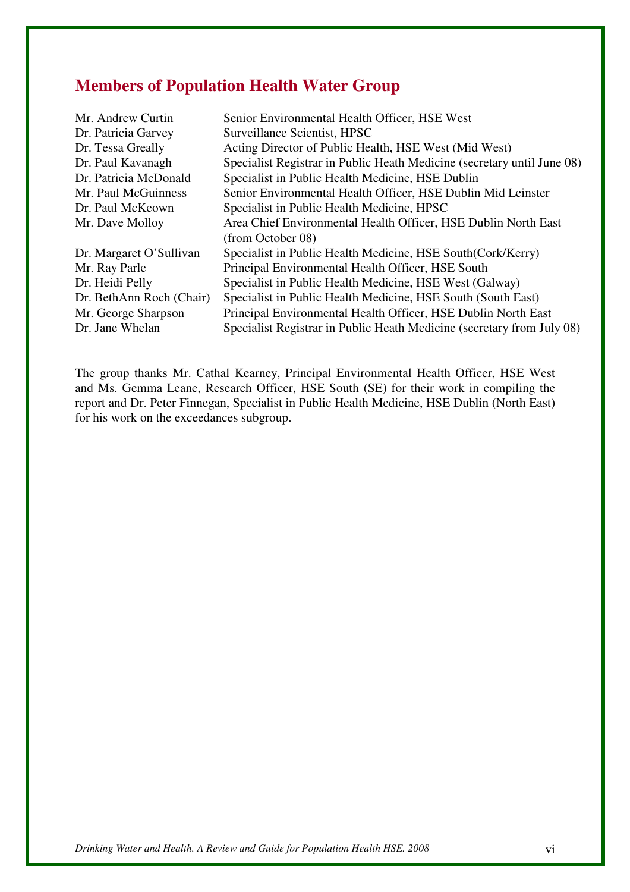## Members of Population Health Water Group

| | |
|---|---|
| Mr. Andrew Curtin | Senior Environmental Health Officer, HSE West |
| Dr. Patricia Garvey | Surveillance Scientist, HPSC |
| Dr. Tessa Greally | Acting Director of Public Health, HSE West (Mid West) |
| Dr. Paul Kavanagh | Specialist Registrar in Public Heath Medicine (secretary until June 08) |
| Dr. Patricia McDonald | Specialist in Public Health Medicine, HSE Dublin |
| Mr. Paul McGuinness | Senior Environmental Health Officer, HSE Dublin Mid Leinster |
| Dr. Paul McKeown | Specialist in Public Health Medicine, HPSC |
| Mr. Dave Molloy | Area Chief Environmental Health Officer, HSE Dublin North East (from October 08) |
| Dr. Margaret O'Sullivan | Specialist in Public Health Medicine, HSE South(Cork/Kerry) |
| Mr. Ray Parle | Principal Environmental Health Officer, HSE South |
| Dr. Heidi Pelly | Specialist in Public Health Medicine, HSE West (Galway) |
| Dr. BethAnn Roch (Chair) | Specialist in Public Health Medicine, HSE South (South East) |
| Mr. George Sharpson | Principal Environmental Health Officer, HSE Dublin North East |
| Dr. Jane Whelan | Specialist Registrar in Public Heath Medicine (secretary from July 08) |

The group thanks Mr. Cathal Kearney, Principal Environmental Health Officer, HSE West and Ms. Gemma Leane, Research Officer, HSE South (SE) for their work in compiling the report and Dr. Peter Finnegan, Specialist in Public Health Medicine, HSE Dublin (North East) for his work on the exceedances subgroup.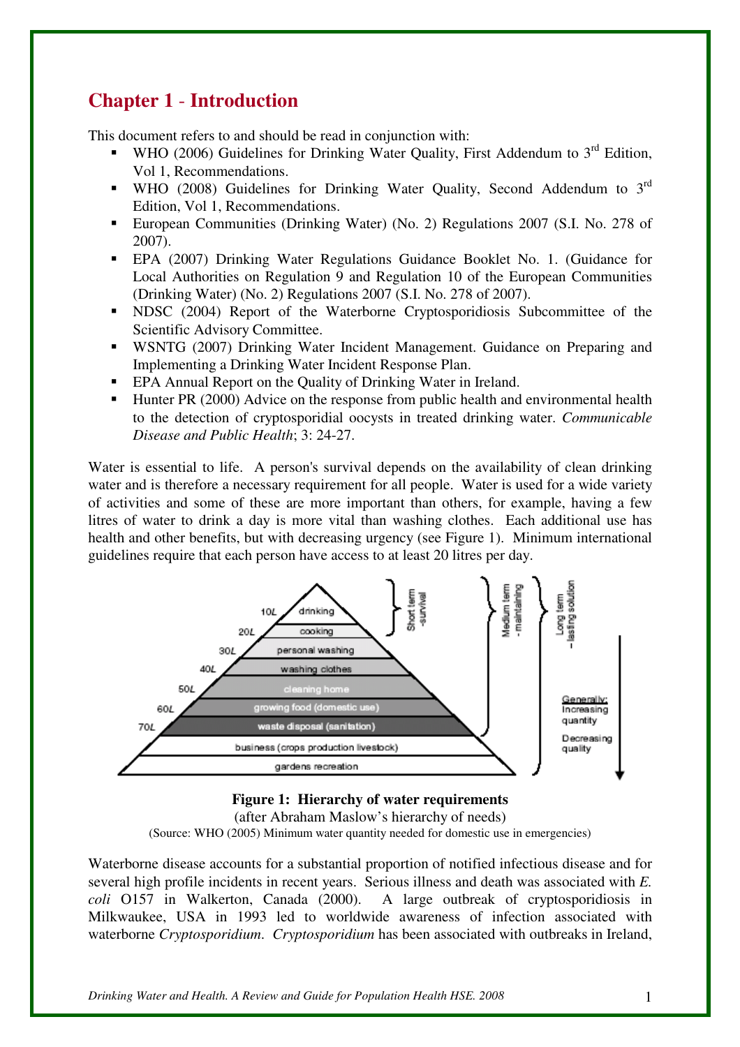# Chapter 1 - Introduction

This document refers to and should be read in conjunction with:

- WHO (2006) Guidelines for Drinking Water Quality, First Addendum to 3rd Edition, Vol 1, Recommendations.
- WHO (2008) Guidelines for Drinking Water Quality, Second Addendum to 3rd Edition, Vol 1, Recommendations.
- European Communities (Drinking Water) (No. 2) Regulations 2007 (S.I. No. 278 of 2007).
- EPA (2007) Drinking Water Regulations Guidance Booklet No. 1. (Guidance for Local Authorities on Regulation 9 and Regulation 10 of the European Communities (Drinking Water) (No. 2) Regulations 2007 (S.I. No. 278 of 2007).
- NDSC (2004) Report of the Waterborne Cryptosporidiosis Subcommittee of the Scientific Advisory Committee.
- WSNTG (2007) Drinking Water Incident Management. Guidance on Preparing and Implementing a Drinking Water Incident Response Plan.
- EPA Annual Report on the Quality of Drinking Water in Ireland.
- Hunter PR (2000) Advice on the response from public health and environmental health to the detection of cryptosporidial oocysts in treated drinking water. *Communicable Disease and Public Health*; 3: 24-27.

Water is essential to life. A person's survival depends on the availability of clean drinking water and is therefore a necessary requirement for all people. Water is used for a wide variety of activities and some of these are more important than others, for example, having a few litres of water to drink a day is more vital than washing clothes. Each additional use has health and other benefits, but with decreasing urgency (see Figure 1). Minimum international guidelines require that each person have access to at least 20 litres per day.

| Litres | Use |
|---|---|
| 10L | drinking |
| 20L | cooking |
| 30L | personal washing |
| 40L | washing clothes |
| 50L | cleaning home |
| 60L | growing food (domestic use) |
| 70L | waste disposal (sanitation) |
| | business (crops production livestock) |
| | gardens recreation |

Short term - survival (drinking, cooking); Medium term - maintaining (drinking to waste disposal); Long term - lasting solution (all uses). Generally: Increasing quantity, Decreasing quality.

**Figure 1: Hierarchy of water requirements**
(after Abraham Maslow's hierarchy of needs)
(Source: WHO (2005) Minimum water quantity needed for domestic use in emergencies)

Waterborne disease accounts for a substantial proportion of notified infectious disease and for several high profile incidents in recent years. Serious illness and death was associated with *E. coli* O157 in Walkerton, Canada (2000). A large outbreak of cryptosporidiosis in Milkwaukee, USA in 1993 led to worldwide awareness of infection associated with waterborne *Cryptosporidium*. *Cryptosporidium* has been associated with outbreaks in Ireland,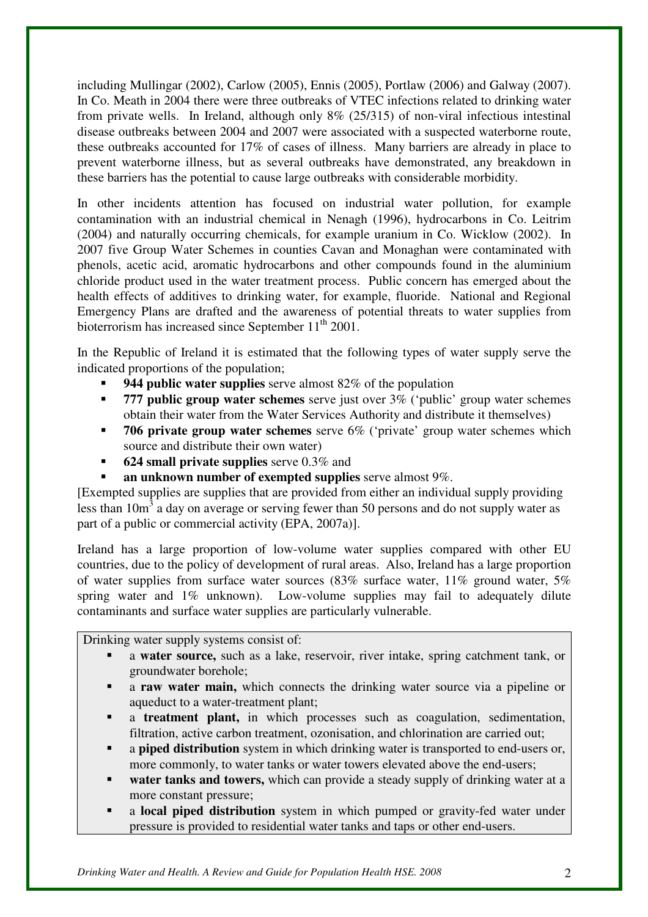including Mullingar (2002), Carlow (2005), Ennis (2005), Portlaw (2006) and Galway (2007). In Co. Meath in 2004 there were three outbreaks of VTEC infections related to drinking water from private wells. In Ireland, although only 8% (25/315) of non-viral infectious intestinal disease outbreaks between 2004 and 2007 were associated with a suspected waterborne route, these outbreaks accounted for 17% of cases of illness. Many barriers are already in place to prevent waterborne illness, but as several outbreaks have demonstrated, any breakdown in these barriers has the potential to cause large outbreaks with considerable morbidity.

In other incidents attention has focused on industrial water pollution, for example contamination with an industrial chemical in Nenagh (1996), hydrocarbons in Co. Leitrim (2004) and naturally occurring chemicals, for example uranium in Co. Wicklow (2002). In 2007 five Group Water Schemes in counties Cavan and Monaghan were contaminated with phenols, acetic acid, aromatic hydrocarbons and other compounds found in the aluminium chloride product used in the water treatment process. Public concern has emerged about the health effects of additives to drinking water, for example, fluoride. National and Regional Emergency Plans are drafted and the awareness of potential threats to water supplies from bioterrorism has increased since September 11th 2001.

In the Republic of Ireland it is estimated that the following types of water supply serve the indicated proportions of the population;

- **944 public water supplies** serve almost 82% of the population
- **777 public group water schemes** serve just over 3% ('public' group water schemes obtain their water from the Water Services Authority and distribute it themselves)
- **706 private group water schemes** serve 6% ('private' group water schemes which source and distribute their own water)
- **624 small private supplies** serve 0.3% and
- **an unknown number of exempted supplies** serve almost 9%.

[Exempted supplies are supplies that are provided from either an individual supply providing less than $10m^3$ a day on average or serving fewer than 50 persons and do not supply water as part of a public or commercial activity (EPA, 2007a)].

Ireland has a large proportion of low-volume water supplies compared with other EU countries, due to the policy of development of rural areas. Also, Ireland has a large proportion of water supplies from surface water sources (83% surface water, 11% ground water, 5% spring water and 1% unknown). Low-volume supplies may fail to adequately dilute contaminants and surface water supplies are particularly vulnerable.

Drinking water supply systems consist of:

- a **water source,** such as a lake, reservoir, river intake, spring catchment tank, or groundwater borehole;
- a **raw water main,** which connects the drinking water source via a pipeline or aqueduct to a water-treatment plant;
- a **treatment plant,** in which processes such as coagulation, sedimentation, filtration, active carbon treatment, ozonisation, and chlorination are carried out;
- a **piped distribution** system in which drinking water is transported to end-users or, more commonly, to water tanks or water towers elevated above the end-users;
- **water tanks and towers,** which can provide a steady supply of drinking water at a more constant pressure;
- a **local piped distribution** system in which pumped or gravity-fed water under pressure is provided to residential water tanks and taps or other end-users.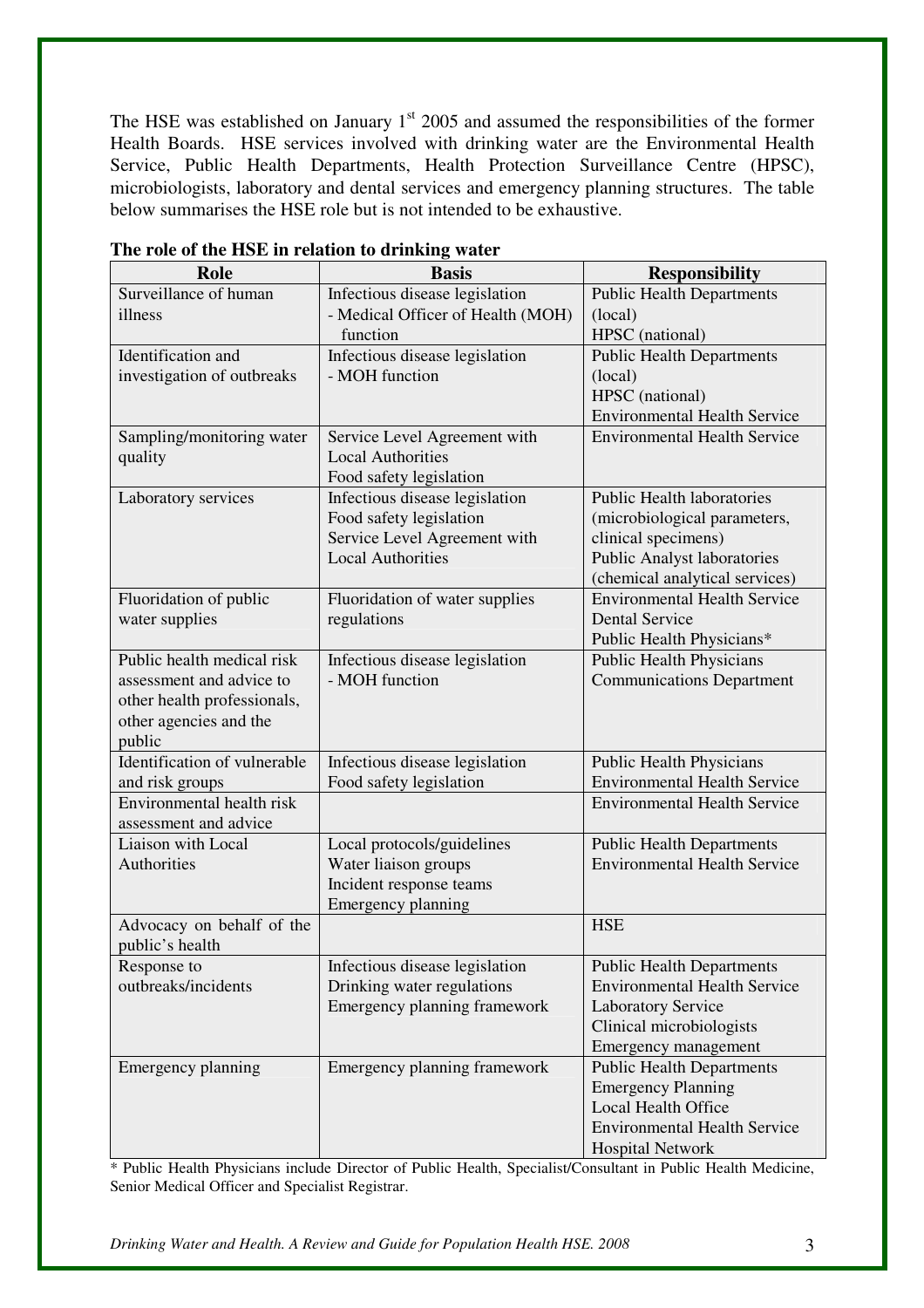The HSE was established on January 1st 2005 and assumed the responsibilities of the former Health Boards. HSE services involved with drinking water are the Environmental Health Service, Public Health Departments, Health Protection Surveillance Centre (HPSC), microbiologists, laboratory and dental services and emergency planning structures. The table below summarises the HSE role but is not intended to be exhaustive.

**The role of the HSE in relation to drinking water**

| Role | Basis | Responsibility |
|---|---|---|
| Surveillance of human illness | Infectious disease legislation<br>- Medical Officer of Health (MOH) function | Public Health Departments (local)<br>HPSC (national) |
| Identification and investigation of outbreaks | Infectious disease legislation<br>- MOH function | Public Health Departments (local)<br>HPSC (national)<br>Environmental Health Service |
| Sampling/monitoring water quality | Service Level Agreement with Local Authorities<br>Food safety legislation | Environmental Health Service |
| Laboratory services | Infectious disease legislation<br>Food safety legislation<br>Service Level Agreement with Local Authorities | Public Health laboratories (microbiological parameters, clinical specimens)<br>Public Analyst laboratories (chemical analytical services) |
| Fluoridation of public water supplies | Fluoridation of water supplies regulations | Environmental Health Service<br>Dental Service<br>Public Health Physicians* |
| Public health medical risk assessment and advice to other health professionals, other agencies and the public | Infectious disease legislation<br>- MOH function | Public Health Physicians<br>Communications Department |
| Identification of vulnerable and risk groups | Infectious disease legislation<br>Food safety legislation | Public Health Physicians<br>Environmental Health Service |
| Environmental health risk assessment and advice | | Environmental Health Service |
| Liaison with Local Authorities | Local protocols/guidelines<br>Water liaison groups<br>Incident response teams<br>Emergency planning | Public Health Departments<br>Environmental Health Service |
| Advocacy on behalf of the public's health | | HSE |
| Response to outbreaks/incidents | Infectious disease legislation<br>Drinking water regulations<br>Emergency planning framework | Public Health Departments<br>Environmental Health Service<br>Laboratory Service<br>Clinical microbiologists<br>Emergency management |
| Emergency planning | Emergency planning framework | Public Health Departments<br>Emergency Planning<br>Local Health Office<br>Environmental Health Service<br>Hospital Network |

* Public Health Physicians include Director of Public Health, Specialist/Consultant in Public Health Medicine, Senior Medical Officer and Specialist Registrar.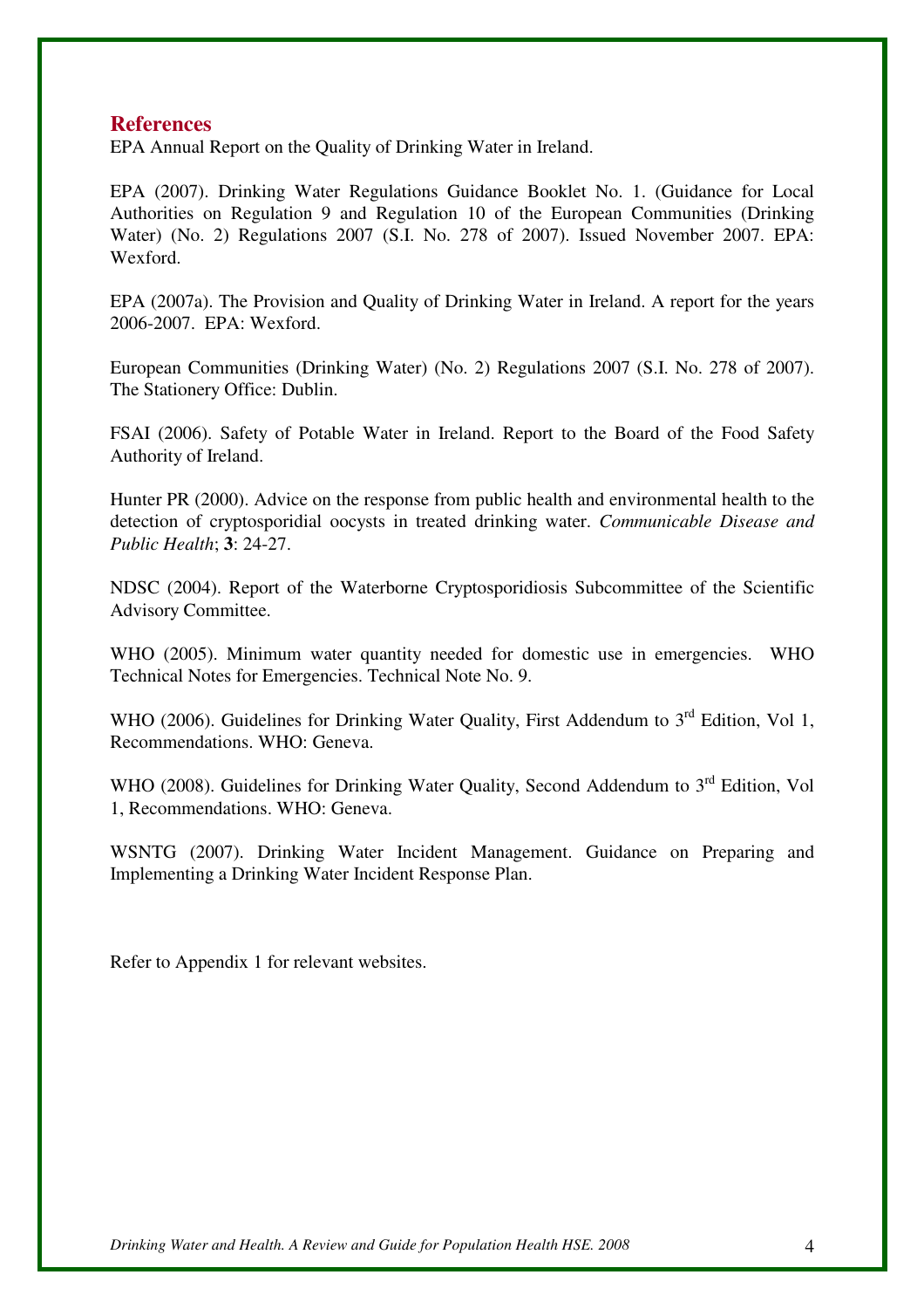## References

EPA Annual Report on the Quality of Drinking Water in Ireland.

EPA (2007). Drinking Water Regulations Guidance Booklet No. 1. (Guidance for Local Authorities on Regulation 9 and Regulation 10 of the European Communities (Drinking Water) (No. 2) Regulations 2007 (S.I. No. 278 of 2007). Issued November 2007. EPA: Wexford.

EPA (2007a). The Provision and Quality of Drinking Water in Ireland. A report for the years 2006-2007. EPA: Wexford.

European Communities (Drinking Water) (No. 2) Regulations 2007 (S.I. No. 278 of 2007). The Stationery Office: Dublin.

FSAI (2006). Safety of Potable Water in Ireland. Report to the Board of the Food Safety Authority of Ireland.

Hunter PR (2000). Advice on the response from public health and environmental health to the detection of cryptosporidial oocysts in treated drinking water. *Communicable Disease and Public Health*; **3**: 24-27.

NDSC (2004). Report of the Waterborne Cryptosporidiosis Subcommittee of the Scientific Advisory Committee.

WHO (2005). Minimum water quantity needed for domestic use in emergencies. WHO Technical Notes for Emergencies. Technical Note No. 9.

WHO (2006). Guidelines for Drinking Water Quality, First Addendum to 3rd Edition, Vol 1, Recommendations. WHO: Geneva.

WHO (2008). Guidelines for Drinking Water Quality, Second Addendum to 3rd Edition, Vol 1, Recommendations. WHO: Geneva.

WSNTG (2007). Drinking Water Incident Management. Guidance on Preparing and Implementing a Drinking Water Incident Response Plan.

Refer to Appendix 1 for relevant websites.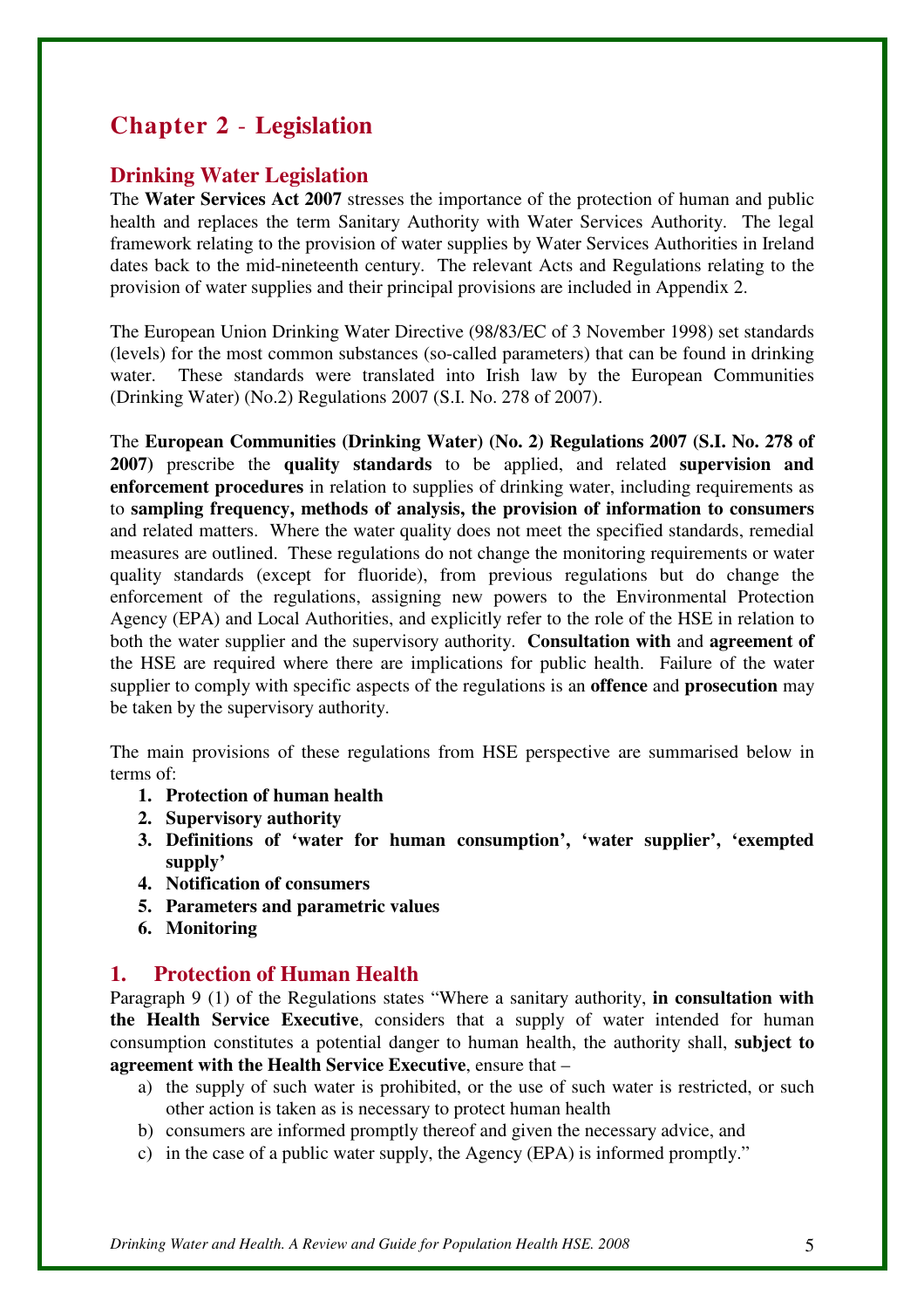# Chapter 2 - Legislation

## Drinking Water Legislation

The **Water Services Act 2007** stresses the importance of the protection of human and public health and replaces the term Sanitary Authority with Water Services Authority. The legal framework relating to the provision of water supplies by Water Services Authorities in Ireland dates back to the mid-nineteenth century. The relevant Acts and Regulations relating to the provision of water supplies and their principal provisions are included in Appendix 2.

The European Union Drinking Water Directive (98/83/EC of 3 November 1998) set standards (levels) for the most common substances (so-called parameters) that can be found in drinking water. These standards were translated into Irish law by the European Communities (Drinking Water) (No.2) Regulations 2007 (S.I. No. 278 of 2007).

The **European Communities (Drinking Water) (No. 2) Regulations 2007 (S.I. No. 278 of 2007)** prescribe the **quality standards** to be applied, and related **supervision and enforcement procedures** in relation to supplies of drinking water, including requirements as to **sampling frequency, methods of analysis, the provision of information to consumers** and related matters. Where the water quality does not meet the specified standards, remedial measures are outlined. These regulations do not change the monitoring requirements or water quality standards (except for fluoride), from previous regulations but do change the enforcement of the regulations, assigning new powers to the Environmental Protection Agency (EPA) and Local Authorities, and explicitly refer to the role of the HSE in relation to both the water supplier and the supervisory authority. **Consultation with** and **agreement of** the HSE are required where there are implications for public health. Failure of the water supplier to comply with specific aspects of the regulations is an **offence** and **prosecution** may be taken by the supervisory authority.

The main provisions of these regulations from HSE perspective are summarised below in terms of:

1. **Protection of human health**
2. **Supervisory authority**
3. **Definitions of 'water for human consumption', 'water supplier', 'exempted supply'**
4. **Notification of consumers**
5. **Parameters and parametric values**
6. **Monitoring**

## 1. Protection of Human Health

Paragraph 9 (1) of the Regulations states "Where a sanitary authority, **in consultation with the Health Service Executive**, considers that a supply of water intended for human consumption constitutes a potential danger to human health, the authority shall, **subject to agreement with the Health Service Executive**, ensure that –

a) the supply of such water is prohibited, or the use of such water is restricted, or such other action is taken as is necessary to protect human health
b) consumers are informed promptly thereof and given the necessary advice, and
c) in the case of a public water supply, the Agency (EPA) is informed promptly."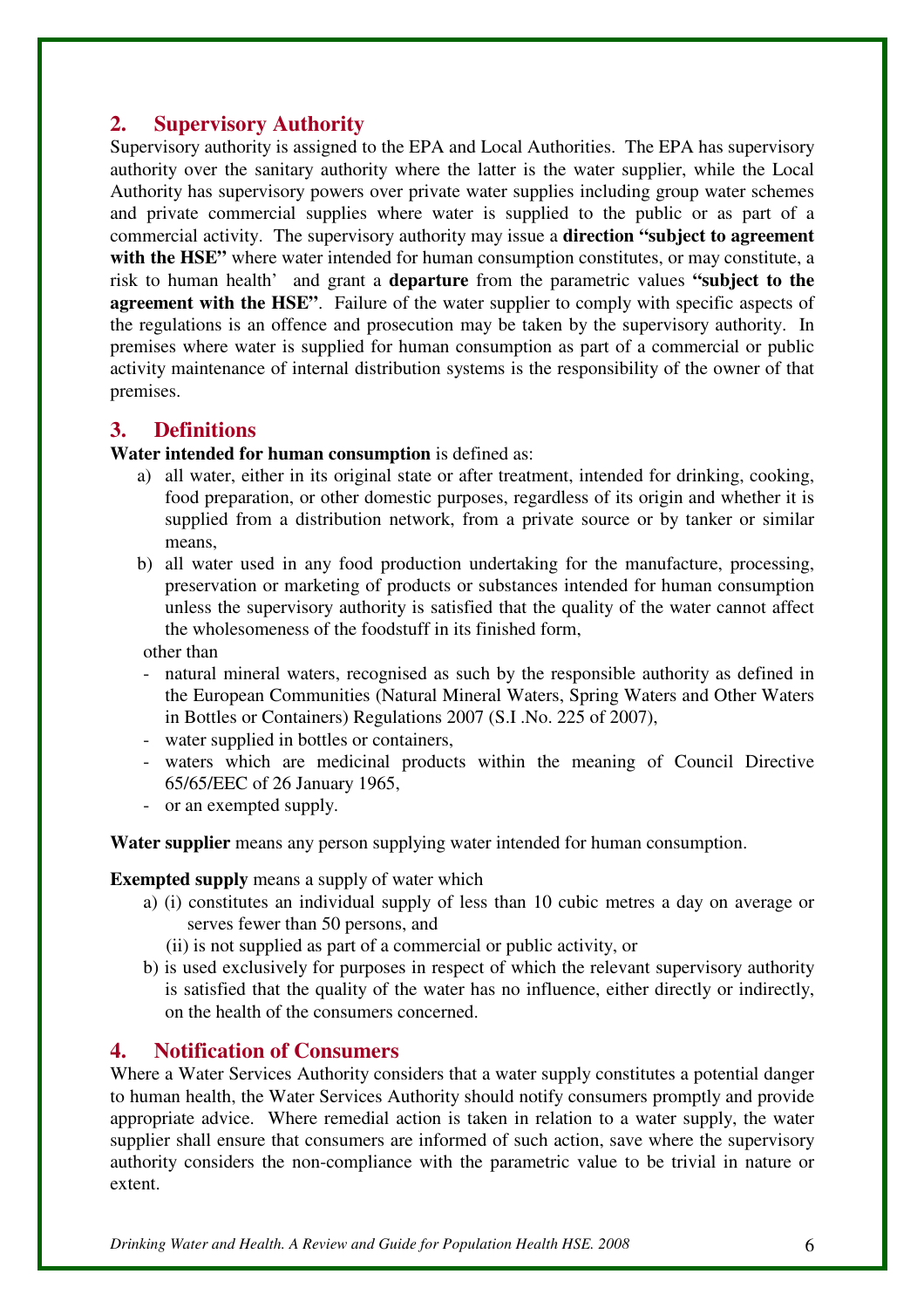## 2. Supervisory Authority

Supervisory authority is assigned to the EPA and Local Authorities. The EPA has supervisory authority over the sanitary authority where the latter is the water supplier, while the Local Authority has supervisory powers over private water supplies including group water schemes and private commercial supplies where water is supplied to the public or as part of a commercial activity. The supervisory authority may issue a **direction "subject to agreement with the HSE"** where water intended for human consumption constitutes, or may constitute, a risk to human health' and grant a **departure** from the parametric values **"subject to the agreement with the HSE"**. Failure of the water supplier to comply with specific aspects of the regulations is an offence and prosecution may be taken by the supervisory authority. In premises where water is supplied for human consumption as part of a commercial or public activity maintenance of internal distribution systems is the responsibility of the owner of that premises.

## 3. Definitions

**Water intended for human consumption** is defined as:

a) all water, either in its original state or after treatment, intended for drinking, cooking, food preparation, or other domestic purposes, regardless of its origin and whether it is supplied from a distribution network, from a private source or by tanker or similar means,

b) all water used in any food production undertaking for the manufacture, processing, preservation or marketing of products or substances intended for human consumption unless the supervisory authority is satisfied that the quality of the water cannot affect the wholesomeness of the foodstuff in its finished form,

other than

- natural mineral waters, recognised as such by the responsible authority as defined in the European Communities (Natural Mineral Waters, Spring Waters and Other Waters in Bottles or Containers) Regulations 2007 (S.I .No. 225 of 2007),
- water supplied in bottles or containers,
- waters which are medicinal products within the meaning of Council Directive 65/65/EEC of 26 January 1965,
- or an exempted supply.

**Water supplier** means any person supplying water intended for human consumption.

**Exempted supply** means a supply of water which

a) (i) constitutes an individual supply of less than 10 cubic metres a day on average or serves fewer than 50 persons, and

(ii) is not supplied as part of a commercial or public activity, or

b) is used exclusively for purposes in respect of which the relevant supervisory authority is satisfied that the quality of the water has no influence, either directly or indirectly, on the health of the consumers concerned.

## 4. Notification of Consumers

Where a Water Services Authority considers that a water supply constitutes a potential danger to human health, the Water Services Authority should notify consumers promptly and provide appropriate advice. Where remedial action is taken in relation to a water supply, the water supplier shall ensure that consumers are informed of such action, save where the supervisory authority considers the non-compliance with the parametric value to be trivial in nature or extent.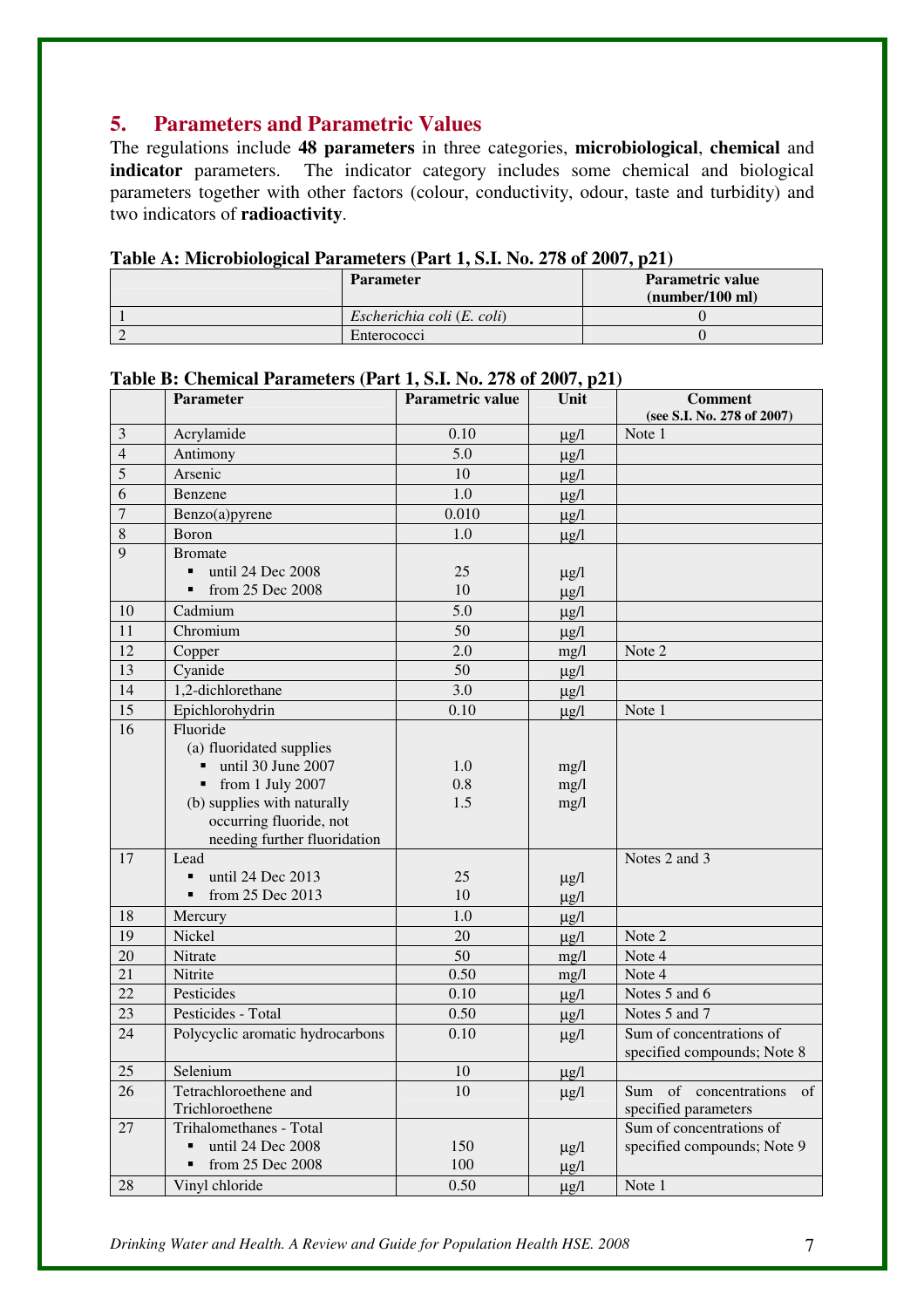## 5. Parameters and Parametric Values

The regulations include **48 parameters** in three categories, **microbiological**, **chemical** and **indicator** parameters. The indicator category includes some chemical and biological parameters together with other factors (colour, conductivity, odour, taste and turbidity) and two indicators of **radioactivity**.

**Table A: Microbiological Parameters (Part 1, S.I. No. 278 of 2007, p21)**

| | Parameter | Parametric value (number/100 ml) |
|---|---|---|
| 1 | *Escherichia coli* (*E. coli*) | 0 |
| 2 | Enterococci | 0 |

**Table B: Chemical Parameters (Part 1, S.I. No. 278 of 2007, p21)**

| | Parameter | Parametric value | Unit | Comment (see S.I. No. 278 of 2007) |
|---|---|---|---|---|
| 3 | Acrylamide | 0.10 | µg/l | Note 1 |
| 4 | Antimony | 5.0 | µg/l | |
| 5 | Arsenic | 10 | µg/l | |
| 6 | Benzene | 1.0 | µg/l | |
| 7 | Benzo(a)pyrene | 0.010 | µg/l | |
| 8 | Boron | 1.0 | µg/l | |
| 9 | Bromate<br>▪ until 24 Dec 2008<br>▪ from 25 Dec 2008 | <br>25<br>10 | <br>µg/l<br>µg/l | |
| 10 | Cadmium | 5.0 | µg/l | |
| 11 | Chromium | 50 | µg/l | |
| 12 | Copper | 2.0 | mg/l | Note 2 |
| 13 | Cyanide | 50 | µg/l | |
| 14 | 1,2-dichlorethane | 3.0 | µg/l | |
| 15 | Epichlorohydrin | 0.10 | µg/l | Note 1 |
| 16 | Fluoride<br>(a) fluoridated supplies<br>▪ until 30 June 2007<br>▪ from 1 July 2007<br>(b) supplies with naturally occurring fluoride, not needing further fluoridation | <br><br>1.0<br>0.8<br>1.5 | <br><br>mg/l<br>mg/l<br>mg/l | |
| 17 | Lead<br>▪ until 24 Dec 2013<br>▪ from 25 Dec 2013 | <br>25<br>10 | <br>µg/l<br>µg/l | Notes 2 and 3 |
| 18 | Mercury | 1.0 | µg/l | |
| 19 | Nickel | 20 | µg/l | Note 2 |
| 20 | Nitrate | 50 | mg/l | Note 4 |
| 21 | Nitrite | 0.50 | mg/l | Note 4 |
| 22 | Pesticides | 0.10 | µg/l | Notes 5 and 6 |
| 23 | Pesticides - Total | 0.50 | µg/l | Notes 5 and 7 |
| 24 | Polycyclic aromatic hydrocarbons | 0.10 | µg/l | Sum of concentrations of specified compounds; Note 8 |
| 25 | Selenium | 10 | µg/l | |
| 26 | Tetrachloroethene and Trichloroethene | 10 | µg/l | Sum of concentrations of specified parameters |
| 27 | Trihalomethanes - Total<br>▪ until 24 Dec 2008<br>▪ from 25 Dec 2008 | <br>150<br>100 | <br>µg/l<br>µg/l | Sum of concentrations of specified compounds; Note 9 |
| 28 | Vinyl chloride | 0.50 | µg/l | Note 1 |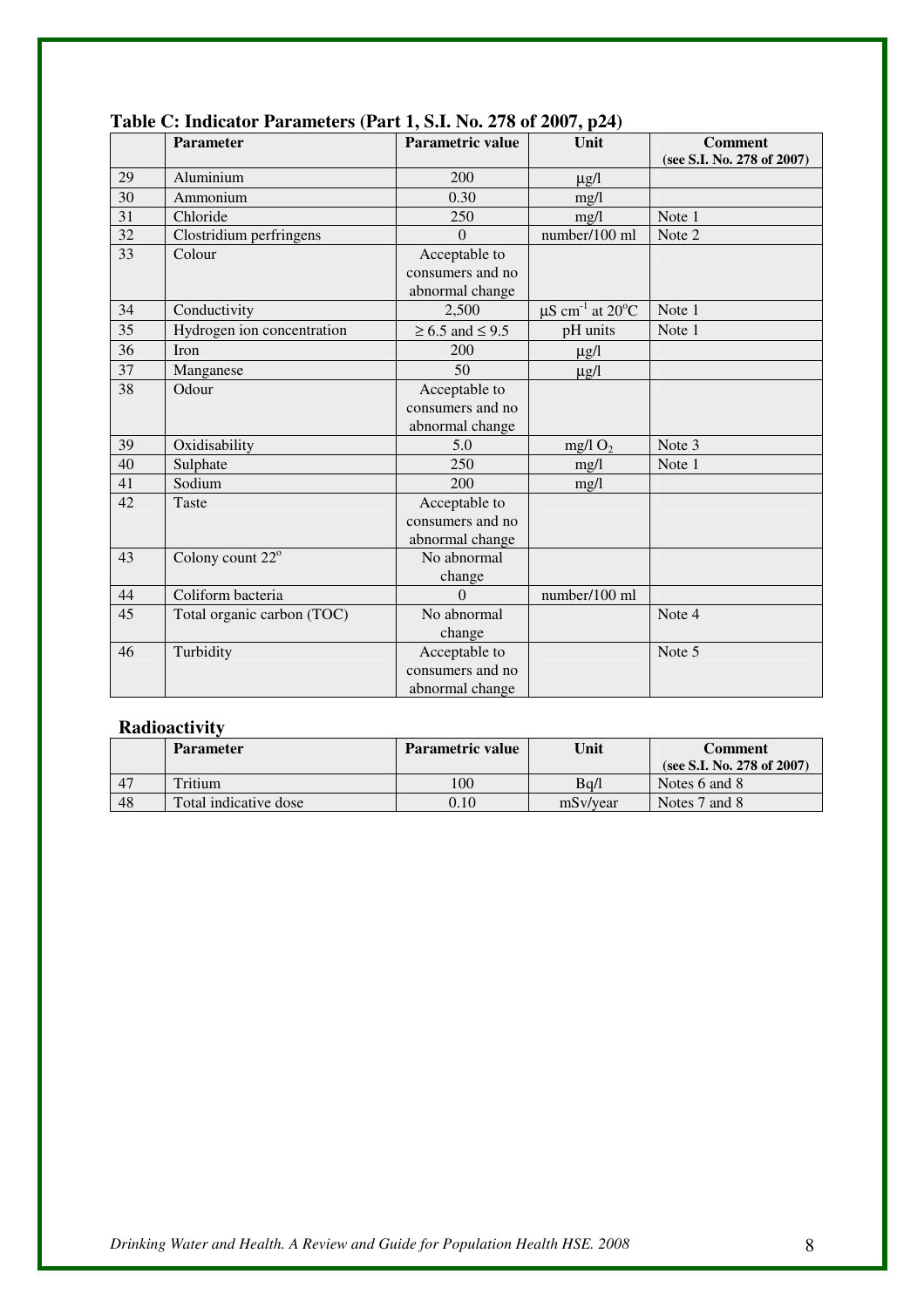**Table C: Indicator Parameters (Part 1, S.I. No. 278 of 2007, p24)**

| | Parameter | Parametric value | Unit | Comment (see S.I. No. 278 of 2007) |
|---|---|---|---|---|
| 29 | Aluminium | 200 | μg/l | |
| 30 | Ammonium | 0.30 | mg/l | |
| 31 | Chloride | 250 | mg/l | Note 1 |
| 32 | Clostridium perfringens | 0 | number/100 ml | Note 2 |
| 33 | Colour | Acceptable to consumers and no abnormal change | | |
| 34 | Conductivity | 2,500 | $\mu S\ cm^{-1}$ at $20^{o}C$ | Note 1 |
| 35 | Hydrogen ion concentration | $\geq 6.5$ and $\leq 9.5$ | pH units | Note 1 |
| 36 | Iron | 200 | μg/l | |
| 37 | Manganese | 50 | μg/l | |
| 38 | Odour | Acceptable to consumers and no abnormal change | | |
| 39 | Oxidisability | 5.0 | mg/l $O_2$ | Note 3 |
| 40 | Sulphate | 250 | mg/l | Note 1 |
| 41 | Sodium | 200 | mg/l | |
| 42 | Taste | Acceptable to consumers and no abnormal change | | |
| 43 | Colony count $22^{o}$ | No abnormal change | | |
| 44 | Coliform bacteria | 0 | number/100 ml | |
| 45 | Total organic carbon (TOC) | No abnormal change | | Note 4 |
| 46 | Turbidity | Acceptable to consumers and no abnormal change | | Note 5 |

**Radioactivity**

| | Parameter | Parametric value | Unit | Comment (see S.I. No. 278 of 2007) |
|---|---|---|---|---|
| 47 | Tritium | 100 | Bq/l | Notes 6 and 8 |
| 48 | Total indicative dose | 0.10 | mSv/year | Notes 7 and 8 |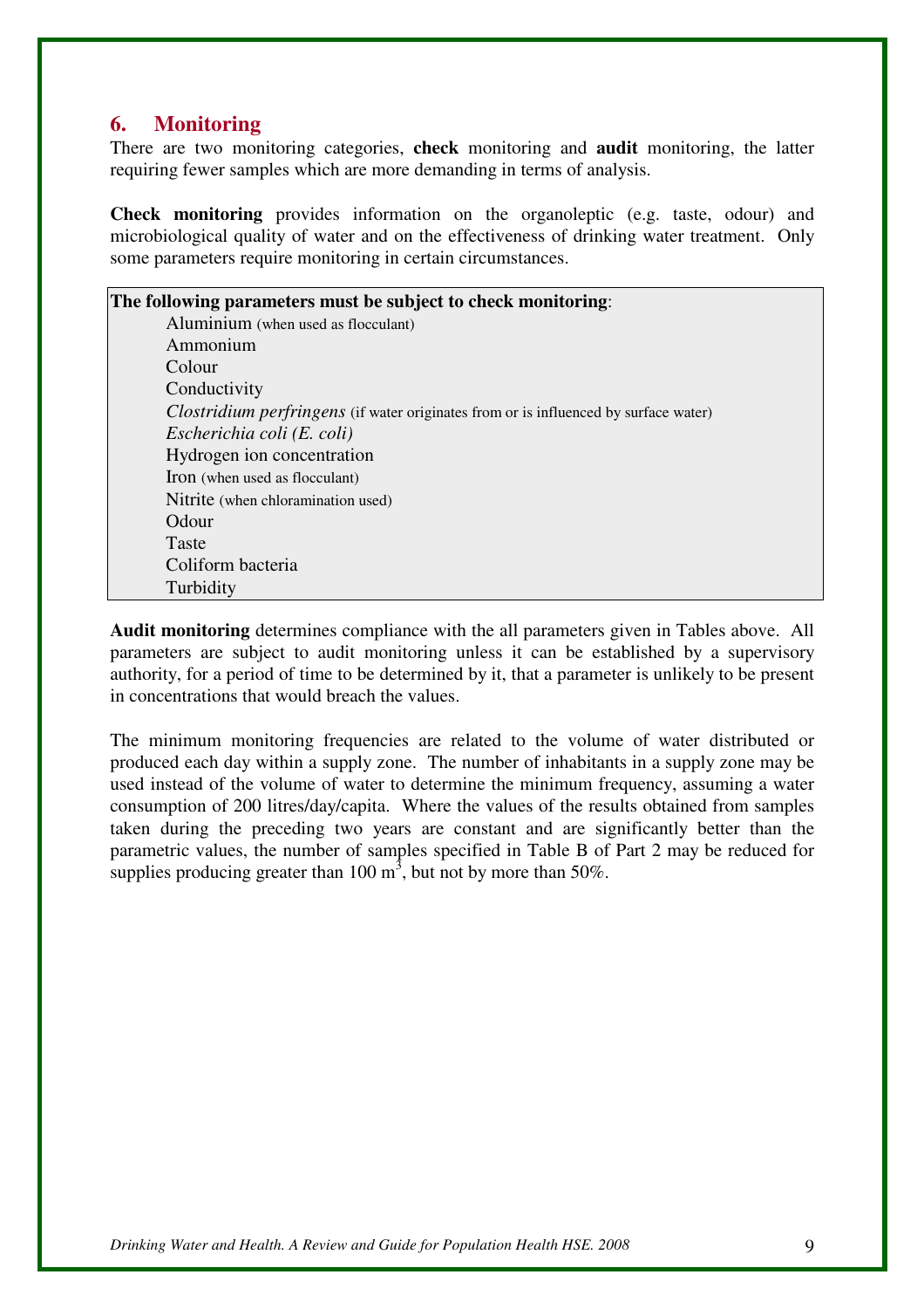## 6. Monitoring

There are two monitoring categories, **check** monitoring and **audit** monitoring, the latter requiring fewer samples which are more demanding in terms of analysis.

**Check monitoring** provides information on the organoleptic (e.g. taste, odour) and microbiological quality of water and on the effectiveness of drinking water treatment. Only some parameters require monitoring in certain circumstances.

**The following parameters must be subject to check monitoring**:

- Aluminium (when used as flocculant)
- Ammonium
- Colour
- Conductivity
- *Clostridium perfringens* (if water originates from or is influenced by surface water)
- *Escherichia coli (E. coli)*
- Hydrogen ion concentration
- Iron (when used as flocculant)
- Nitrite (when chloramination used)
- Odour
- Taste
- Coliform bacteria
- Turbidity

**Audit monitoring** determines compliance with the all parameters given in Tables above. All parameters are subject to audit monitoring unless it can be established by a supervisory authority, for a period of time to be determined by it, that a parameter is unlikely to be present in concentrations that would breach the values.

The minimum monitoring frequencies are related to the volume of water distributed or produced each day within a supply zone. The number of inhabitants in a supply zone may be used instead of the volume of water to determine the minimum frequency, assuming a water consumption of 200 litres/day/capita. Where the values of the results obtained from samples taken during the preceding two years are constant and are significantly better than the parametric values, the number of samples specified in Table B of Part 2 may be reduced for supplies producing greater than 100 $m^3$, but not by more than 50%.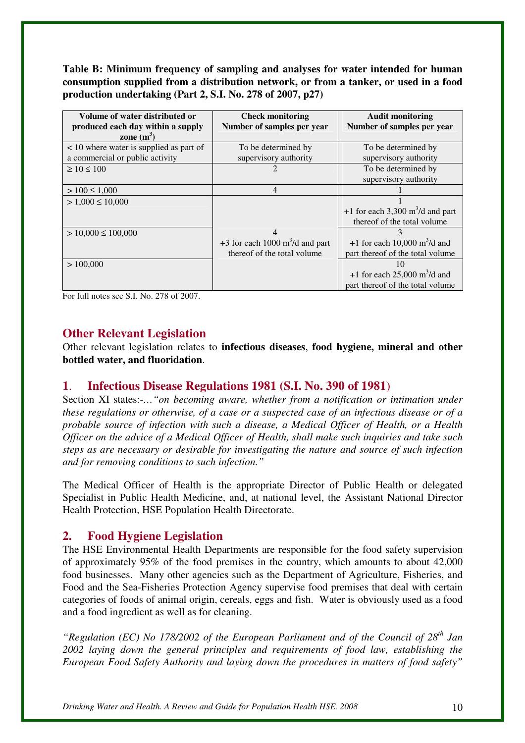**Table B: Minimum frequency of sampling and analyses for water intended for human consumption supplied from a distribution network, or from a tanker, or used in a food production undertaking (Part 2, S.I. No. 278 of 2007, p27)**

| Volume of water distributed or produced each day within a supply zone ($m^3$) | Check monitoring Number of samples per year | Audit monitoring Number of samples per year |
|---|---|---|
| < 10 where water is supplied as part of a commercial or public activity | To be determined by supervisory authority | To be determined by supervisory authority |
| ≥ 10 ≤ 100 | 2 | To be determined by supervisory authority |
| > 100 ≤ 1,000 | 4 | 1 |
| > 1,000 ≤ 10,000 | 4 +3 for each 1000 $m^3$/d and part thereof of the total volume | 1 +1 for each 3,300 $m^3$/d and part thereof of the total volume |
| > 10,000 ≤ 100,000 | | 3 +1 for each 10,000 $m^3$/d and part thereof of the total volume |
| > 100,000 | | 10 +1 for each 25,000 $m^3$/d and part thereof of the total volume |

For full notes see S.I. No. 278 of 2007.

## Other Relevant Legislation

Other relevant legislation relates to **infectious diseases**, **food hygiene, mineral and other bottled water, and fluoridation**.

### 1. Infectious Disease Regulations 1981 (S.I. No. 390 of 1981)

Section XI states:-…*"on becoming aware, whether from a notification or intimation under these regulations or otherwise, of a case or a suspected case of an infectious disease or of a probable source of infection with such a disease, a Medical Officer of Health, or a Health Officer on the advice of a Medical Officer of Health, shall make such inquiries and take such steps as are necessary or desirable for investigating the nature and source of such infection and for removing conditions to such infection."*

The Medical Officer of Health is the appropriate Director of Public Health or delegated Specialist in Public Health Medicine, and, at national level, the Assistant National Director Health Protection, HSE Population Health Directorate.

### 2. Food Hygiene Legislation

The HSE Environmental Health Departments are responsible for the food safety supervision of approximately 95% of the food premises in the country, which amounts to about 42,000 food businesses. Many other agencies such as the Department of Agriculture, Fisheries, and Food and the Sea-Fisheries Protection Agency supervise food premises that deal with certain categories of foods of animal origin, cereals, eggs and fish. Water is obviously used as a food and a food ingredient as well as for cleaning.

*"Regulation (EC) No 178/2002 of the European Parliament and of the Council of 28th Jan 2002 laying down the general principles and requirements of food law, establishing the European Food Safety Authority and laying down the procedures in matters of food safety"*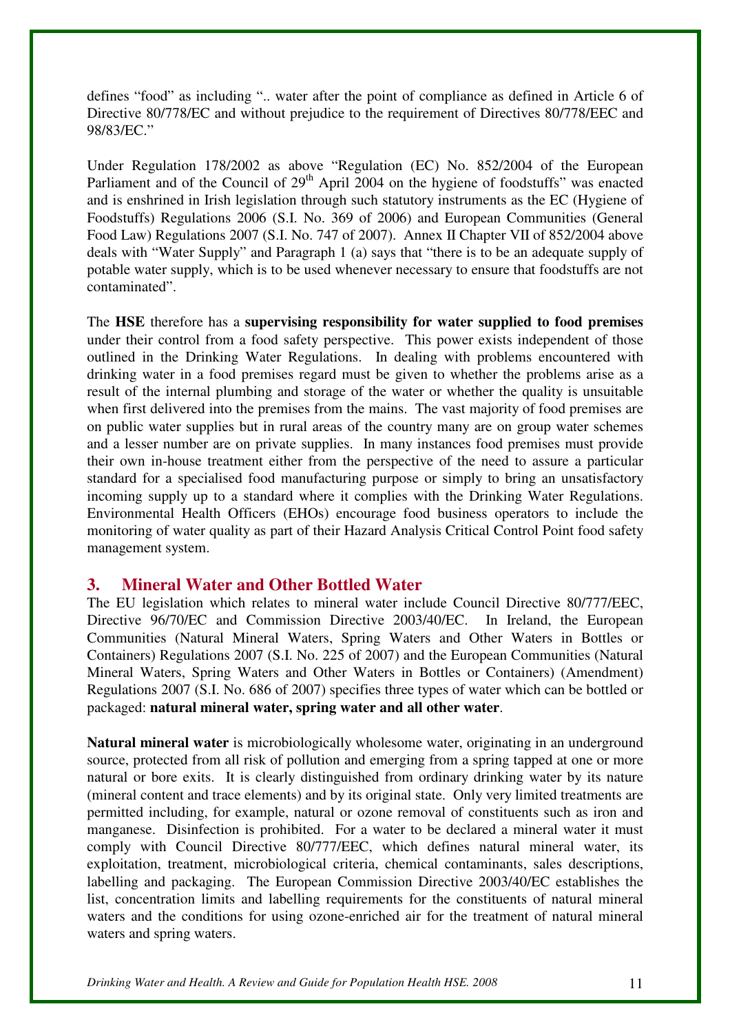defines "food" as including ".. water after the point of compliance as defined in Article 6 of Directive 80/778/EC and without prejudice to the requirement of Directives 80/778/EEC and 98/83/EC."

Under Regulation 178/2002 as above "Regulation (EC) No. 852/2004 of the European Parliament and of the Council of 29th April 2004 on the hygiene of foodstuffs" was enacted and is enshrined in Irish legislation through such statutory instruments as the EC (Hygiene of Foodstuffs) Regulations 2006 (S.I. No. 369 of 2006) and European Communities (General Food Law) Regulations 2007 (S.I. No. 747 of 2007). Annex II Chapter VII of 852/2004 above deals with "Water Supply" and Paragraph 1 (a) says that "there is to be an adequate supply of potable water supply, which is to be used whenever necessary to ensure that foodstuffs are not contaminated".

The **HSE** therefore has a **supervising responsibility for water supplied to food premises** under their control from a food safety perspective. This power exists independent of those outlined in the Drinking Water Regulations. In dealing with problems encountered with drinking water in a food premises regard must be given to whether the problems arise as a result of the internal plumbing and storage of the water or whether the quality is unsuitable when first delivered into the premises from the mains. The vast majority of food premises are on public water supplies but in rural areas of the country many are on group water schemes and a lesser number are on private supplies. In many instances food premises must provide their own in-house treatment either from the perspective of the need to assure a particular standard for a specialised food manufacturing purpose or simply to bring an unsatisfactory incoming supply up to a standard where it complies with the Drinking Water Regulations. Environmental Health Officers (EHOs) encourage food business operators to include the monitoring of water quality as part of their Hazard Analysis Critical Control Point food safety management system.

## 3. Mineral Water and Other Bottled Water

The EU legislation which relates to mineral water include Council Directive 80/777/EEC, Directive 96/70/EC and Commission Directive 2003/40/EC. In Ireland, the European Communities (Natural Mineral Waters, Spring Waters and Other Waters in Bottles or Containers) Regulations 2007 (S.I. No. 225 of 2007) and the European Communities (Natural Mineral Waters, Spring Waters and Other Waters in Bottles or Containers) (Amendment) Regulations 2007 (S.I. No. 686 of 2007) specifies three types of water which can be bottled or packaged: **natural mineral water, spring water and all other water**.

**Natural mineral water** is microbiologically wholesome water, originating in an underground source, protected from all risk of pollution and emerging from a spring tapped at one or more natural or bore exits. It is clearly distinguished from ordinary drinking water by its nature (mineral content and trace elements) and by its original state. Only very limited treatments are permitted including, for example, natural or ozone removal of constituents such as iron and manganese. Disinfection is prohibited. For a water to be declared a mineral water it must comply with Council Directive 80/777/EEC, which defines natural mineral water, its exploitation, treatment, microbiological criteria, chemical contaminants, sales descriptions, labelling and packaging. The European Commission Directive 2003/40/EC establishes the list, concentration limits and labelling requirements for the constituents of natural mineral waters and the conditions for using ozone-enriched air for the treatment of natural mineral waters and spring waters.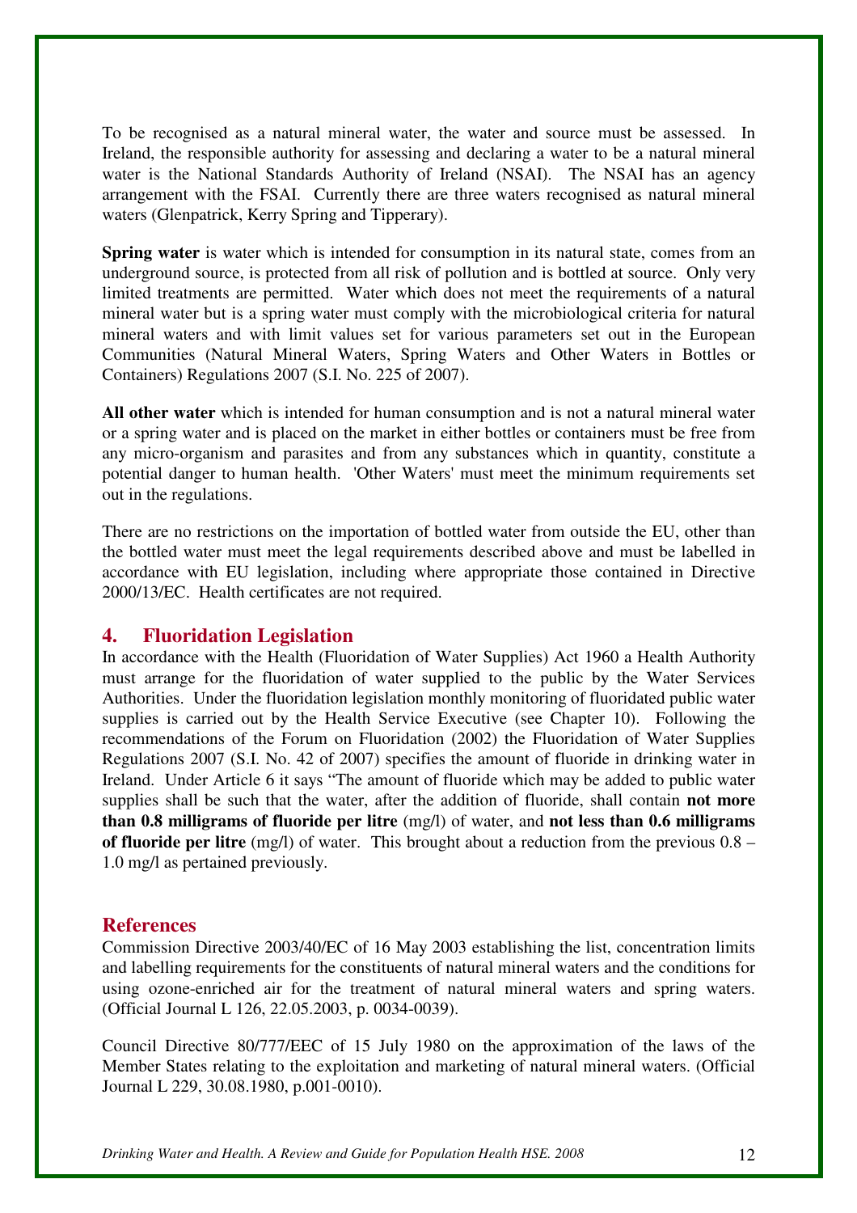To be recognised as a natural mineral water, the water and source must be assessed. In Ireland, the responsible authority for assessing and declaring a water to be a natural mineral water is the National Standards Authority of Ireland (NSAI). The NSAI has an agency arrangement with the FSAI. Currently there are three waters recognised as natural mineral waters (Glenpatrick, Kerry Spring and Tipperary).

**Spring water** is water which is intended for consumption in its natural state, comes from an underground source, is protected from all risk of pollution and is bottled at source. Only very limited treatments are permitted. Water which does not meet the requirements of a natural mineral water but is a spring water must comply with the microbiological criteria for natural mineral waters and with limit values set for various parameters set out in the European Communities (Natural Mineral Waters, Spring Waters and Other Waters in Bottles or Containers) Regulations 2007 (S.I. No. 225 of 2007).

**All other water** which is intended for human consumption and is not a natural mineral water or a spring water and is placed on the market in either bottles or containers must be free from any micro-organism and parasites and from any substances which in quantity, constitute a potential danger to human health. 'Other Waters' must meet the minimum requirements set out in the regulations.

There are no restrictions on the importation of bottled water from outside the EU, other than the bottled water must meet the legal requirements described above and must be labelled in accordance with EU legislation, including where appropriate those contained in Directive 2000/13/EC. Health certificates are not required.

## 4. Fluoridation Legislation

In accordance with the Health (Fluoridation of Water Supplies) Act 1960 a Health Authority must arrange for the fluoridation of water supplied to the public by the Water Services Authorities. Under the fluoridation legislation monthly monitoring of fluoridated public water supplies is carried out by the Health Service Executive (see Chapter 10). Following the recommendations of the Forum on Fluoridation (2002) the Fluoridation of Water Supplies Regulations 2007 (S.I. No. 42 of 2007) specifies the amount of fluoride in drinking water in Ireland. Under Article 6 it says "The amount of fluoride which may be added to public water supplies shall be such that the water, after the addition of fluoride, shall contain **not more than 0.8 milligrams of fluoride per litre** (mg/l) of water, and **not less than 0.6 milligrams of fluoride per litre** (mg/l) of water. This brought about a reduction from the previous 0.8 – 1.0 mg/l as pertained previously.

## References

Commission Directive 2003/40/EC of 16 May 2003 establishing the list, concentration limits and labelling requirements for the constituents of natural mineral waters and the conditions for using ozone-enriched air for the treatment of natural mineral waters and spring waters. (Official Journal L 126, 22.05.2003, p. 0034-0039).

Council Directive 80/777/EEC of 15 July 1980 on the approximation of the laws of the Member States relating to the exploitation and marketing of natural mineral waters. (Official Journal L 229, 30.08.1980, p.001-0010).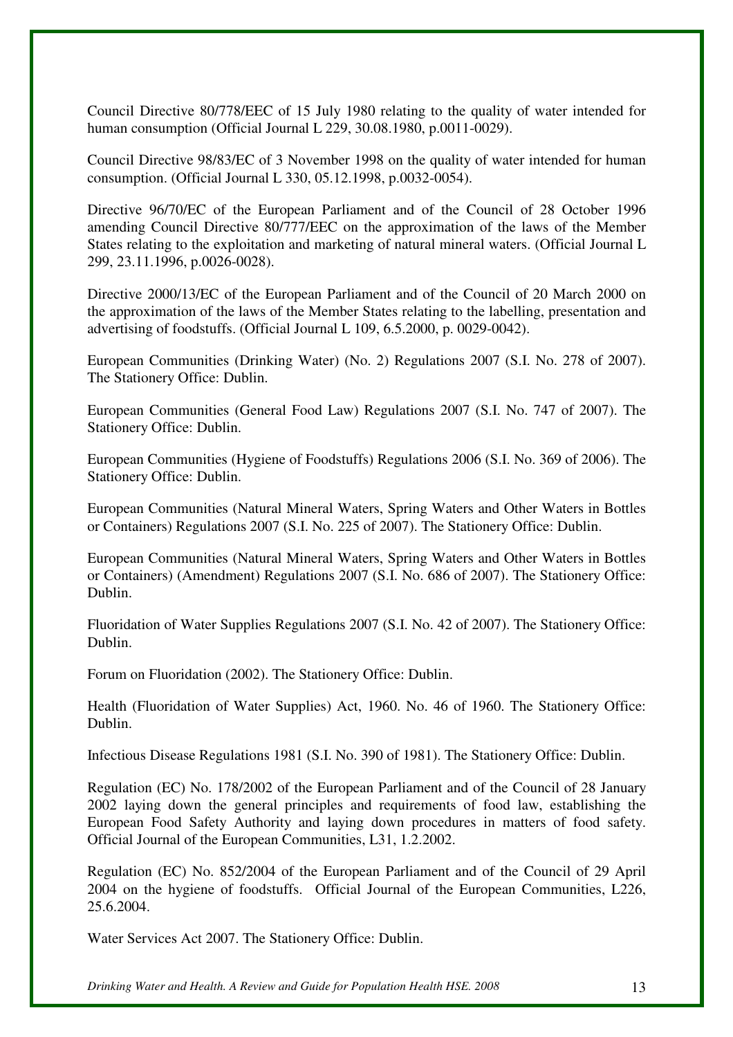Council Directive 80/778/EEC of 15 July 1980 relating to the quality of water intended for human consumption (Official Journal L 229, 30.08.1980, p.0011-0029).

Council Directive 98/83/EC of 3 November 1998 on the quality of water intended for human consumption. (Official Journal L 330, 05.12.1998, p.0032-0054).

Directive 96/70/EC of the European Parliament and of the Council of 28 October 1996 amending Council Directive 80/777/EEC on the approximation of the laws of the Member States relating to the exploitation and marketing of natural mineral waters. (Official Journal L 299, 23.11.1996, p.0026-0028).

Directive 2000/13/EC of the European Parliament and of the Council of 20 March 2000 on the approximation of the laws of the Member States relating to the labelling, presentation and advertising of foodstuffs. (Official Journal L 109, 6.5.2000, p. 0029-0042).

European Communities (Drinking Water) (No. 2) Regulations 2007 (S.I. No. 278 of 2007). The Stationery Office: Dublin.

European Communities (General Food Law) Regulations 2007 (S.I. No. 747 of 2007). The Stationery Office: Dublin.

European Communities (Hygiene of Foodstuffs) Regulations 2006 (S.I. No. 369 of 2006). The Stationery Office: Dublin.

European Communities (Natural Mineral Waters, Spring Waters and Other Waters in Bottles or Containers) Regulations 2007 (S.I. No. 225 of 2007). The Stationery Office: Dublin.

European Communities (Natural Mineral Waters, Spring Waters and Other Waters in Bottles or Containers) (Amendment) Regulations 2007 (S.I. No. 686 of 2007). The Stationery Office: Dublin.

Fluoridation of Water Supplies Regulations 2007 (S.I. No. 42 of 2007). The Stationery Office: Dublin.

Forum on Fluoridation (2002). The Stationery Office: Dublin.

Health (Fluoridation of Water Supplies) Act, 1960. No. 46 of 1960. The Stationery Office: Dublin.

Infectious Disease Regulations 1981 (S.I. No. 390 of 1981). The Stationery Office: Dublin.

Regulation (EC) No. 178/2002 of the European Parliament and of the Council of 28 January 2002 laying down the general principles and requirements of food law, establishing the European Food Safety Authority and laying down procedures in matters of food safety. Official Journal of the European Communities, L31, 1.2.2002.

Regulation (EC) No. 852/2004 of the European Parliament and of the Council of 29 April 2004 on the hygiene of foodstuffs. Official Journal of the European Communities, L226, 25.6.2004.

Water Services Act 2007. The Stationery Office: Dublin.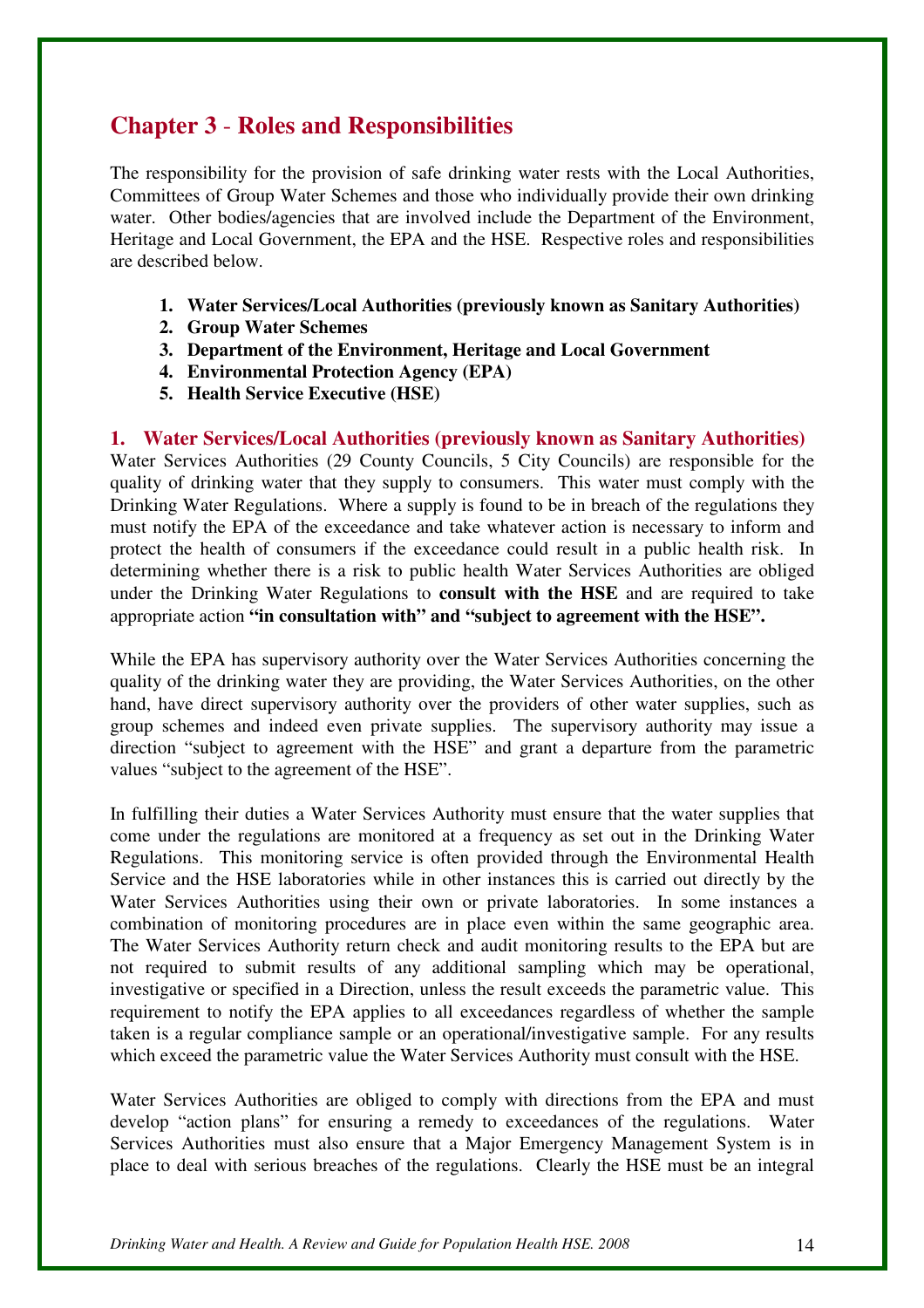## Chapter 3 - Roles and Responsibilities

The responsibility for the provision of safe drinking water rests with the Local Authorities, Committees of Group Water Schemes and those who individually provide their own drinking water. Other bodies/agencies that are involved include the Department of the Environment, Heritage and Local Government, the EPA and the HSE. Respective roles and responsibilities are described below.

1. **Water Services/Local Authorities (previously known as Sanitary Authorities)**
2. **Group Water Schemes**
3. **Department of the Environment, Heritage and Local Government**
4. **Environmental Protection Agency (EPA)**
5. **Health Service Executive (HSE)**

### 1. Water Services/Local Authorities (previously known as Sanitary Authorities)

Water Services Authorities (29 County Councils, 5 City Councils) are responsible for the quality of drinking water that they supply to consumers. This water must comply with the Drinking Water Regulations. Where a supply is found to be in breach of the regulations they must notify the EPA of the exceedance and take whatever action is necessary to inform and protect the health of consumers if the exceedance could result in a public health risk. In determining whether there is a risk to public health Water Services Authorities are obliged under the Drinking Water Regulations to **consult with the HSE** and are required to take appropriate action **"in consultation with" and "subject to agreement with the HSE".**

While the EPA has supervisory authority over the Water Services Authorities concerning the quality of the drinking water they are providing, the Water Services Authorities, on the other hand, have direct supervisory authority over the providers of other water supplies, such as group schemes and indeed even private supplies. The supervisory authority may issue a direction "subject to agreement with the HSE" and grant a departure from the parametric values "subject to the agreement of the HSE".

In fulfilling their duties a Water Services Authority must ensure that the water supplies that come under the regulations are monitored at a frequency as set out in the Drinking Water Regulations. This monitoring service is often provided through the Environmental Health Service and the HSE laboratories while in other instances this is carried out directly by the Water Services Authorities using their own or private laboratories. In some instances a combination of monitoring procedures are in place even within the same geographic area. The Water Services Authority return check and audit monitoring results to the EPA but are not required to submit results of any additional sampling which may be operational, investigative or specified in a Direction, unless the result exceeds the parametric value. This requirement to notify the EPA applies to all exceedances regardless of whether the sample taken is a regular compliance sample or an operational/investigative sample. For any results which exceed the parametric value the Water Services Authority must consult with the HSE.

Water Services Authorities are obliged to comply with directions from the EPA and must develop "action plans" for ensuring a remedy to exceedances of the regulations. Water Services Authorities must also ensure that a Major Emergency Management System is in place to deal with serious breaches of the regulations. Clearly the HSE must be an integral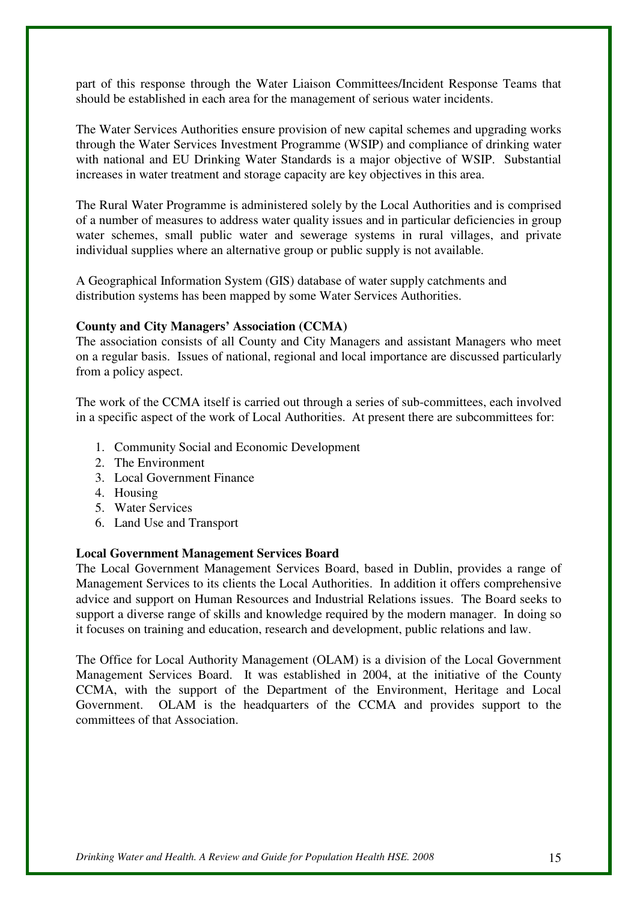part of this response through the Water Liaison Committees/Incident Response Teams that should be established in each area for the management of serious water incidents.

The Water Services Authorities ensure provision of new capital schemes and upgrading works through the Water Services Investment Programme (WSIP) and compliance of drinking water with national and EU Drinking Water Standards is a major objective of WSIP. Substantial increases in water treatment and storage capacity are key objectives in this area.

The Rural Water Programme is administered solely by the Local Authorities and is comprised of a number of measures to address water quality issues and in particular deficiencies in group water schemes, small public water and sewerage systems in rural villages, and private individual supplies where an alternative group or public supply is not available.

A Geographical Information System (GIS) database of water supply catchments and distribution systems has been mapped by some Water Services Authorities.

**County and City Managers' Association (CCMA)**

The association consists of all County and City Managers and assistant Managers who meet on a regular basis. Issues of national, regional and local importance are discussed particularly from a policy aspect.

The work of the CCMA itself is carried out through a series of sub-committees, each involved in a specific aspect of the work of Local Authorities. At present there are subcommittees for:

1. Community Social and Economic Development
2. The Environment
3. Local Government Finance
4. Housing
5. Water Services
6. Land Use and Transport

**Local Government Management Services Board**

The Local Government Management Services Board, based in Dublin, provides a range of Management Services to its clients the Local Authorities. In addition it offers comprehensive advice and support on Human Resources and Industrial Relations issues. The Board seeks to support a diverse range of skills and knowledge required by the modern manager. In doing so it focuses on training and education, research and development, public relations and law.

The Office for Local Authority Management (OLAM) is a division of the Local Government Management Services Board. It was established in 2004, at the initiative of the County CCMA, with the support of the Department of the Environment, Heritage and Local Government. OLAM is the headquarters of the CCMA and provides support to the committees of that Association.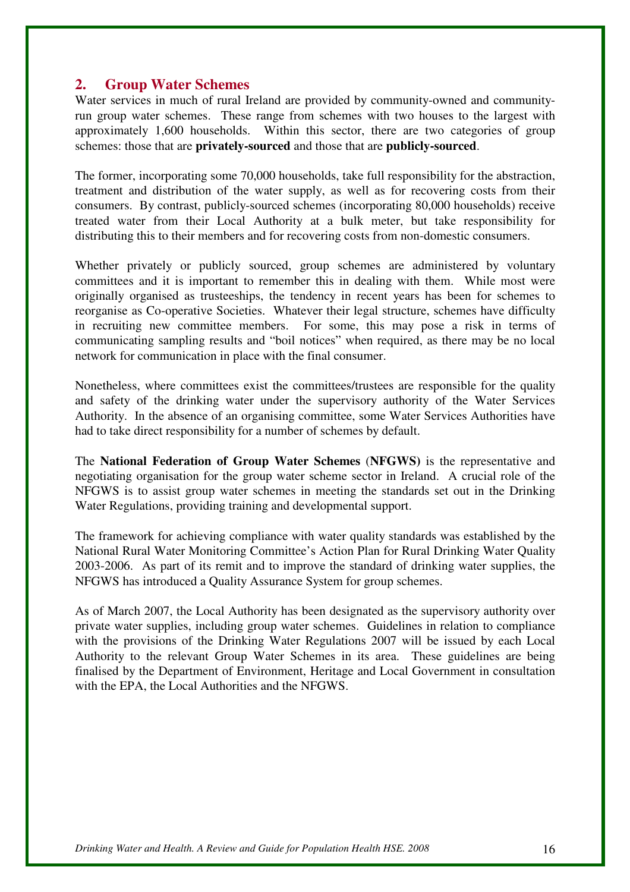## 2. Group Water Schemes

Water services in much of rural Ireland are provided by community-owned and community-run group water schemes. These range from schemes with two houses to the largest with approximately 1,600 households. Within this sector, there are two categories of group schemes: those that are **privately-sourced** and those that are **publicly-sourced**.

The former, incorporating some 70,000 households, take full responsibility for the abstraction, treatment and distribution of the water supply, as well as for recovering costs from their consumers. By contrast, publicly-sourced schemes (incorporating 80,000 households) receive treated water from their Local Authority at a bulk meter, but take responsibility for distributing this to their members and for recovering costs from non-domestic consumers.

Whether privately or publicly sourced, group schemes are administered by voluntary committees and it is important to remember this in dealing with them. While most were originally organised as trusteeships, the tendency in recent years has been for schemes to reorganise as Co-operative Societies. Whatever their legal structure, schemes have difficulty in recruiting new committee members. For some, this may pose a risk in terms of communicating sampling results and "boil notices" when required, as there may be no local network for communication in place with the final consumer.

Nonetheless, where committees exist the committees/trustees are responsible for the quality and safety of the drinking water under the supervisory authority of the Water Services Authority. In the absence of an organising committee, some Water Services Authorities have had to take direct responsibility for a number of schemes by default.

The **National Federation of Group Water Schemes** (**NFGWS)** is the representative and negotiating organisation for the group water scheme sector in Ireland. A crucial role of the NFGWS is to assist group water schemes in meeting the standards set out in the Drinking Water Regulations, providing training and developmental support.

The framework for achieving compliance with water quality standards was established by the National Rural Water Monitoring Committee's Action Plan for Rural Drinking Water Quality 2003-2006. As part of its remit and to improve the standard of drinking water supplies, the NFGWS has introduced a Quality Assurance System for group schemes.

As of March 2007, the Local Authority has been designated as the supervisory authority over private water supplies, including group water schemes. Guidelines in relation to compliance with the provisions of the Drinking Water Regulations 2007 will be issued by each Local Authority to the relevant Group Water Schemes in its area. These guidelines are being finalised by the Department of Environment, Heritage and Local Government in consultation with the EPA, the Local Authorities and the NFGWS.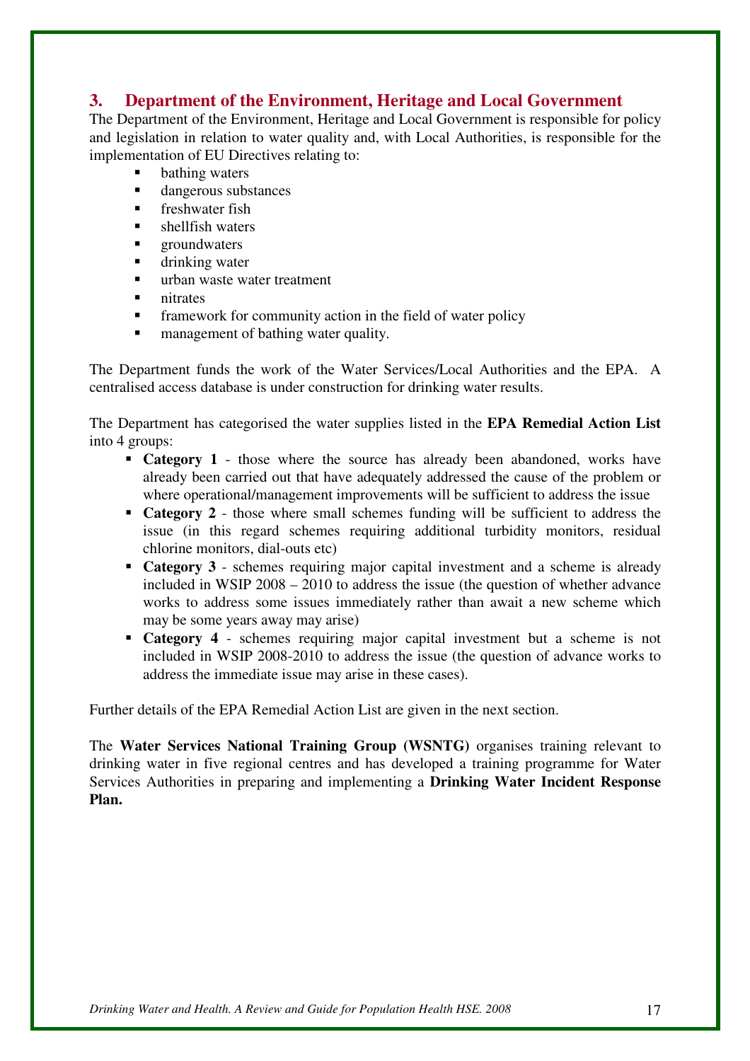## 3. Department of the Environment, Heritage and Local Government

The Department of the Environment, Heritage and Local Government is responsible for policy and legislation in relation to water quality and, with Local Authorities, is responsible for the implementation of EU Directives relating to:

- bathing waters
- dangerous substances
- freshwater fish
- shellfish waters
- groundwaters
- drinking water
- urban waste water treatment
- nitrates
- framework for community action in the field of water policy
- management of bathing water quality.

The Department funds the work of the Water Services/Local Authorities and the EPA. A centralised access database is under construction for drinking water results.

The Department has categorised the water supplies listed in the **EPA Remedial Action List** into 4 groups:

- **Category 1** - those where the source has already been abandoned, works have already been carried out that have adequately addressed the cause of the problem or where operational/management improvements will be sufficient to address the issue
- **Category 2** - those where small schemes funding will be sufficient to address the issue (in this regard schemes requiring additional turbidity monitors, residual chlorine monitors, dial-outs etc)
- **Category 3** - schemes requiring major capital investment and a scheme is already included in WSIP 2008 – 2010 to address the issue (the question of whether advance works to address some issues immediately rather than await a new scheme which may be some years away may arise)
- **Category 4** - schemes requiring major capital investment but a scheme is not included in WSIP 2008-2010 to address the issue (the question of advance works to address the immediate issue may arise in these cases).

Further details of the EPA Remedial Action List are given in the next section.

The **Water Services National Training Group (WSNTG)** organises training relevant to drinking water in five regional centres and has developed a training programme for Water Services Authorities in preparing and implementing a **Drinking Water Incident Response Plan.**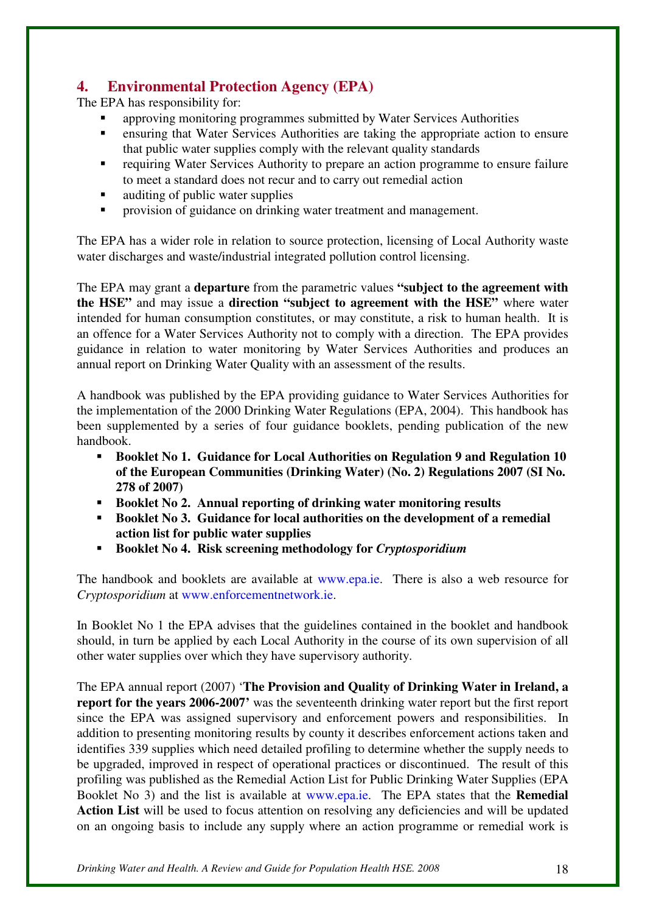## 4. Environmental Protection Agency (EPA)

The EPA has responsibility for:

- approving monitoring programmes submitted by Water Services Authorities
- ensuring that Water Services Authorities are taking the appropriate action to ensure that public water supplies comply with the relevant quality standards
- requiring Water Services Authority to prepare an action programme to ensure failure to meet a standard does not recur and to carry out remedial action
- auditing of public water supplies
- provision of guidance on drinking water treatment and management.

The EPA has a wider role in relation to source protection, licensing of Local Authority waste water discharges and waste/industrial integrated pollution control licensing.

The EPA may grant a **departure** from the parametric values **"subject to the agreement with the HSE"** and may issue a **direction "subject to agreement with the HSE"** where water intended for human consumption constitutes, or may constitute, a risk to human health. It is an offence for a Water Services Authority not to comply with a direction. The EPA provides guidance in relation to water monitoring by Water Services Authorities and produces an annual report on Drinking Water Quality with an assessment of the results.

A handbook was published by the EPA providing guidance to Water Services Authorities for the implementation of the 2000 Drinking Water Regulations (EPA, 2004). This handbook has been supplemented by a series of four guidance booklets, pending publication of the new handbook.

- **Booklet No 1. Guidance for Local Authorities on Regulation 9 and Regulation 10 of the European Communities (Drinking Water) (No. 2) Regulations 2007 (SI No. 278 of 2007)**
- **Booklet No 2. Annual reporting of drinking water monitoring results**
- **Booklet No 3. Guidance for local authorities on the development of a remedial action list for public water supplies**
- **Booklet No 4. Risk screening methodology for *Cryptosporidium***

The handbook and booklets are available at www.epa.ie. There is also a web resource for *Cryptosporidium* at www.enforcementnetwork.ie.

In Booklet No 1 the EPA advises that the guidelines contained in the booklet and handbook should, in turn be applied by each Local Authority in the course of its own supervision of all other water supplies over which they have supervisory authority.

The EPA annual report (2007) '**The Provision and Quality of Drinking Water in Ireland, a report for the years 2006-2007'** was the seventeenth drinking water report but the first report since the EPA was assigned supervisory and enforcement powers and responsibilities. In addition to presenting monitoring results by county it describes enforcement actions taken and identifies 339 supplies which need detailed profiling to determine whether the supply needs to be upgraded, improved in respect of operational practices or discontinued. The result of this profiling was published as the Remedial Action List for Public Drinking Water Supplies (EPA Booklet No 3) and the list is available at www.epa.ie. The EPA states that the **Remedial Action List** will be used to focus attention on resolving any deficiencies and will be updated on an ongoing basis to include any supply where an action programme or remedial work is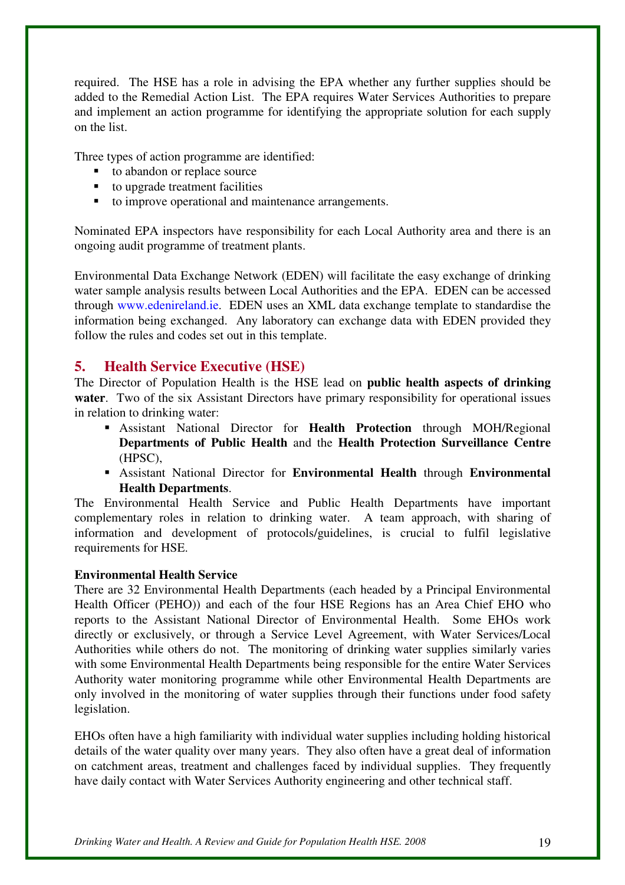required. The HSE has a role in advising the EPA whether any further supplies should be added to the Remedial Action List. The EPA requires Water Services Authorities to prepare and implement an action programme for identifying the appropriate solution for each supply on the list.

Three types of action programme are identified:

- to abandon or replace source
- to upgrade treatment facilities
- to improve operational and maintenance arrangements.

Nominated EPA inspectors have responsibility for each Local Authority area and there is an ongoing audit programme of treatment plants.

Environmental Data Exchange Network (EDEN) will facilitate the easy exchange of drinking water sample analysis results between Local Authorities and the EPA. EDEN can be accessed through www.edenireland.ie. EDEN uses an XML data exchange template to standardise the information being exchanged. Any laboratory can exchange data with EDEN provided they follow the rules and codes set out in this template.

## 5. Health Service Executive (HSE)

The Director of Population Health is the HSE lead on **public health aspects of drinking water**. Two of the six Assistant Directors have primary responsibility for operational issues in relation to drinking water:

- Assistant National Director for **Health Protection** through MOH/Regional **Departments of Public Health** and the **Health Protection Surveillance Centre** (HPSC),
- Assistant National Director for **Environmental Health** through **Environmental Health Departments**.

The Environmental Health Service and Public Health Departments have important complementary roles in relation to drinking water. A team approach, with sharing of information and development of protocols/guidelines, is crucial to fulfil legislative requirements for HSE.

**Environmental Health Service**

There are 32 Environmental Health Departments (each headed by a Principal Environmental Health Officer (PEHO)) and each of the four HSE Regions has an Area Chief EHO who reports to the Assistant National Director of Environmental Health. Some EHOs work directly or exclusively, or through a Service Level Agreement, with Water Services/Local Authorities while others do not. The monitoring of drinking water supplies similarly varies with some Environmental Health Departments being responsible for the entire Water Services Authority water monitoring programme while other Environmental Health Departments are only involved in the monitoring of water supplies through their functions under food safety legislation.

EHOs often have a high familiarity with individual water supplies including holding historical details of the water quality over many years. They also often have a great deal of information on catchment areas, treatment and challenges faced by individual supplies. They frequently have daily contact with Water Services Authority engineering and other technical staff.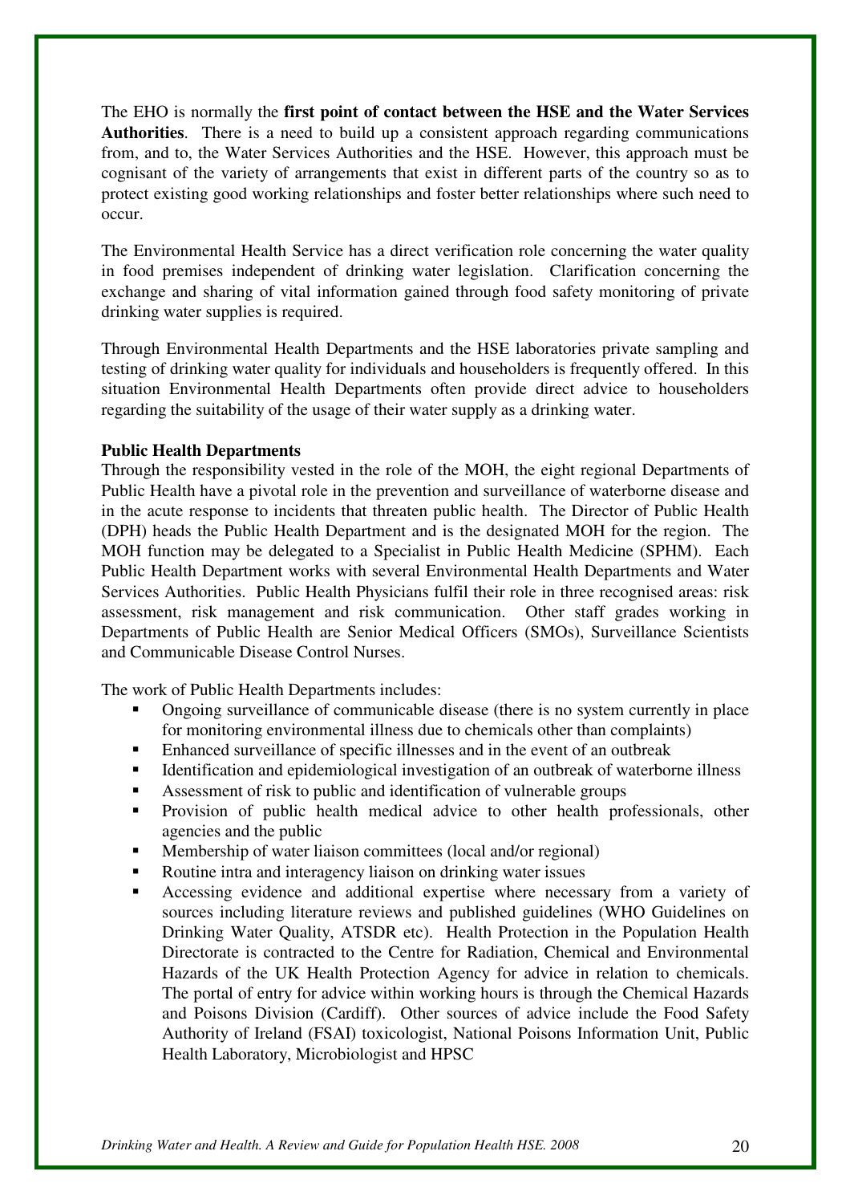The EHO is normally the **first point of contact between the HSE and the Water Services Authorities**. There is a need to build up a consistent approach regarding communications from, and to, the Water Services Authorities and the HSE. However, this approach must be cognisant of the variety of arrangements that exist in different parts of the country so as to protect existing good working relationships and foster better relationships where such need to occur.

The Environmental Health Service has a direct verification role concerning the water quality in food premises independent of drinking water legislation. Clarification concerning the exchange and sharing of vital information gained through food safety monitoring of private drinking water supplies is required.

Through Environmental Health Departments and the HSE laboratories private sampling and testing of drinking water quality for individuals and householders is frequently offered. In this situation Environmental Health Departments often provide direct advice to householders regarding the suitability of the usage of their water supply as a drinking water.

**Public Health Departments**

Through the responsibility vested in the role of the MOH, the eight regional Departments of Public Health have a pivotal role in the prevention and surveillance of waterborne disease and in the acute response to incidents that threaten public health. The Director of Public Health (DPH) heads the Public Health Department and is the designated MOH for the region. The MOH function may be delegated to a Specialist in Public Health Medicine (SPHM). Each Public Health Department works with several Environmental Health Departments and Water Services Authorities. Public Health Physicians fulfil their role in three recognised areas: risk assessment, risk management and risk communication. Other staff grades working in Departments of Public Health are Senior Medical Officers (SMOs), Surveillance Scientists and Communicable Disease Control Nurses.

The work of Public Health Departments includes:

- Ongoing surveillance of communicable disease (there is no system currently in place for monitoring environmental illness due to chemicals other than complaints)
- Enhanced surveillance of specific illnesses and in the event of an outbreak
- Identification and epidemiological investigation of an outbreak of waterborne illness
- Assessment of risk to public and identification of vulnerable groups
- Provision of public health medical advice to other health professionals, other agencies and the public
- Membership of water liaison committees (local and/or regional)
- Routine intra and interagency liaison on drinking water issues
- Accessing evidence and additional expertise where necessary from a variety of sources including literature reviews and published guidelines (WHO Guidelines on Drinking Water Quality, ATSDR etc). Health Protection in the Population Health Directorate is contracted to the Centre for Radiation, Chemical and Environmental Hazards of the UK Health Protection Agency for advice in relation to chemicals. The portal of entry for advice within working hours is through the Chemical Hazards and Poisons Division (Cardiff). Other sources of advice include the Food Safety Authority of Ireland (FSAI) toxicologist, National Poisons Information Unit, Public Health Laboratory, Microbiologist and HPSC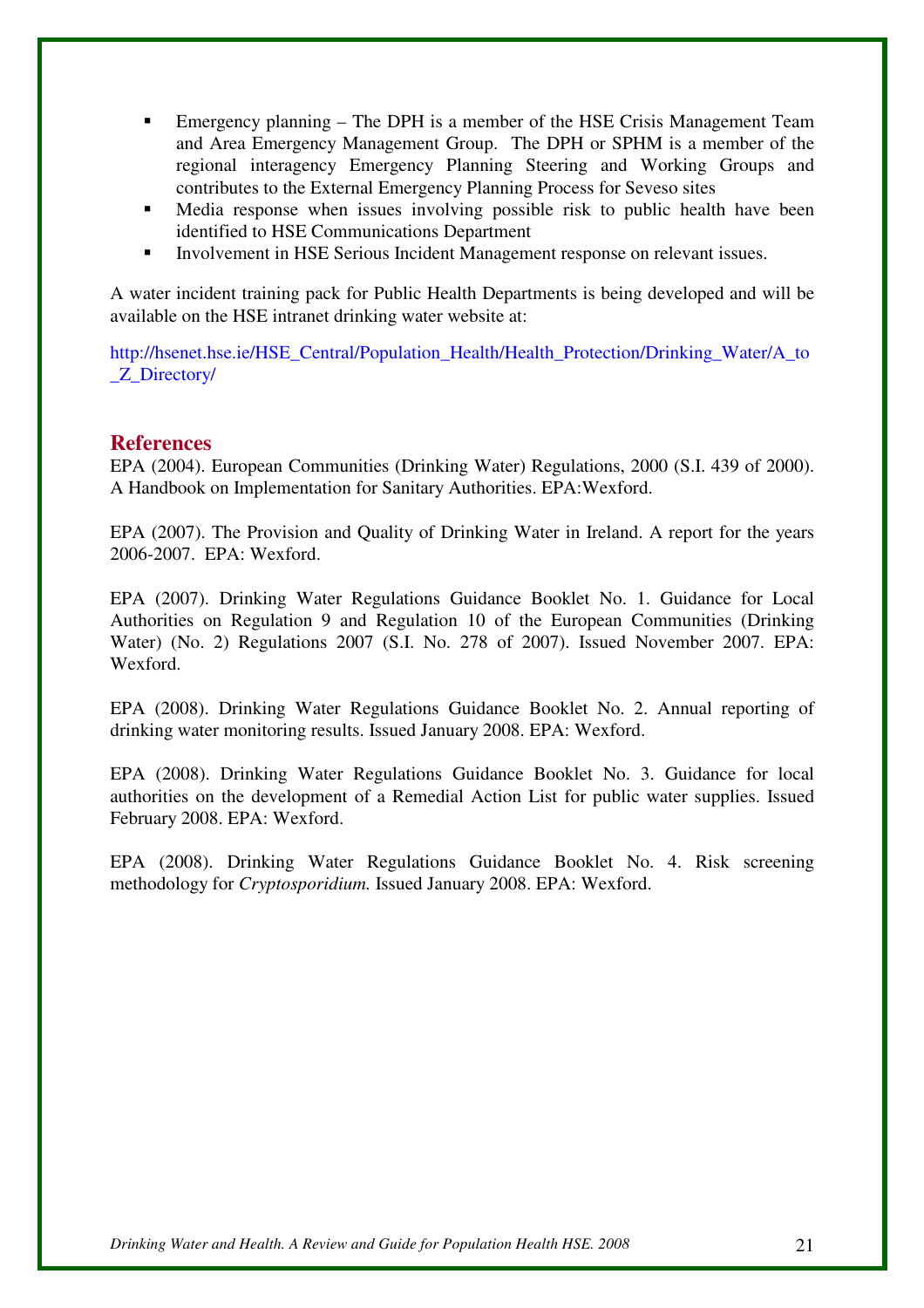- Emergency planning – The DPH is a member of the HSE Crisis Management Team and Area Emergency Management Group. The DPH or SPHM is a member of the regional interagency Emergency Planning Steering and Working Groups and contributes to the External Emergency Planning Process for Seveso sites
- Media response when issues involving possible risk to public health have been identified to HSE Communications Department
- Involvement in HSE Serious Incident Management response on relevant issues.

A water incident training pack for Public Health Departments is being developed and will be available on the HSE intranet drinking water website at:

http://hsenet.hse.ie/HSE_Central/Population_Health/Health_Protection/Drinking_Water/A_to_Z_Directory/

## References

EPA (2004). European Communities (Drinking Water) Regulations, 2000 (S.I. 439 of 2000). A Handbook on Implementation for Sanitary Authorities. EPA:Wexford.

EPA (2007). The Provision and Quality of Drinking Water in Ireland. A report for the years 2006-2007. EPA: Wexford.

EPA (2007). Drinking Water Regulations Guidance Booklet No. 1. Guidance for Local Authorities on Regulation 9 and Regulation 10 of the European Communities (Drinking Water) (No. 2) Regulations 2007 (S.I. No. 278 of 2007). Issued November 2007. EPA: Wexford.

EPA (2008). Drinking Water Regulations Guidance Booklet No. 2. Annual reporting of drinking water monitoring results. Issued January 2008. EPA: Wexford.

EPA (2008). Drinking Water Regulations Guidance Booklet No. 3. Guidance for local authorities on the development of a Remedial Action List for public water supplies. Issued February 2008. EPA: Wexford.

EPA (2008). Drinking Water Regulations Guidance Booklet No. 4. Risk screening methodology for *Cryptosporidium.* Issued January 2008. EPA: Wexford.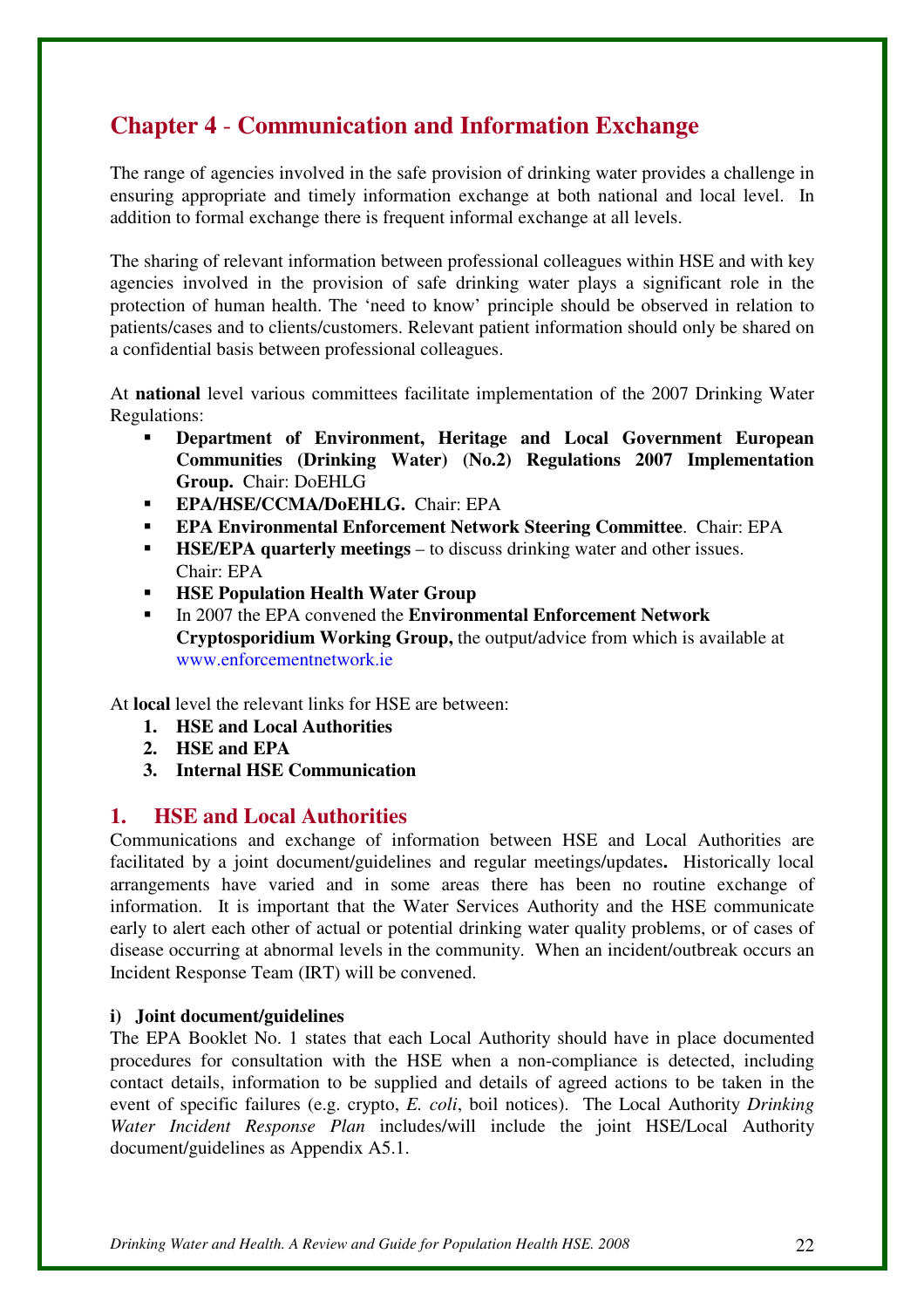# Chapter 4 - Communication and Information Exchange

The range of agencies involved in the safe provision of drinking water provides a challenge in ensuring appropriate and timely information exchange at both national and local level. In addition to formal exchange there is frequent informal exchange at all levels.

The sharing of relevant information between professional colleagues within HSE and with key agencies involved in the provision of safe drinking water plays a significant role in the protection of human health. The 'need to know' principle should be observed in relation to patients/cases and to clients/customers. Relevant patient information should only be shared on a confidential basis between professional colleagues.

At **national** level various committees facilitate implementation of the 2007 Drinking Water Regulations:

- **Department of Environment, Heritage and Local Government European Communities (Drinking Water) (No.2) Regulations 2007 Implementation Group.** Chair: DoEHLG
- **EPA/HSE/CCMA/DoEHLG.** Chair: EPA
- **EPA Environmental Enforcement Network Steering Committee**. Chair: EPA
- **HSE/EPA quarterly meetings** – to discuss drinking water and other issues. Chair: EPA
- **HSE Population Health Water Group**
- In 2007 the EPA convened the **Environmental Enforcement Network Cryptosporidium Working Group,** the output/advice from which is available at www.enforcementnetwork.ie

At **local** level the relevant links for HSE are between:

1. **HSE and Local Authorities**
2. **HSE and EPA**
3. **Internal HSE Communication**

## 1. HSE and Local Authorities

Communications and exchange of information between HSE and Local Authorities are facilitated by a joint document/guidelines and regular meetings/updates**.** Historically local arrangements have varied and in some areas there has been no routine exchange of information. It is important that the Water Services Authority and the HSE communicate early to alert each other of actual or potential drinking water quality problems, or of cases of disease occurring at abnormal levels in the community. When an incident/outbreak occurs an Incident Response Team (IRT) will be convened.

#### i) Joint document/guidelines

The EPA Booklet No. 1 states that each Local Authority should have in place documented procedures for consultation with the HSE when a non-compliance is detected, including contact details, information to be supplied and details of agreed actions to be taken in the event of specific failures (e.g. crypto, *E. coli*, boil notices). The Local Authority *Drinking Water Incident Response Plan* includes/will include the joint HSE/Local Authority document/guidelines as Appendix A5.1.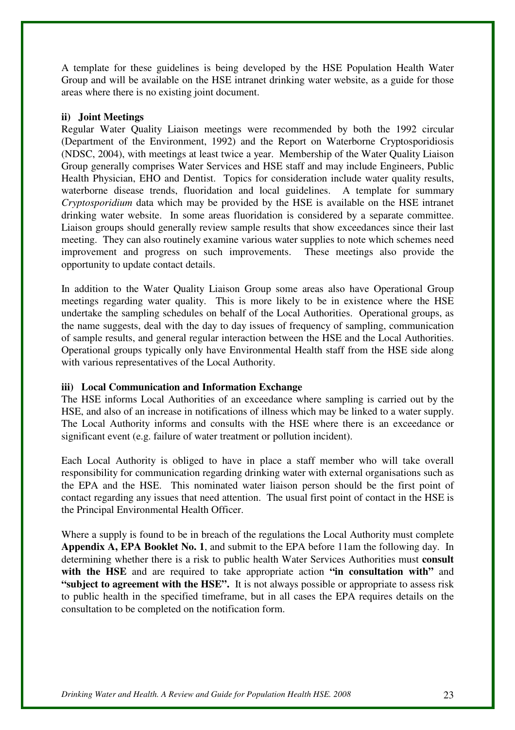A template for these guidelines is being developed by the HSE Population Health Water Group and will be available on the HSE intranet drinking water website, as a guide for those areas where there is no existing joint document.

#### ii) Joint Meetings

Regular Water Quality Liaison meetings were recommended by both the 1992 circular (Department of the Environment, 1992) and the Report on Waterborne Cryptosporidiosis (NDSC, 2004), with meetings at least twice a year. Membership of the Water Quality Liaison Group generally comprises Water Services and HSE staff and may include Engineers, Public Health Physician, EHO and Dentist. Topics for consideration include water quality results, waterborne disease trends, fluoridation and local guidelines. A template for summary *Cryptosporidium* data which may be provided by the HSE is available on the HSE intranet drinking water website. In some areas fluoridation is considered by a separate committee. Liaison groups should generally review sample results that show exceedances since their last meeting. They can also routinely examine various water supplies to note which schemes need improvement and progress on such improvements. These meetings also provide the opportunity to update contact details.

In addition to the Water Quality Liaison Group some areas also have Operational Group meetings regarding water quality. This is more likely to be in existence where the HSE undertake the sampling schedules on behalf of the Local Authorities. Operational groups, as the name suggests, deal with the day to day issues of frequency of sampling, communication of sample results, and general regular interaction between the HSE and the Local Authorities. Operational groups typically only have Environmental Health staff from the HSE side along with various representatives of the Local Authority.

#### iii) Local Communication and Information Exchange

The HSE informs Local Authorities of an exceedance where sampling is carried out by the HSE, and also of an increase in notifications of illness which may be linked to a water supply. The Local Authority informs and consults with the HSE where there is an exceedance or significant event (e.g. failure of water treatment or pollution incident).

Each Local Authority is obliged to have in place a staff member who will take overall responsibility for communication regarding drinking water with external organisations such as the EPA and the HSE. This nominated water liaison person should be the first point of contact regarding any issues that need attention. The usual first point of contact in the HSE is the Principal Environmental Health Officer.

Where a supply is found to be in breach of the regulations the Local Authority must complete **Appendix A, EPA Booklet No. 1**, and submit to the EPA before 11am the following day. In determining whether there is a risk to public health Water Services Authorities must **consult with the HSE** and are required to take appropriate action **"in consultation with"** and **"subject to agreement with the HSE".** It is not always possible or appropriate to assess risk to public health in the specified timeframe, but in all cases the EPA requires details on the consultation to be completed on the notification form.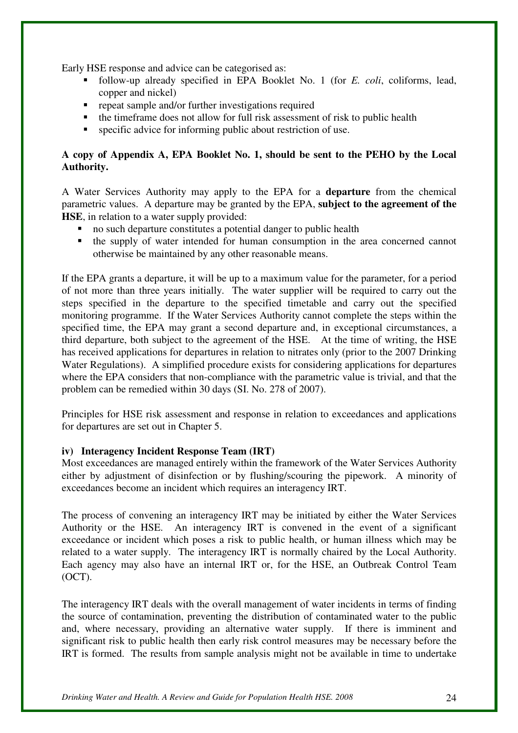Early HSE response and advice can be categorised as:

- follow-up already specified in EPA Booklet No. 1 (for *E. coli*, coliforms, lead, copper and nickel)
- repeat sample and/or further investigations required
- the timeframe does not allow for full risk assessment of risk to public health
- specific advice for informing public about restriction of use.

**A copy of Appendix A, EPA Booklet No. 1, should be sent to the PEHO by the Local Authority.**

A Water Services Authority may apply to the EPA for a **departure** from the chemical parametric values. A departure may be granted by the EPA, **subject to the agreement of the HSE**, in relation to a water supply provided:

- no such departure constitutes a potential danger to public health
- the supply of water intended for human consumption in the area concerned cannot otherwise be maintained by any other reasonable means.

If the EPA grants a departure, it will be up to a maximum value for the parameter, for a period of not more than three years initially. The water supplier will be required to carry out the steps specified in the departure to the specified timetable and carry out the specified monitoring programme. If the Water Services Authority cannot complete the steps within the specified time, the EPA may grant a second departure and, in exceptional circumstances, a third departure, both subject to the agreement of the HSE. At the time of writing, the HSE has received applications for departures in relation to nitrates only (prior to the 2007 Drinking Water Regulations). A simplified procedure exists for considering applications for departures where the EPA considers that non-compliance with the parametric value is trivial, and that the problem can be remedied within 30 days (SI. No. 278 of 2007).

Principles for HSE risk assessment and response in relation to exceedances and applications for departures are set out in Chapter 5.

#### iv) Interagency Incident Response Team (IRT)

Most exceedances are managed entirely within the framework of the Water Services Authority either by adjustment of disinfection or by flushing/scouring the pipework. A minority of exceedances become an incident which requires an interagency IRT.

The process of convening an interagency IRT may be initiated by either the Water Services Authority or the HSE. An interagency IRT is convened in the event of a significant exceedance or incident which poses a risk to public health, or human illness which may be related to a water supply. The interagency IRT is normally chaired by the Local Authority. Each agency may also have an internal IRT or, for the HSE, an Outbreak Control Team (OCT).

The interagency IRT deals with the overall management of water incidents in terms of finding the source of contamination, preventing the distribution of contaminated water to the public and, where necessary, providing an alternative water supply. If there is imminent and significant risk to public health then early risk control measures may be necessary before the IRT is formed. The results from sample analysis might not be available in time to undertake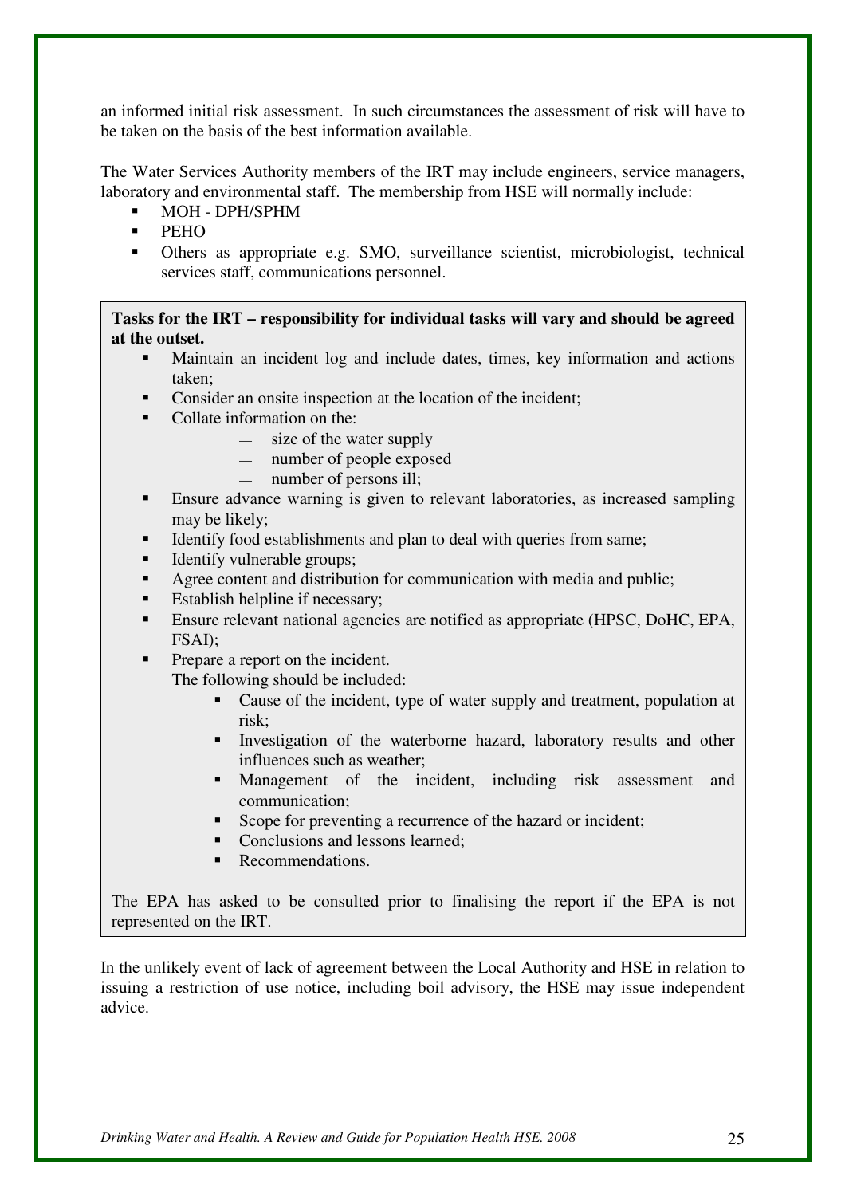an informed initial risk assessment. In such circumstances the assessment of risk will have to be taken on the basis of the best information available.

The Water Services Authority members of the IRT may include engineers, service managers, laboratory and environmental staff. The membership from HSE will normally include:

- MOH - DPH/SPHM
- PEHO
- Others as appropriate e.g. SMO, surveillance scientist, microbiologist, technical services staff, communications personnel.

**Tasks for the IRT – responsibility for individual tasks will vary and should be agreed at the outset.**

- Maintain an incident log and include dates, times, key information and actions taken;
- Consider an onsite inspection at the location of the incident;
- Collate information on the:
  - size of the water supply
  - number of people exposed
  - number of persons ill;
- Ensure advance warning is given to relevant laboratories, as increased sampling may be likely;
- Identify food establishments and plan to deal with queries from same;
- Identify vulnerable groups;
- Agree content and distribution for communication with media and public;
- Establish helpline if necessary;
- Ensure relevant national agencies are notified as appropriate (HPSC, DoHC, EPA, FSAI);
- Prepare a report on the incident.
  The following should be included:
  - Cause of the incident, type of water supply and treatment, population at risk;
  - Investigation of the waterborne hazard, laboratory results and other influences such as weather;
  - Management of the incident, including risk assessment and communication;
  - Scope for preventing a recurrence of the hazard or incident;
  - Conclusions and lessons learned;
  - Recommendations.

The EPA has asked to be consulted prior to finalising the report if the EPA is not represented on the IRT.

In the unlikely event of lack of agreement between the Local Authority and HSE in relation to issuing a restriction of use notice, including boil advisory, the HSE may issue independent advice.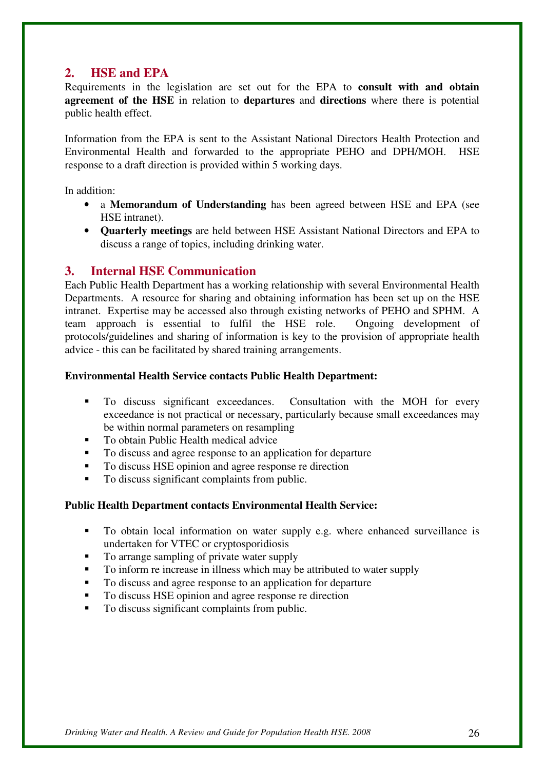## 2. HSE and EPA

Requirements in the legislation are set out for the EPA to **consult with and obtain agreement of the HSE** in relation to **departures** and **directions** where there is potential public health effect.

Information from the EPA is sent to the Assistant National Directors Health Protection and Environmental Health and forwarded to the appropriate PEHO and DPH/MOH. HSE response to a draft direction is provided within 5 working days.

In addition:

- a **Memorandum of Understanding** has been agreed between HSE and EPA (see HSE intranet).
- **Quarterly meetings** are held between HSE Assistant National Directors and EPA to discuss a range of topics, including drinking water.

## 3. Internal HSE Communication

Each Public Health Department has a working relationship with several Environmental Health Departments. A resource for sharing and obtaining information has been set up on the HSE intranet. Expertise may be accessed also through existing networks of PEHO and SPHM. A team approach is essential to fulfil the HSE role. Ongoing development of protocols/guidelines and sharing of information is key to the provision of appropriate health advice - this can be facilitated by shared training arrangements.

**Environmental Health Service contacts Public Health Department:**

- To discuss significant exceedances. Consultation with the MOH for every exceedance is not practical or necessary, particularly because small exceedances may be within normal parameters on resampling
- To obtain Public Health medical advice
- To discuss and agree response to an application for departure
- To discuss HSE opinion and agree response re direction
- To discuss significant complaints from public.

**Public Health Department contacts Environmental Health Service:**

- To obtain local information on water supply e.g. where enhanced surveillance is undertaken for VTEC or cryptosporidiosis
- To arrange sampling of private water supply
- To inform re increase in illness which may be attributed to water supply
- To discuss and agree response to an application for departure
- To discuss HSE opinion and agree response re direction
- To discuss significant complaints from public.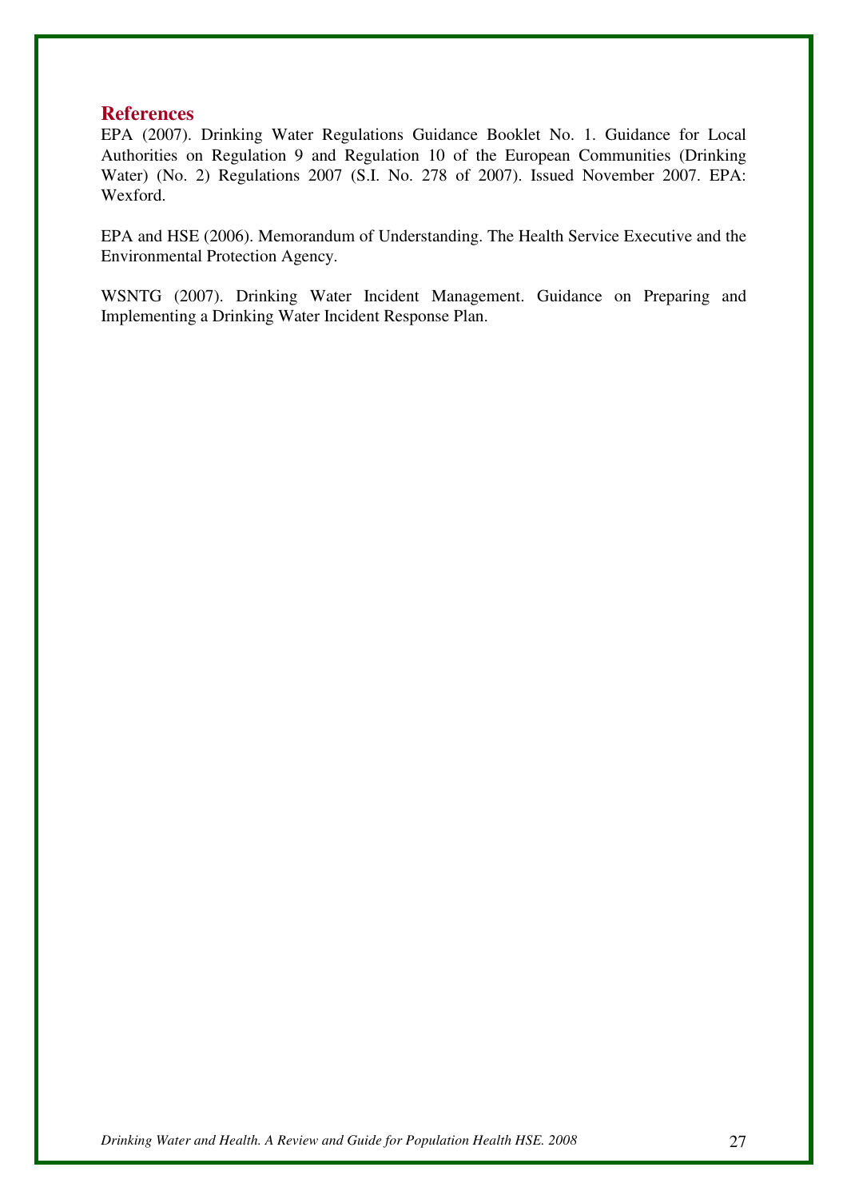## References

EPA (2007). Drinking Water Regulations Guidance Booklet No. 1. Guidance for Local Authorities on Regulation 9 and Regulation 10 of the European Communities (Drinking Water) (No. 2) Regulations 2007 (S.I. No. 278 of 2007). Issued November 2007. EPA: Wexford.

EPA and HSE (2006). Memorandum of Understanding. The Health Service Executive and the Environmental Protection Agency.

WSNTG (2007). Drinking Water Incident Management. Guidance on Preparing and Implementing a Drinking Water Incident Response Plan.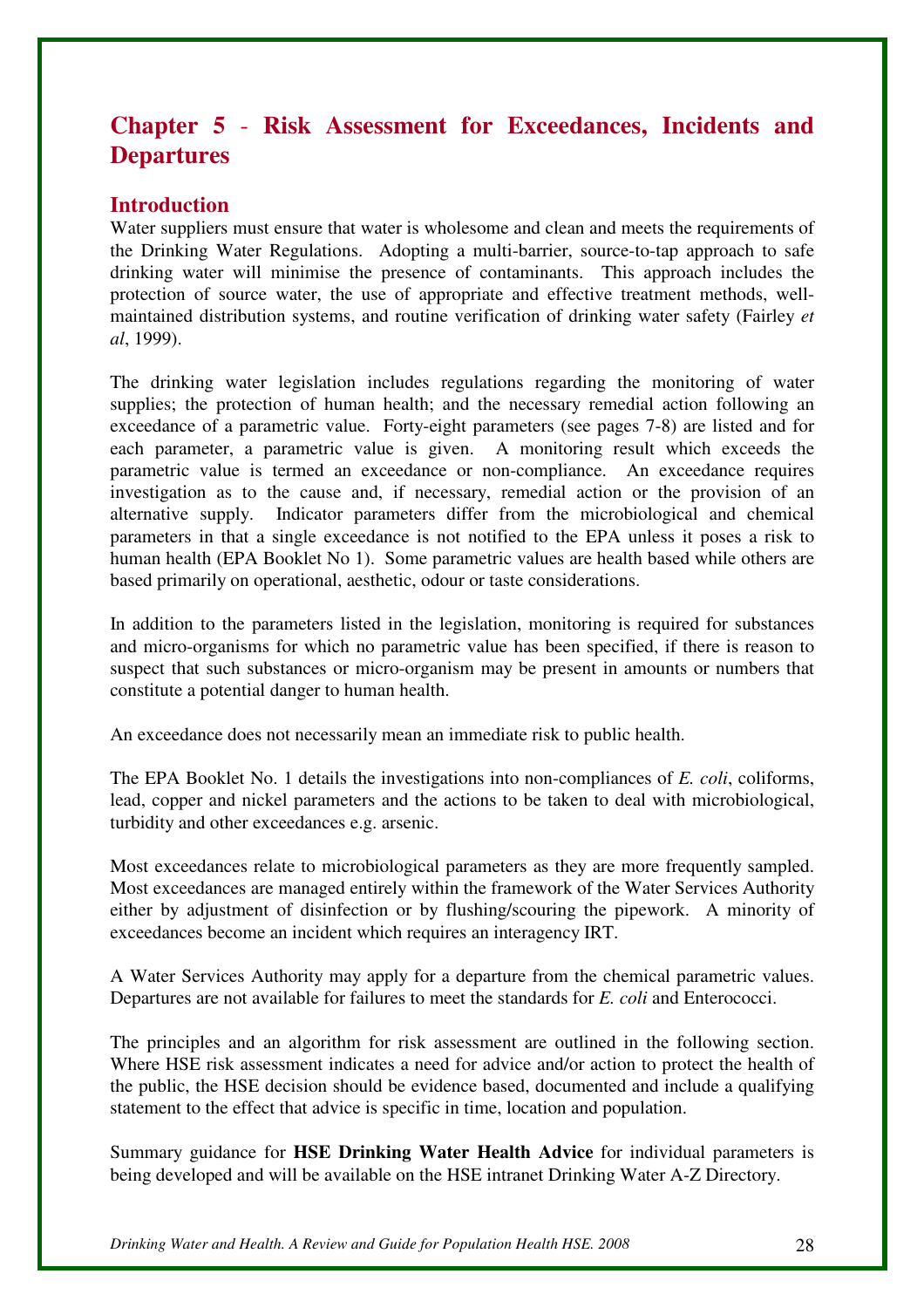# Chapter 5 - Risk Assessment for Exceedances, Incidents and Departures

## Introduction

Water suppliers must ensure that water is wholesome and clean and meets the requirements of the Drinking Water Regulations. Adopting a multi-barrier, source-to-tap approach to safe drinking water will minimise the presence of contaminants. This approach includes the protection of source water, the use of appropriate and effective treatment methods, well-maintained distribution systems, and routine verification of drinking water safety (Fairley *et al*, 1999).

The drinking water legislation includes regulations regarding the monitoring of water supplies; the protection of human health; and the necessary remedial action following an exceedance of a parametric value. Forty-eight parameters (see pages 7-8) are listed and for each parameter, a parametric value is given. A monitoring result which exceeds the parametric value is termed an exceedance or non-compliance. An exceedance requires investigation as to the cause and, if necessary, remedial action or the provision of an alternative supply. Indicator parameters differ from the microbiological and chemical parameters in that a single exceedance is not notified to the EPA unless it poses a risk to human health (EPA Booklet No 1). Some parametric values are health based while others are based primarily on operational, aesthetic, odour or taste considerations.

In addition to the parameters listed in the legislation, monitoring is required for substances and micro-organisms for which no parametric value has been specified, if there is reason to suspect that such substances or micro-organism may be present in amounts or numbers that constitute a potential danger to human health.

An exceedance does not necessarily mean an immediate risk to public health.

The EPA Booklet No. 1 details the investigations into non-compliances of *E. coli*, coliforms, lead, copper and nickel parameters and the actions to be taken to deal with microbiological, turbidity and other exceedances e.g. arsenic.

Most exceedances relate to microbiological parameters as they are more frequently sampled. Most exceedances are managed entirely within the framework of the Water Services Authority either by adjustment of disinfection or by flushing/scouring the pipework. A minority of exceedances become an incident which requires an interagency IRT.

A Water Services Authority may apply for a departure from the chemical parametric values. Departures are not available for failures to meet the standards for *E. coli* and Enterococci.

The principles and an algorithm for risk assessment are outlined in the following section. Where HSE risk assessment indicates a need for advice and/or action to protect the health of the public, the HSE decision should be evidence based, documented and include a qualifying statement to the effect that advice is specific in time, location and population.

Summary guidance for **HSE Drinking Water Health Advice** for individual parameters is being developed and will be available on the HSE intranet Drinking Water A-Z Directory.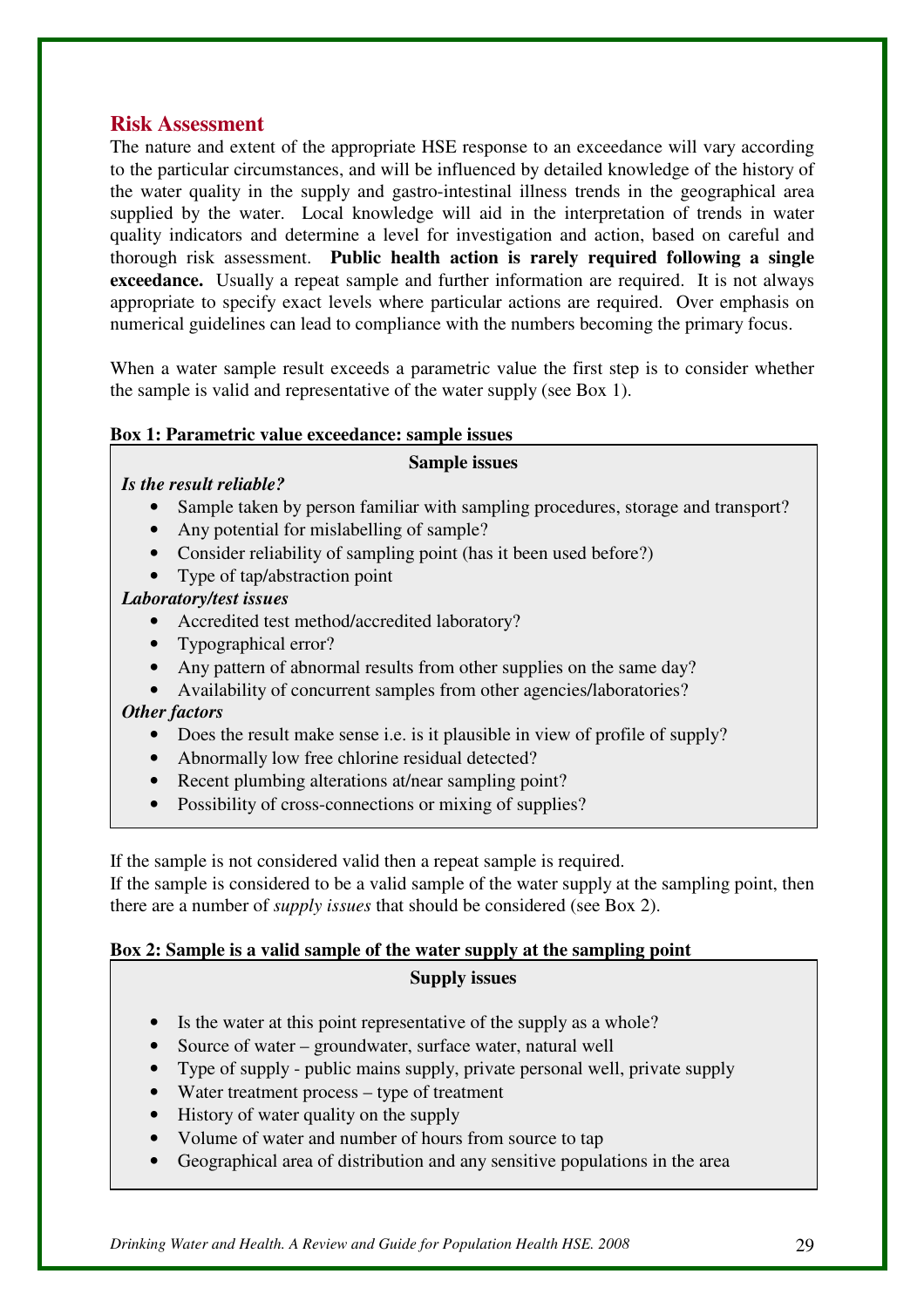## Risk Assessment

The nature and extent of the appropriate HSE response to an exceedance will vary according to the particular circumstances, and will be influenced by detailed knowledge of the history of the water quality in the supply and gastro-intestinal illness trends in the geographical area supplied by the water. Local knowledge will aid in the interpretation of trends in water quality indicators and determine a level for investigation and action, based on careful and thorough risk assessment. **Public health action is rarely required following a single exceedance.** Usually a repeat sample and further information are required. It is not always appropriate to specify exact levels where particular actions are required. Over emphasis on numerical guidelines can lead to compliance with the numbers becoming the primary focus.

When a water sample result exceeds a parametric value the first step is to consider whether the sample is valid and representative of the water supply (see Box 1).

**Box 1: Parametric value exceedance: sample issues**

**Sample issues**

***Is the result reliable?***

- Sample taken by person familiar with sampling procedures, storage and transport?
- Any potential for mislabelling of sample?
- Consider reliability of sampling point (has it been used before?)
- Type of tap/abstraction point

***Laboratory/test issues***

- Accredited test method/accredited laboratory?
- Typographical error?
- Any pattern of abnormal results from other supplies on the same day?
- Availability of concurrent samples from other agencies/laboratories?

***Other factors***

- Does the result make sense i.e. is it plausible in view of profile of supply?
- Abnormally low free chlorine residual detected?
- Recent plumbing alterations at/near sampling point?
- Possibility of cross-connections or mixing of supplies?

If the sample is not considered valid then a repeat sample is required.
If the sample is considered to be a valid sample of the water supply at the sampling point, then there are a number of *supply issues* that should be considered (see Box 2).

**Box 2: Sample is a valid sample of the water supply at the sampling point**

**Supply issues**

- Is the water at this point representative of the supply as a whole?
- Source of water – groundwater, surface water, natural well
- Type of supply - public mains supply, private personal well, private supply
- Water treatment process – type of treatment
- History of water quality on the supply
- Volume of water and number of hours from source to tap
- Geographical area of distribution and any sensitive populations in the area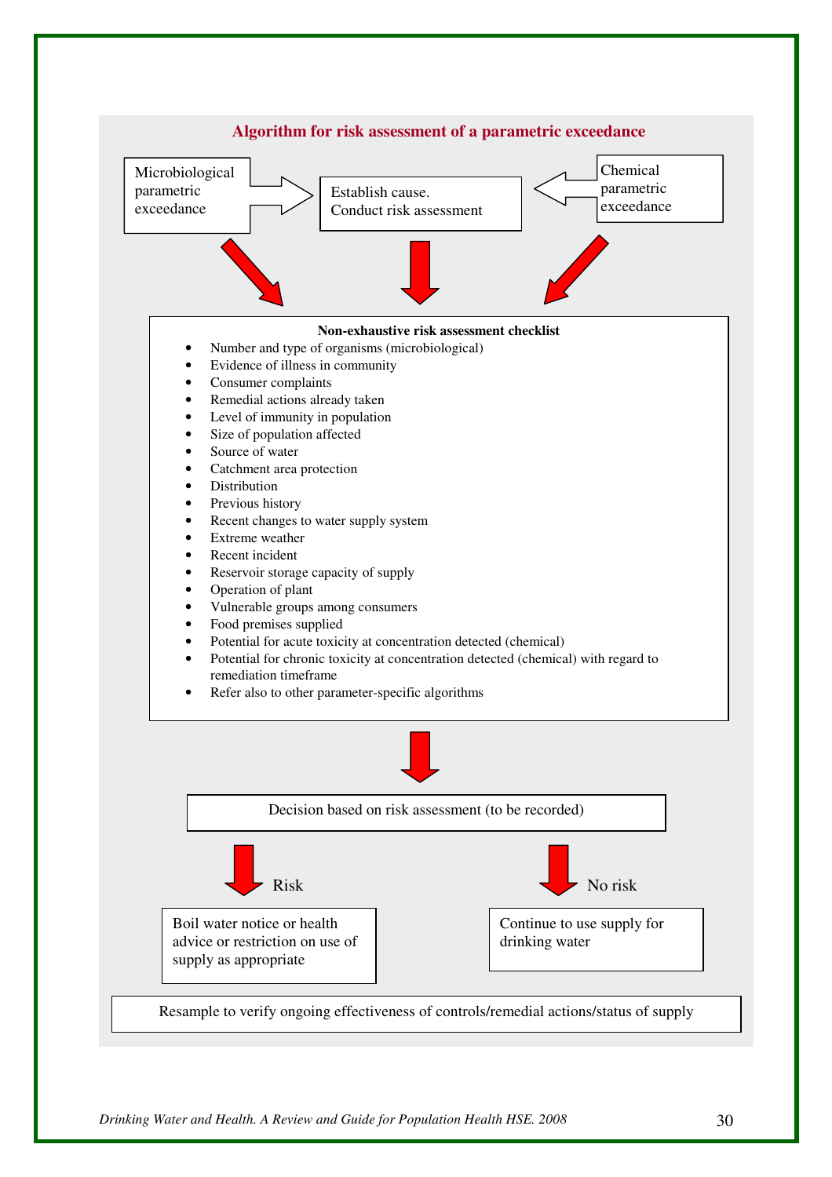## Algorithm for risk assessment of a parametric exceedance

Microbiological parametric exceedance → Establish cause. Conduct risk assessment ← Chemical parametric exceedance

**Non-exhaustive risk assessment checklist**

- Number and type of organisms (microbiological)
- Evidence of illness in community
- Consumer complaints
- Remedial actions already taken
- Level of immunity in population
- Size of population affected
- Source of water
- Catchment area protection
- Distribution
- Previous history
- Recent changes to water supply system
- Extreme weather
- Recent incident
- Reservoir storage capacity of supply
- Operation of plant
- Vulnerable groups among consumers
- Food premises supplied
- Potential for acute toxicity at concentration detected (chemical)
- Potential for chronic toxicity at concentration detected (chemical) with regard to remediation timeframe
- Refer also to other parameter-specific algorithms

↓

Decision based on risk assessment (to be recorded)

- Risk → Boil water notice or health advice or restriction on use of supply as appropriate
- No risk → Continue to use supply for drinking water

Resample to verify ongoing effectiveness of controls/remedial actions/status of supply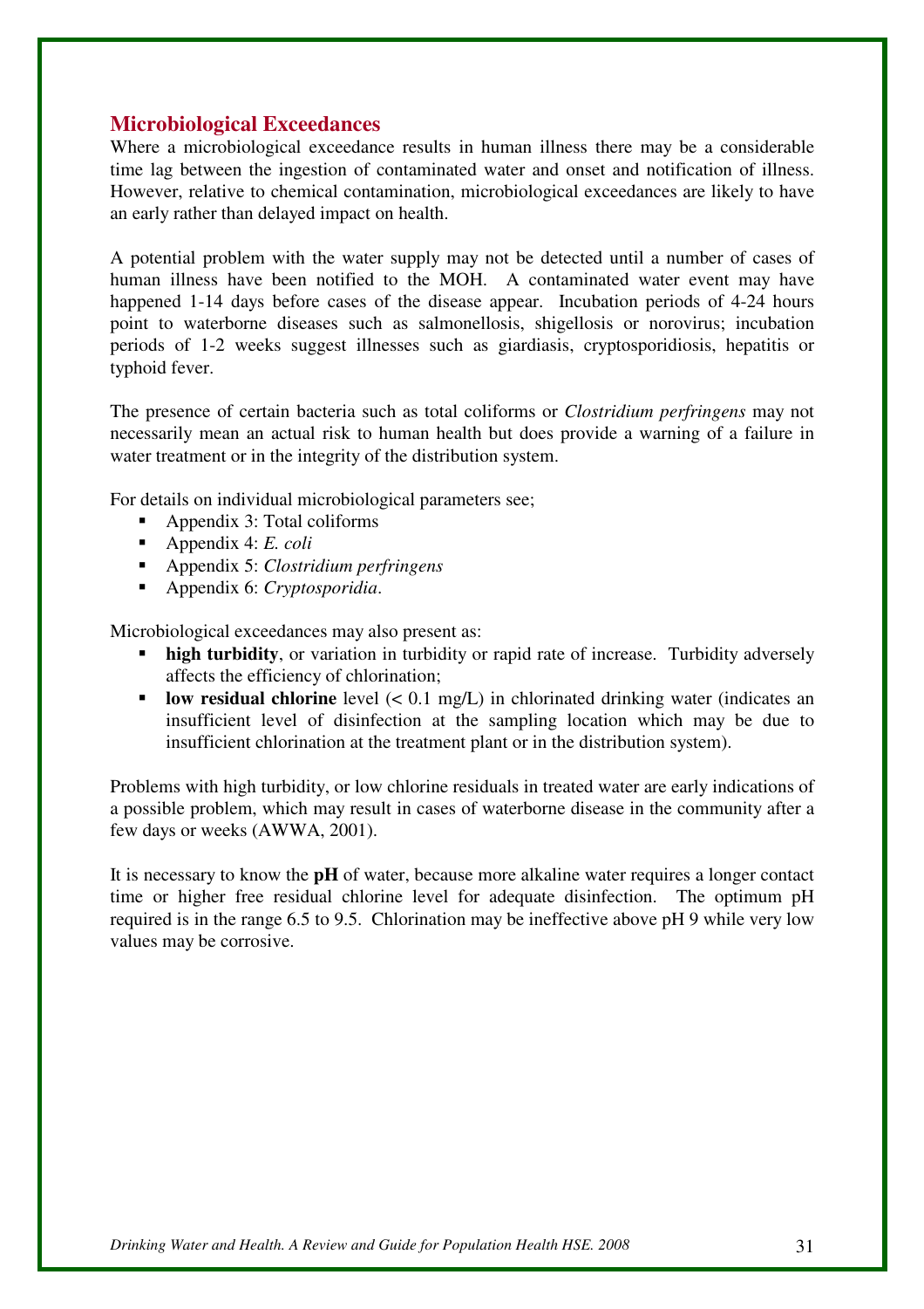## Microbiological Exceedances

Where a microbiological exceedance results in human illness there may be a considerable time lag between the ingestion of contaminated water and onset and notification of illness. However, relative to chemical contamination, microbiological exceedances are likely to have an early rather than delayed impact on health.

A potential problem with the water supply may not be detected until a number of cases of human illness have been notified to the MOH. A contaminated water event may have happened 1-14 days before cases of the disease appear. Incubation periods of 4-24 hours point to waterborne diseases such as salmonellosis, shigellosis or norovirus; incubation periods of 1-2 weeks suggest illnesses such as giardiasis, cryptosporidiosis, hepatitis or typhoid fever.

The presence of certain bacteria such as total coliforms or *Clostridium perfringens* may not necessarily mean an actual risk to human health but does provide a warning of a failure in water treatment or in the integrity of the distribution system.

For details on individual microbiological parameters see;

- Appendix 3: Total coliforms
- Appendix 4: *E. coli*
- Appendix 5: *Clostridium perfringens*
- Appendix 6: *Cryptosporidia*.

Microbiological exceedances may also present as:

- **high turbidity**, or variation in turbidity or rapid rate of increase. Turbidity adversely affects the efficiency of chlorination;
- **low residual chlorine** level (< 0.1 mg/L) in chlorinated drinking water (indicates an insufficient level of disinfection at the sampling location which may be due to insufficient chlorination at the treatment plant or in the distribution system).

Problems with high turbidity, or low chlorine residuals in treated water are early indications of a possible problem, which may result in cases of waterborne disease in the community after a few days or weeks (AWWA, 2001).

It is necessary to know the **pH** of water, because more alkaline water requires a longer contact time or higher free residual chlorine level for adequate disinfection. The optimum pH required is in the range 6.5 to 9.5. Chlorination may be ineffective above pH 9 while very low values may be corrosive.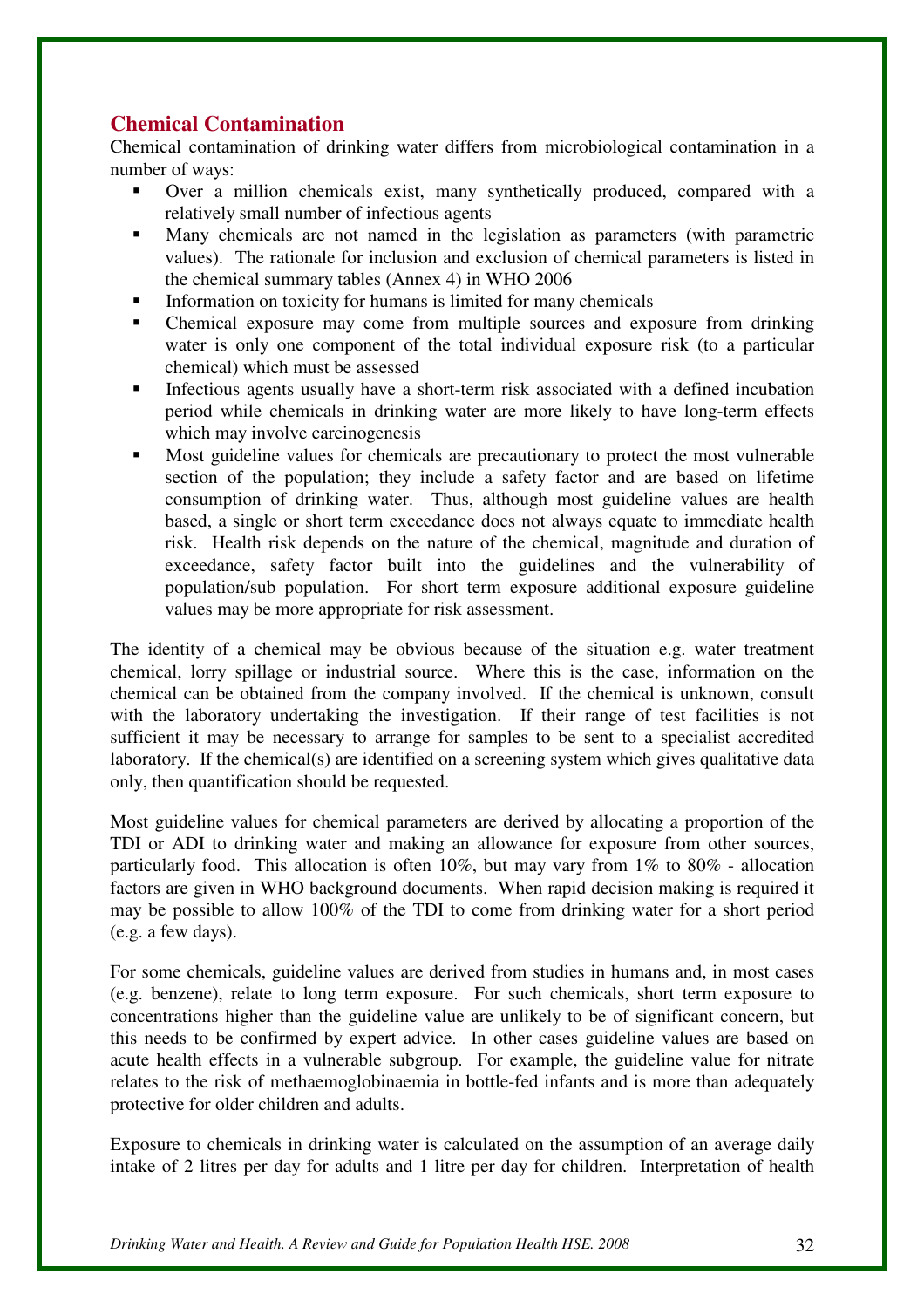## Chemical Contamination

Chemical contamination of drinking water differs from microbiological contamination in a number of ways:

- Over a million chemicals exist, many synthetically produced, compared with a relatively small number of infectious agents
- Many chemicals are not named in the legislation as parameters (with parametric values). The rationale for inclusion and exclusion of chemical parameters is listed in the chemical summary tables (Annex 4) in WHO 2006
- Information on toxicity for humans is limited for many chemicals
- Chemical exposure may come from multiple sources and exposure from drinking water is only one component of the total individual exposure risk (to a particular chemical) which must be assessed
- Infectious agents usually have a short-term risk associated with a defined incubation period while chemicals in drinking water are more likely to have long-term effects which may involve carcinogenesis
- Most guideline values for chemicals are precautionary to protect the most vulnerable section of the population; they include a safety factor and are based on lifetime consumption of drinking water. Thus, although most guideline values are health based, a single or short term exceedance does not always equate to immediate health risk. Health risk depends on the nature of the chemical, magnitude and duration of exceedance, safety factor built into the guidelines and the vulnerability of population/sub population. For short term exposure additional exposure guideline values may be more appropriate for risk assessment.

The identity of a chemical may be obvious because of the situation e.g. water treatment chemical, lorry spillage or industrial source. Where this is the case, information on the chemical can be obtained from the company involved. If the chemical is unknown, consult with the laboratory undertaking the investigation. If their range of test facilities is not sufficient it may be necessary to arrange for samples to be sent to a specialist accredited laboratory. If the chemical(s) are identified on a screening system which gives qualitative data only, then quantification should be requested.

Most guideline values for chemical parameters are derived by allocating a proportion of the TDI or ADI to drinking water and making an allowance for exposure from other sources, particularly food. This allocation is often 10%, but may vary from 1% to 80% - allocation factors are given in WHO background documents. When rapid decision making is required it may be possible to allow 100% of the TDI to come from drinking water for a short period (e.g. a few days).

For some chemicals, guideline values are derived from studies in humans and, in most cases (e.g. benzene), relate to long term exposure. For such chemicals, short term exposure to concentrations higher than the guideline value are unlikely to be of significant concern, but this needs to be confirmed by expert advice. In other cases guideline values are based on acute health effects in a vulnerable subgroup. For example, the guideline value for nitrate relates to the risk of methaemoglobinaemia in bottle-fed infants and is more than adequately protective for older children and adults.

Exposure to chemicals in drinking water is calculated on the assumption of an average daily intake of 2 litres per day for adults and 1 litre per day for children. Interpretation of health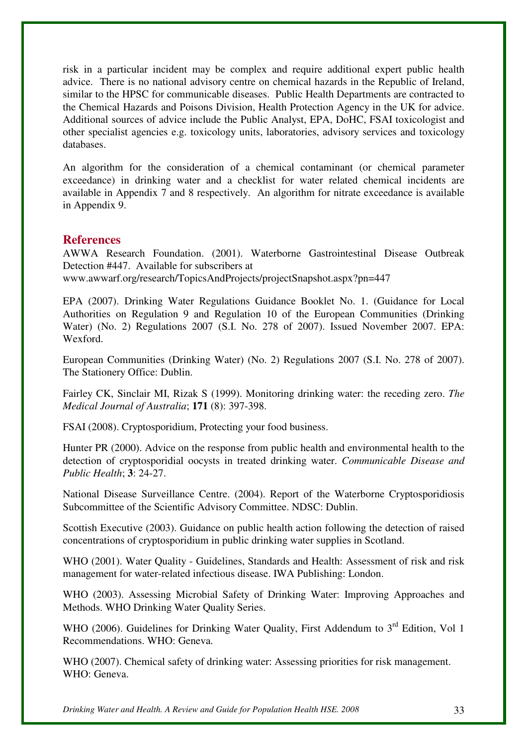risk in a particular incident may be complex and require additional expert public health advice. There is no national advisory centre on chemical hazards in the Republic of Ireland, similar to the HPSC for communicable diseases. Public Health Departments are contracted to the Chemical Hazards and Poisons Division, Health Protection Agency in the UK for advice. Additional sources of advice include the Public Analyst, EPA, DoHC, FSAI toxicologist and other specialist agencies e.g. toxicology units, laboratories, advisory services and toxicology databases.

An algorithm for the consideration of a chemical contaminant (or chemical parameter exceedance) in drinking water and a checklist for water related chemical incidents are available in Appendix 7 and 8 respectively. An algorithm for nitrate exceedance is available in Appendix 9.

## References

AWWA Research Foundation. (2001). Waterborne Gastrointestinal Disease Outbreak Detection #447. Available for subscribers at www.awwarf.org/research/TopicsAndProjects/projectSnapshot.aspx?pn=447

EPA (2007). Drinking Water Regulations Guidance Booklet No. 1. (Guidance for Local Authorities on Regulation 9 and Regulation 10 of the European Communities (Drinking Water) (No. 2) Regulations 2007 (S.I. No. 278 of 2007). Issued November 2007. EPA: Wexford.

European Communities (Drinking Water) (No. 2) Regulations 2007 (S.I. No. 278 of 2007). The Stationery Office: Dublin.

Fairley CK, Sinclair MI, Rizak S (1999). Monitoring drinking water: the receding zero. *The Medical Journal of Australia*; **171** (8): 397-398.

FSAI (2008). Cryptosporidium, Protecting your food business.

Hunter PR (2000). Advice on the response from public health and environmental health to the detection of cryptosporidial oocysts in treated drinking water. *Communicable Disease and Public Health*; **3**: 24-27.

National Disease Surveillance Centre. (2004). Report of the Waterborne Cryptosporidiosis Subcommittee of the Scientific Advisory Committee. NDSC: Dublin.

Scottish Executive (2003). Guidance on public health action following the detection of raised concentrations of cryptosporidium in public drinking water supplies in Scotland.

WHO (2001). Water Quality - Guidelines, Standards and Health: Assessment of risk and risk management for water-related infectious disease. IWA Publishing: London.

WHO (2003). Assessing Microbial Safety of Drinking Water: Improving Approaches and Methods. WHO Drinking Water Quality Series.

WHO (2006). Guidelines for Drinking Water Quality, First Addendum to 3rd Edition, Vol 1 Recommendations. WHO: Geneva.

WHO (2007). Chemical safety of drinking water: Assessing priorities for risk management. WHO: Geneva.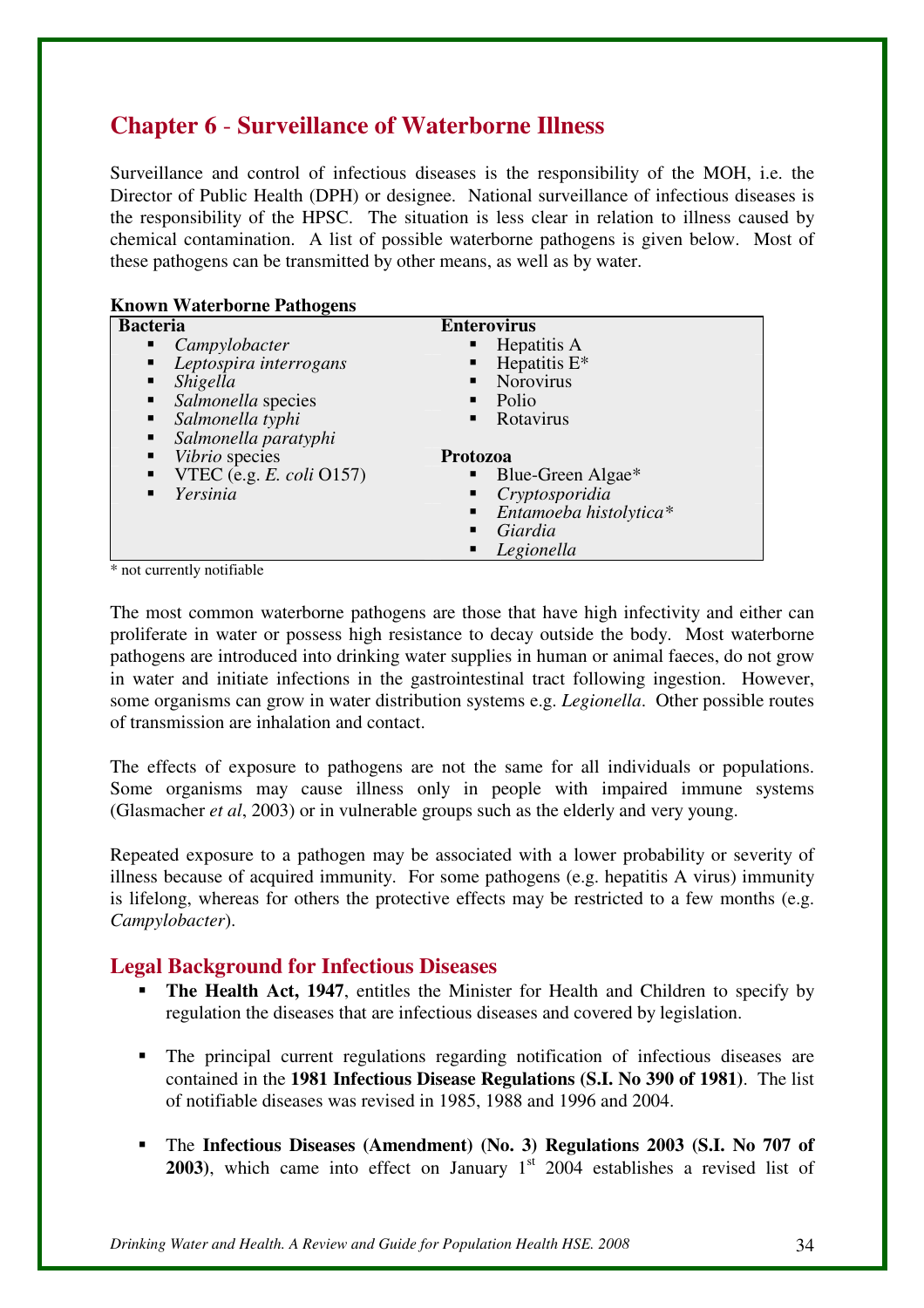## Chapter 6 - Surveillance of Waterborne Illness

Surveillance and control of infectious diseases is the responsibility of the MOH, i.e. the Director of Public Health (DPH) or designee. National surveillance of infectious diseases is the responsibility of the HPSC. The situation is less clear in relation to illness caused by chemical contamination. A list of possible waterborne pathogens is given below. Most of these pathogens can be transmitted by other means, as well as by water.

**Known Waterborne Pathogens**

| Bacteria | Enterovirus |
|---|---|
| ▪ *Campylobacter* | ▪ Hepatitis A |
| ▪ *Leptospira interrogans* | ▪ Hepatitis E* |
| ▪ *Shigella* | ▪ Norovirus |
| ▪ *Salmonella* species | ▪ Polio |
| ▪ *Salmonella typhi* | ▪ Rotavirus |
| ▪ *Salmonella paratyphi* | |
| ▪ *Vibrio* species | **Protozoa** |
| ▪ VTEC (e.g. *E. coli* O157) | ▪ Blue-Green Algae* |
| ▪ *Yersinia* | ▪ *Cryptosporidia* |
| | ▪ *Entamoeba histolytica** |
| | ▪ *Giardia* |
| | ▪ *Legionella* |

\* not currently notifiable

The most common waterborne pathogens are those that have high infectivity and either can proliferate in water or possess high resistance to decay outside the body. Most waterborne pathogens are introduced into drinking water supplies in human or animal faeces, do not grow in water and initiate infections in the gastrointestinal tract following ingestion. However, some organisms can grow in water distribution systems e.g. *Legionella*. Other possible routes of transmission are inhalation and contact.

The effects of exposure to pathogens are not the same for all individuals or populations. Some organisms may cause illness only in people with impaired immune systems (Glasmacher *et al*, 2003) or in vulnerable groups such as the elderly and very young.

Repeated exposure to a pathogen may be associated with a lower probability or severity of illness because of acquired immunity. For some pathogens (e.g. hepatitis A virus) immunity is lifelong, whereas for others the protective effects may be restricted to a few months (e.g. *Campylobacter*).

### Legal Background for Infectious Diseases

- **The Health Act, 1947**, entitles the Minister for Health and Children to specify by regulation the diseases that are infectious diseases and covered by legislation.

- The principal current regulations regarding notification of infectious diseases are contained in the **1981 Infectious Disease Regulations (S.I. No 390 of 1981)**. The list of notifiable diseases was revised in 1985, 1988 and 1996 and 2004.

- The **Infectious Diseases (Amendment) (No. 3) Regulations 2003 (S.I. No 707 of 2003)**, which came into effect on January 1st 2004 establishes a revised list of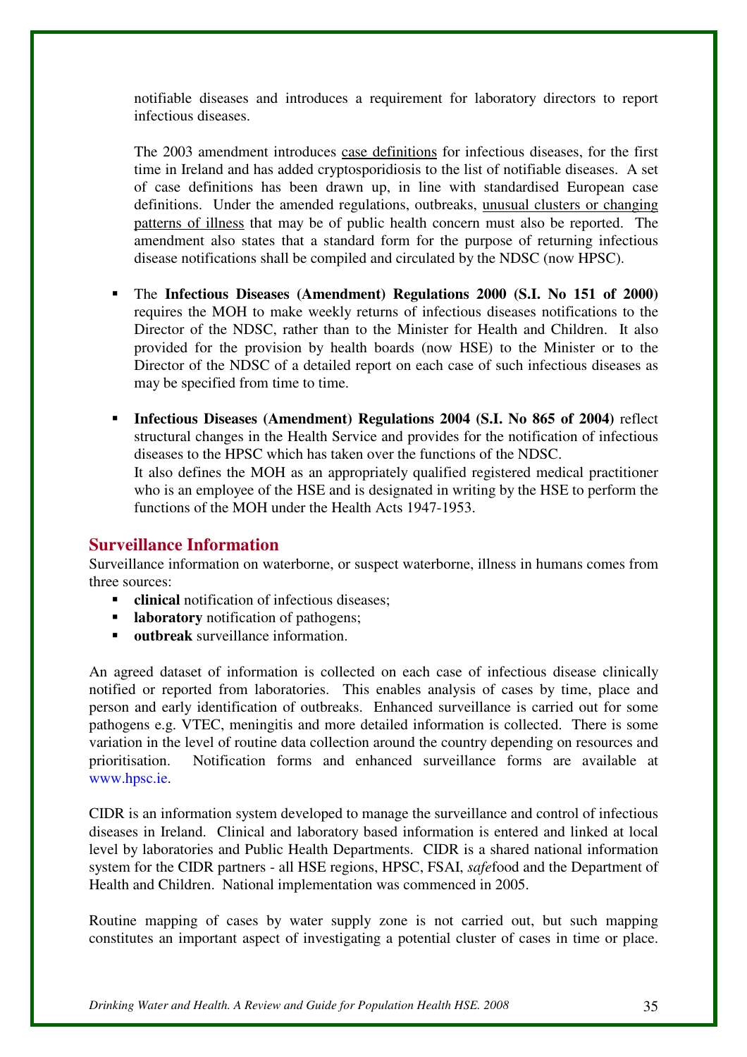notifiable diseases and introduces a requirement for laboratory directors to report infectious diseases.

The 2003 amendment introduces <u>case definitions</u> for infectious diseases, for the first time in Ireland and has added cryptosporidiosis to the list of notifiable diseases. A set of case definitions has been drawn up, in line with standardised European case definitions. Under the amended regulations, outbreaks, <u>unusual clusters or changing patterns of illness</u> that may be of public health concern must also be reported. The amendment also states that a standard form for the purpose of returning infectious disease notifications shall be compiled and circulated by the NDSC (now HPSC).

- The **Infectious Diseases (Amendment) Regulations 2000 (S.I. No 151 of 2000)** requires the MOH to make weekly returns of infectious diseases notifications to the Director of the NDSC, rather than to the Minister for Health and Children. It also provided for the provision by health boards (now HSE) to the Minister or to the Director of the NDSC of a detailed report on each case of such infectious diseases as may be specified from time to time.

- **Infectious Diseases (Amendment) Regulations 2004 (S.I. No 865 of 2004)** reflect structural changes in the Health Service and provides for the notification of infectious diseases to the HPSC which has taken over the functions of the NDSC.
  It also defines the MOH as an appropriately qualified registered medical practitioner who is an employee of the HSE and is designated in writing by the HSE to perform the functions of the MOH under the Health Acts 1947-1953.

## Surveillance Information

Surveillance information on waterborne, or suspect waterborne, illness in humans comes from three sources:

- **clinical** notification of infectious diseases;
- **laboratory** notification of pathogens;
- **outbreak** surveillance information.

An agreed dataset of information is collected on each case of infectious disease clinically notified or reported from laboratories. This enables analysis of cases by time, place and person and early identification of outbreaks. Enhanced surveillance is carried out for some pathogens e.g. VTEC, meningitis and more detailed information is collected. There is some variation in the level of routine data collection around the country depending on resources and prioritisation. Notification forms and enhanced surveillance forms are available at www.hpsc.ie.

CIDR is an information system developed to manage the surveillance and control of infectious diseases in Ireland. Clinical and laboratory based information is entered and linked at local level by laboratories and Public Health Departments. CIDR is a shared national information system for the CIDR partners - all HSE regions, HPSC, FSAI, *safe*food and the Department of Health and Children. National implementation was commenced in 2005.

Routine mapping of cases by water supply zone is not carried out, but such mapping constitutes an important aspect of investigating a potential cluster of cases in time or place.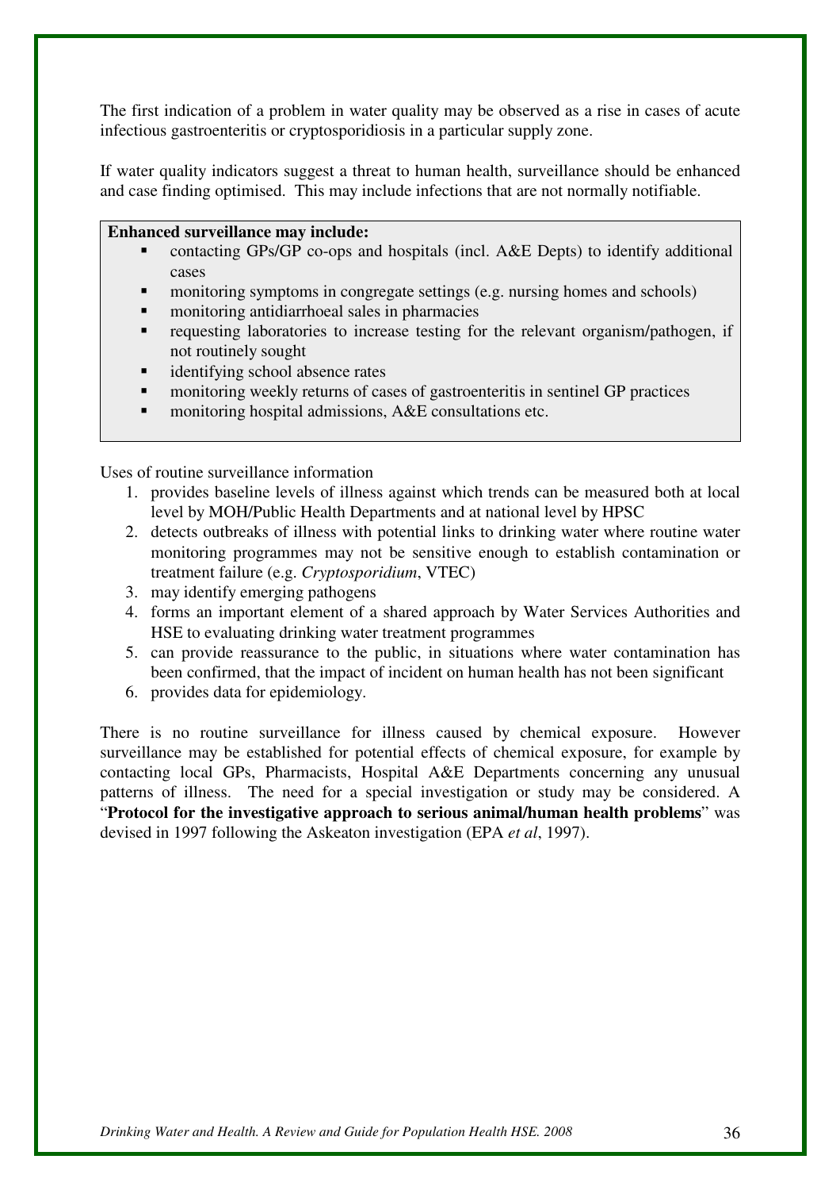The first indication of a problem in water quality may be observed as a rise in cases of acute infectious gastroenteritis or cryptosporidiosis in a particular supply zone.

If water quality indicators suggest a threat to human health, surveillance should be enhanced and case finding optimised. This may include infections that are not normally notifiable.

**Enhanced surveillance may include:**

- contacting GPs/GP co-ops and hospitals (incl. A&E Depts) to identify additional cases
- monitoring symptoms in congregate settings (e.g. nursing homes and schools)
- monitoring antidiarrhoeal sales in pharmacies
- requesting laboratories to increase testing for the relevant organism/pathogen, if not routinely sought
- identifying school absence rates
- monitoring weekly returns of cases of gastroenteritis in sentinel GP practices
- monitoring hospital admissions, A&E consultations etc.

Uses of routine surveillance information

1. provides baseline levels of illness against which trends can be measured both at local level by MOH/Public Health Departments and at national level by HPSC
2. detects outbreaks of illness with potential links to drinking water where routine water monitoring programmes may not be sensitive enough to establish contamination or treatment failure (e.g. *Cryptosporidium*, VTEC)
3. may identify emerging pathogens
4. forms an important element of a shared approach by Water Services Authorities and HSE to evaluating drinking water treatment programmes
5. can provide reassurance to the public, in situations where water contamination has been confirmed, that the impact of incident on human health has not been significant
6. provides data for epidemiology.

There is no routine surveillance for illness caused by chemical exposure. However surveillance may be established for potential effects of chemical exposure, for example by contacting local GPs, Pharmacists, Hospital A&E Departments concerning any unusual patterns of illness. The need for a special investigation or study may be considered. A "**Protocol for the investigative approach to serious animal/human health problems**" was devised in 1997 following the Askeaton investigation (EPA *et al*, 1997).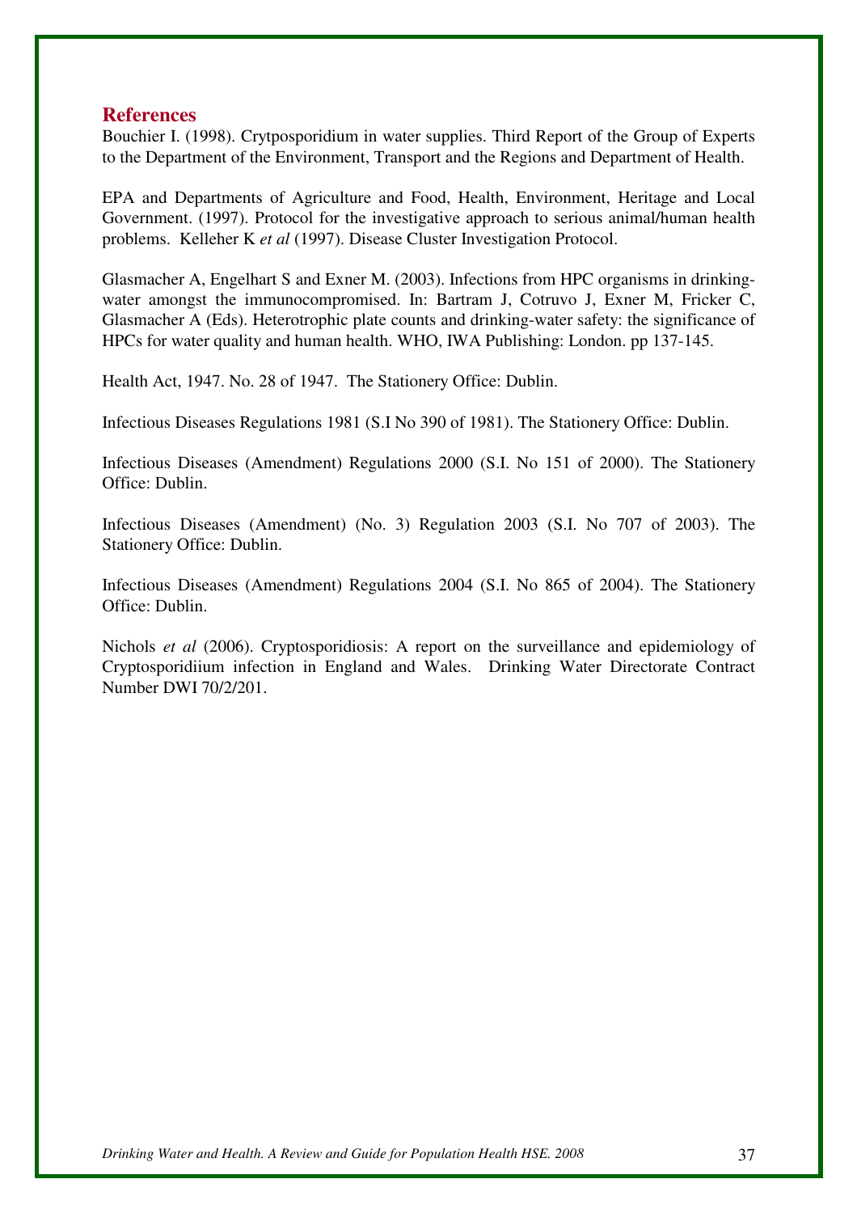## References

Bouchier I. (1998). Crytposporidium in water supplies. Third Report of the Group of Experts to the Department of the Environment, Transport and the Regions and Department of Health.

EPA and Departments of Agriculture and Food, Health, Environment, Heritage and Local Government. (1997). Protocol for the investigative approach to serious animal/human health problems. Kelleher K *et al* (1997). Disease Cluster Investigation Protocol.

Glasmacher A, Engelhart S and Exner M. (2003). Infections from HPC organisms in drinking-water amongst the immunocompromised. In: Bartram J, Cotruvo J, Exner M, Fricker C, Glasmacher A (Eds). Heterotrophic plate counts and drinking-water safety: the significance of HPCs for water quality and human health. WHO, IWA Publishing: London. pp 137-145.

Health Act, 1947. No. 28 of 1947. The Stationery Office: Dublin.

Infectious Diseases Regulations 1981 (S.I No 390 of 1981). The Stationery Office: Dublin.

Infectious Diseases (Amendment) Regulations 2000 (S.I. No 151 of 2000). The Stationery Office: Dublin.

Infectious Diseases (Amendment) (No. 3) Regulation 2003 (S.I. No 707 of 2003). The Stationery Office: Dublin.

Infectious Diseases (Amendment) Regulations 2004 (S.I. No 865 of 2004). The Stationery Office: Dublin.

Nichols *et al* (2006). Cryptosporidiosis: A report on the surveillance and epidemiology of Cryptosporidiium infection in England and Wales. Drinking Water Directorate Contract Number DWI 70/2/201.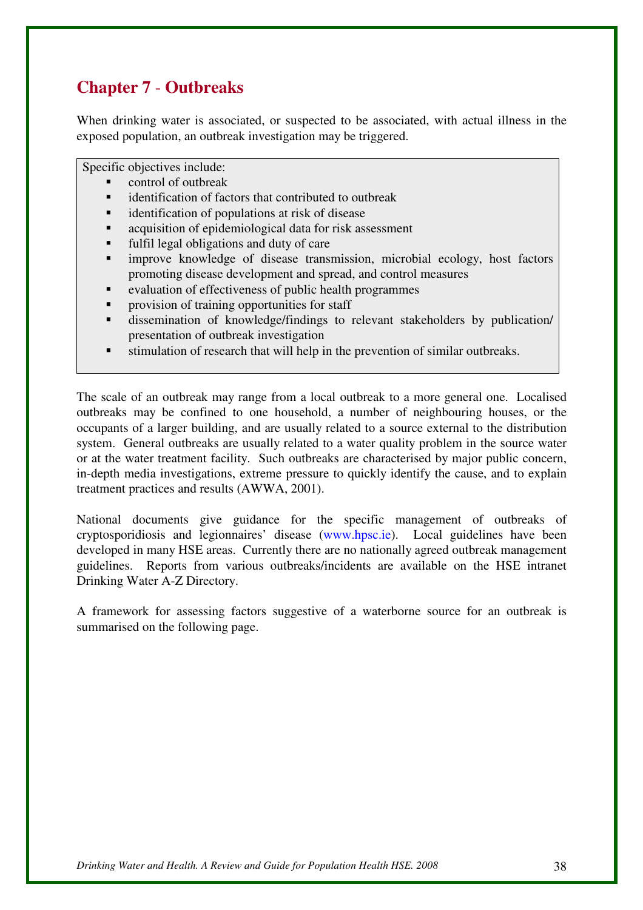# Chapter 7 - Outbreaks

When drinking water is associated, or suspected to be associated, with actual illness in the exposed population, an outbreak investigation may be triggered.

Specific objectives include:

- control of outbreak
- identification of factors that contributed to outbreak
- identification of populations at risk of disease
- acquisition of epidemiological data for risk assessment
- fulfil legal obligations and duty of care
- improve knowledge of disease transmission, microbial ecology, host factors promoting disease development and spread, and control measures
- evaluation of effectiveness of public health programmes
- provision of training opportunities for staff
- dissemination of knowledge/findings to relevant stakeholders by publication/ presentation of outbreak investigation
- stimulation of research that will help in the prevention of similar outbreaks.

The scale of an outbreak may range from a local outbreak to a more general one. Localised outbreaks may be confined to one household, a number of neighbouring houses, or the occupants of a larger building, and are usually related to a source external to the distribution system. General outbreaks are usually related to a water quality problem in the source water or at the water treatment facility. Such outbreaks are characterised by major public concern, in-depth media investigations, extreme pressure to quickly identify the cause, and to explain treatment practices and results (AWWA, 2001).

National documents give guidance for the specific management of outbreaks of cryptosporidiosis and legionnaires' disease (www.hpsc.ie). Local guidelines have been developed in many HSE areas. Currently there are no nationally agreed outbreak management guidelines. Reports from various outbreaks/incidents are available on the HSE intranet Drinking Water A-Z Directory.

A framework for assessing factors suggestive of a waterborne source for an outbreak is summarised on the following page.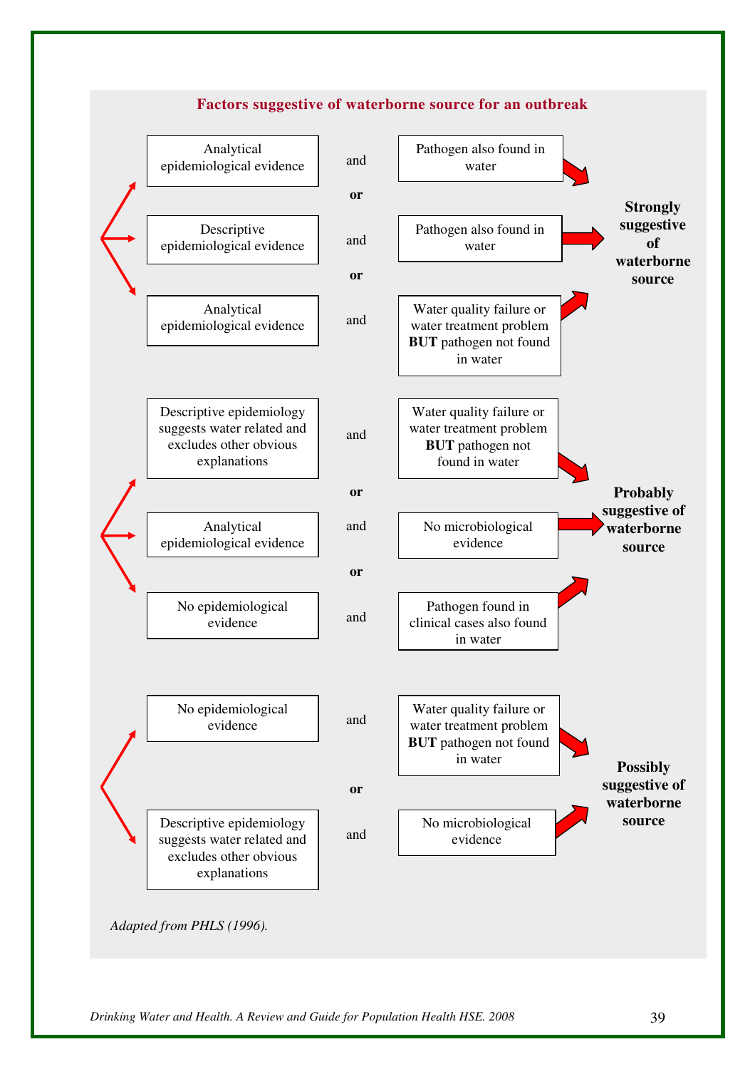**Factors suggestive of waterborne source for an outbreak**

| Epidemiological evidence | | Microbiological / water evidence | Conclusion |
|---|---|---|---|
| Analytical epidemiological evidence | and | Pathogen also found in water | **Strongly suggestive of waterborne source** |
| **or** | | | |
| Descriptive epidemiological evidence | and | Pathogen also found in water | **Strongly suggestive of waterborne source** |
| **or** | | | |
| Analytical epidemiological evidence | and | Water quality failure or water treatment problem **BUT** pathogen not found in water | **Strongly suggestive of waterborne source** |
| Descriptive epidemiology suggests water related and excludes other obvious explanations | and | Water quality failure or water treatment problem **BUT** pathogen not found in water | **Probably suggestive of waterborne source** |
| **or** | | | |
| Analytical epidemiological evidence | and | No microbiological evidence | **Probably suggestive of waterborne source** |
| **or** | | | |
| No epidemiological evidence | and | Pathogen found in clinical cases also found in water | **Probably suggestive of waterborne source** |
| No epidemiological evidence | and | Water quality failure or water treatment problem **BUT** pathogen not found in water | **Possibly suggestive of waterborne source** |
| **or** | | | |
| Descriptive epidemiology suggests water related and excludes other obvious explanations | and | No microbiological evidence | **Possibly suggestive of waterborne source** |

*Adapted from PHLS (1996).*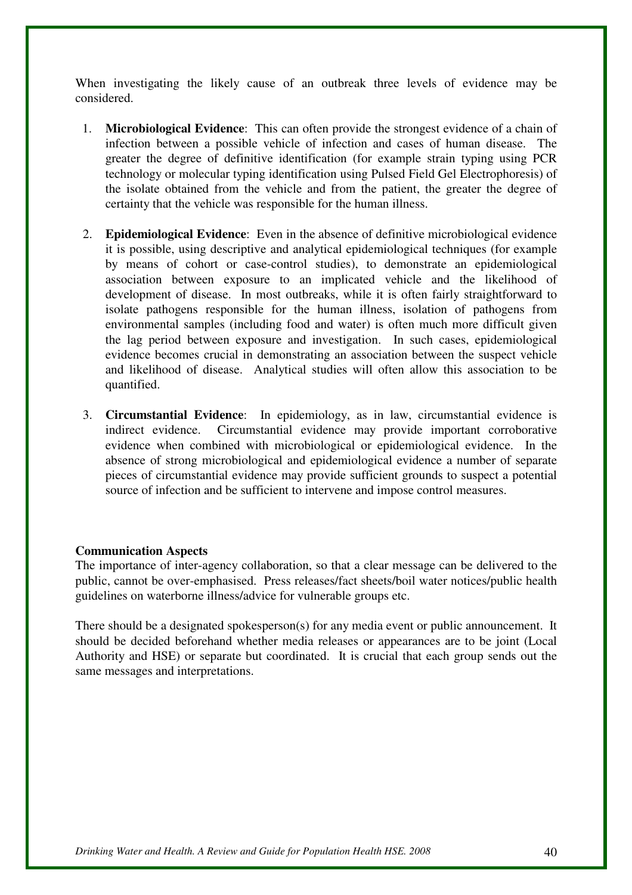When investigating the likely cause of an outbreak three levels of evidence may be considered.

1. **Microbiological Evidence**: This can often provide the strongest evidence of a chain of infection between a possible vehicle of infection and cases of human disease. The greater the degree of definitive identification (for example strain typing using PCR technology or molecular typing identification using Pulsed Field Gel Electrophoresis) of the isolate obtained from the vehicle and from the patient, the greater the degree of certainty that the vehicle was responsible for the human illness.

2. **Epidemiological Evidence**: Even in the absence of definitive microbiological evidence it is possible, using descriptive and analytical epidemiological techniques (for example by means of cohort or case-control studies), to demonstrate an epidemiological association between exposure to an implicated vehicle and the likelihood of development of disease. In most outbreaks, while it is often fairly straightforward to isolate pathogens responsible for the human illness, isolation of pathogens from environmental samples (including food and water) is often much more difficult given the lag period between exposure and investigation. In such cases, epidemiological evidence becomes crucial in demonstrating an association between the suspect vehicle and likelihood of disease. Analytical studies will often allow this association to be quantified.

3. **Circumstantial Evidence**: In epidemiology, as in law, circumstantial evidence is indirect evidence. Circumstantial evidence may provide important corroborative evidence when combined with microbiological or epidemiological evidence. In the absence of strong microbiological and epidemiological evidence a number of separate pieces of circumstantial evidence may provide sufficient grounds to suspect a potential source of infection and be sufficient to intervene and impose control measures.

**Communication Aspects**

The importance of inter-agency collaboration, so that a clear message can be delivered to the public, cannot be over-emphasised. Press releases/fact sheets/boil water notices/public health guidelines on waterborne illness/advice for vulnerable groups etc.

There should be a designated spokesperson(s) for any media event or public announcement. It should be decided beforehand whether media releases or appearances are to be joint (Local Authority and HSE) or separate but coordinated. It is crucial that each group sends out the same messages and interpretations.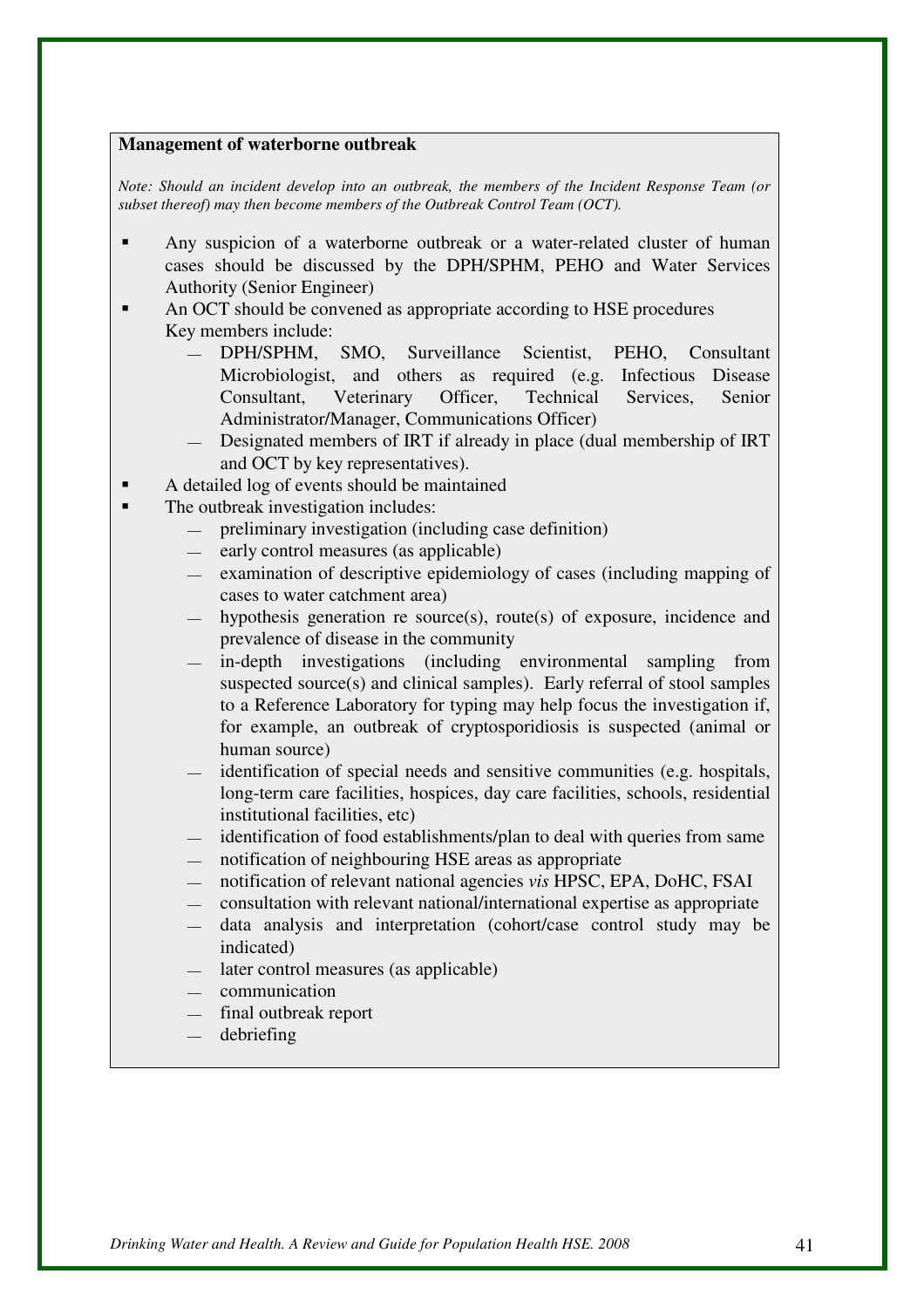**Management of waterborne outbreak**

*Note: Should an incident develop into an outbreak, the members of the Incident Response Team (or subset thereof) may then become members of the Outbreak Control Team (OCT).*

- Any suspicion of a waterborne outbreak or a water-related cluster of human cases should be discussed by the DPH/SPHM, PEHO and Water Services Authority (Senior Engineer)
- An OCT should be convened as appropriate according to HSE procedures
  Key members include:
  - DPH/SPHM, SMO, Surveillance Scientist, PEHO, Consultant Microbiologist, and others as required (e.g. Infectious Disease Consultant, Veterinary Officer, Technical Services, Senior Administrator/Manager, Communications Officer)
  - Designated members of IRT if already in place (dual membership of IRT and OCT by key representatives).
- A detailed log of events should be maintained
- The outbreak investigation includes:
  - preliminary investigation (including case definition)
  - early control measures (as applicable)
  - examination of descriptive epidemiology of cases (including mapping of cases to water catchment area)
  - hypothesis generation re source(s), route(s) of exposure, incidence and prevalence of disease in the community
  - in-depth investigations (including environmental sampling from suspected source(s) and clinical samples). Early referral of stool samples to a Reference Laboratory for typing may help focus the investigation if, for example, an outbreak of cryptosporidiosis is suspected (animal or human source)
  - identification of special needs and sensitive communities (e.g. hospitals, long-term care facilities, hospices, day care facilities, schools, residential institutional facilities, etc)
  - identification of food establishments/plan to deal with queries from same
  - notification of neighbouring HSE areas as appropriate
  - notification of relevant national agencies *vis* HPSC, EPA, DoHC, FSAI
  - consultation with relevant national/international expertise as appropriate
  - data analysis and interpretation (cohort/case control study may be indicated)
  - later control measures (as applicable)
  - communication
  - final outbreak report
  - debriefing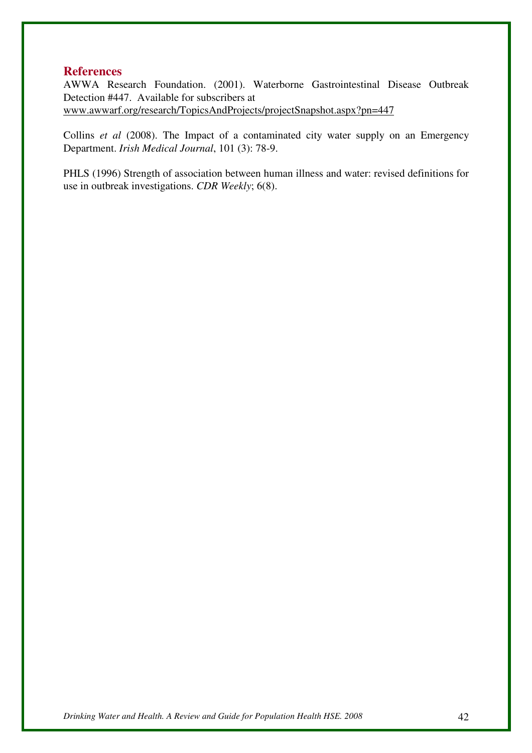## References

AWWA Research Foundation. (2001). Waterborne Gastrointestinal Disease Outbreak Detection #447. Available for subscribers at www.awwarf.org/research/TopicsAndProjects/projectSnapshot.aspx?pn=447

Collins *et al* (2008). The Impact of a contaminated city water supply on an Emergency Department. *Irish Medical Journal*, 101 (3): 78-9.

PHLS (1996) Strength of association between human illness and water: revised definitions for use in outbreak investigations. *CDR Weekly*; 6(8).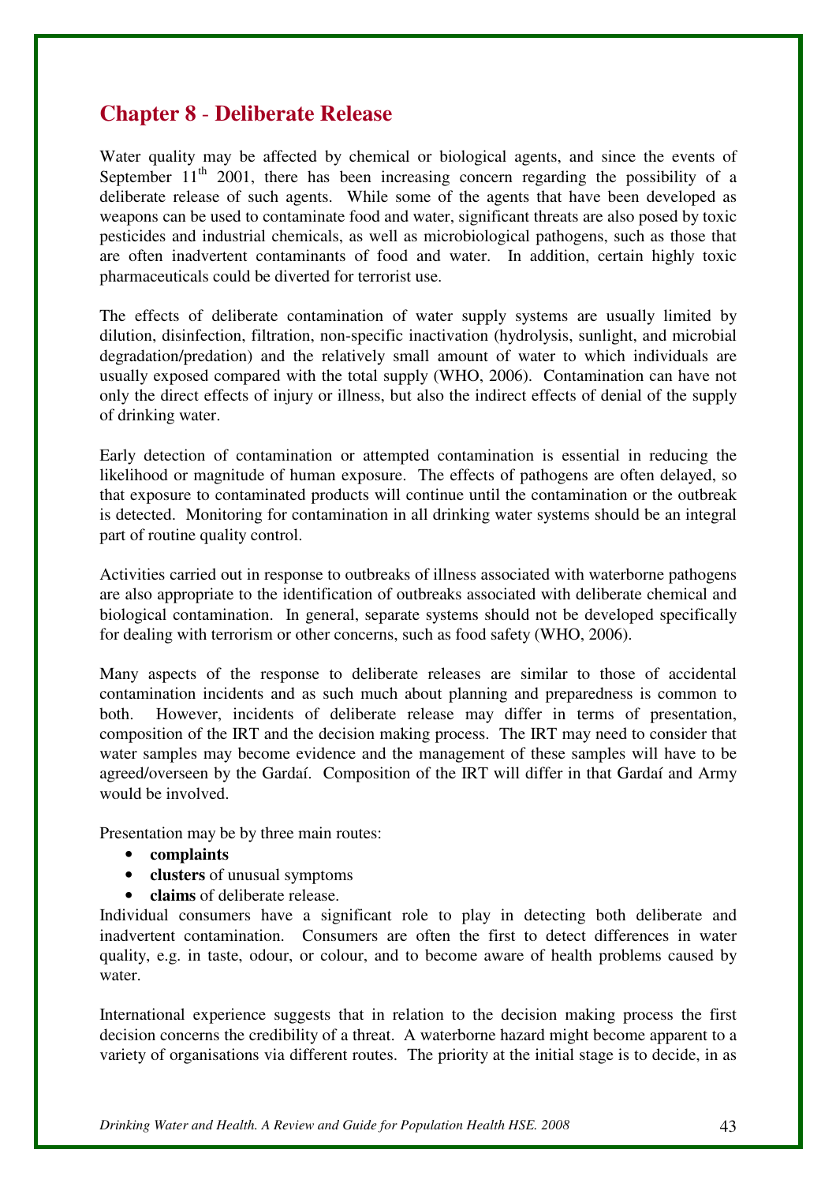## Chapter 8 - Deliberate Release

Water quality may be affected by chemical or biological agents, and since the events of September 11th 2001, there has been increasing concern regarding the possibility of a deliberate release of such agents. While some of the agents that have been developed as weapons can be used to contaminate food and water, significant threats are also posed by toxic pesticides and industrial chemicals, as well as microbiological pathogens, such as those that are often inadvertent contaminants of food and water. In addition, certain highly toxic pharmaceuticals could be diverted for terrorist use.

The effects of deliberate contamination of water supply systems are usually limited by dilution, disinfection, filtration, non-specific inactivation (hydrolysis, sunlight, and microbial degradation/predation) and the relatively small amount of water to which individuals are usually exposed compared with the total supply (WHO, 2006). Contamination can have not only the direct effects of injury or illness, but also the indirect effects of denial of the supply of drinking water.

Early detection of contamination or attempted contamination is essential in reducing the likelihood or magnitude of human exposure. The effects of pathogens are often delayed, so that exposure to contaminated products will continue until the contamination or the outbreak is detected. Monitoring for contamination in all drinking water systems should be an integral part of routine quality control.

Activities carried out in response to outbreaks of illness associated with waterborne pathogens are also appropriate to the identification of outbreaks associated with deliberate chemical and biological contamination. In general, separate systems should not be developed specifically for dealing with terrorism or other concerns, such as food safety (WHO, 2006).

Many aspects of the response to deliberate releases are similar to those of accidental contamination incidents and as such much about planning and preparedness is common to both. However, incidents of deliberate release may differ in terms of presentation, composition of the IRT and the decision making process. The IRT may need to consider that water samples may become evidence and the management of these samples will have to be agreed/overseen by the Gardaí. Composition of the IRT will differ in that Gardaí and Army would be involved.

Presentation may be by three main routes:

- **complaints**
- **clusters** of unusual symptoms
- **claims** of deliberate release.

Individual consumers have a significant role to play in detecting both deliberate and inadvertent contamination. Consumers are often the first to detect differences in water quality, e.g. in taste, odour, or colour, and to become aware of health problems caused by water.

International experience suggests that in relation to the decision making process the first decision concerns the credibility of a threat. A waterborne hazard might become apparent to a variety of organisations via different routes. The priority at the initial stage is to decide, in as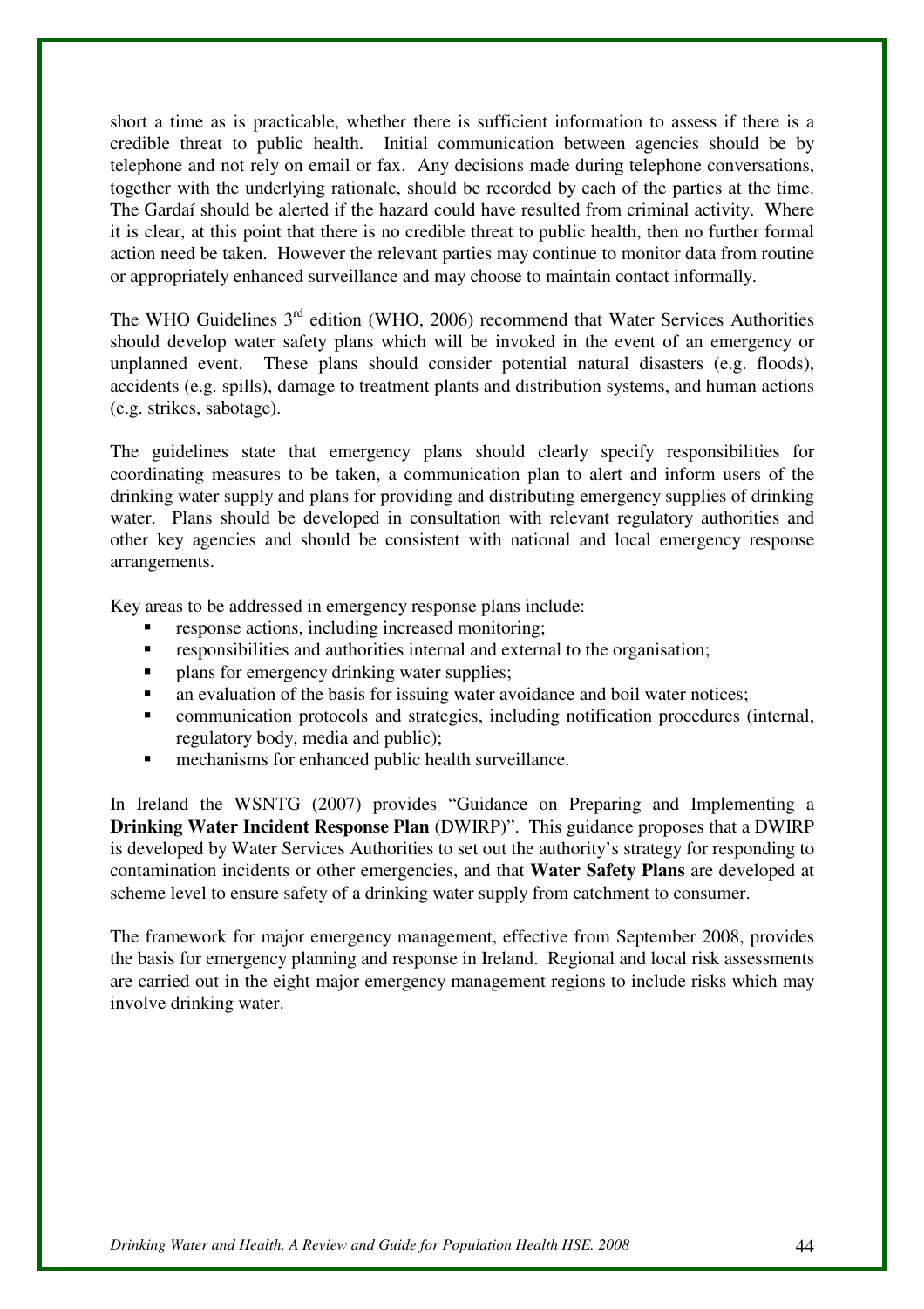short a time as is practicable, whether there is sufficient information to assess if there is a credible threat to public health. Initial communication between agencies should be by telephone and not rely on email or fax. Any decisions made during telephone conversations, together with the underlying rationale, should be recorded by each of the parties at the time. The Gardaí should be alerted if the hazard could have resulted from criminal activity. Where it is clear, at this point that there is no credible threat to public health, then no further formal action need be taken. However the relevant parties may continue to monitor data from routine or appropriately enhanced surveillance and may choose to maintain contact informally.

The WHO Guidelines 3rd edition (WHO, 2006) recommend that Water Services Authorities should develop water safety plans which will be invoked in the event of an emergency or unplanned event. These plans should consider potential natural disasters (e.g. floods), accidents (e.g. spills), damage to treatment plants and distribution systems, and human actions (e.g. strikes, sabotage).

The guidelines state that emergency plans should clearly specify responsibilities for coordinating measures to be taken, a communication plan to alert and inform users of the drinking water supply and plans for providing and distributing emergency supplies of drinking water. Plans should be developed in consultation with relevant regulatory authorities and other key agencies and should be consistent with national and local emergency response arrangements.

Key areas to be addressed in emergency response plans include:

- response actions, including increased monitoring;
- responsibilities and authorities internal and external to the organisation;
- plans for emergency drinking water supplies;
- an evaluation of the basis for issuing water avoidance and boil water notices;
- communication protocols and strategies, including notification procedures (internal, regulatory body, media and public);
- mechanisms for enhanced public health surveillance.

In Ireland the WSNTG (2007) provides "Guidance on Preparing and Implementing a **Drinking Water Incident Response Plan** (DWIRP)". This guidance proposes that a DWIRP is developed by Water Services Authorities to set out the authority's strategy for responding to contamination incidents or other emergencies, and that **Water Safety Plans** are developed at scheme level to ensure safety of a drinking water supply from catchment to consumer.

The framework for major emergency management, effective from September 2008, provides the basis for emergency planning and response in Ireland. Regional and local risk assessments are carried out in the eight major emergency management regions to include risks which may involve drinking water.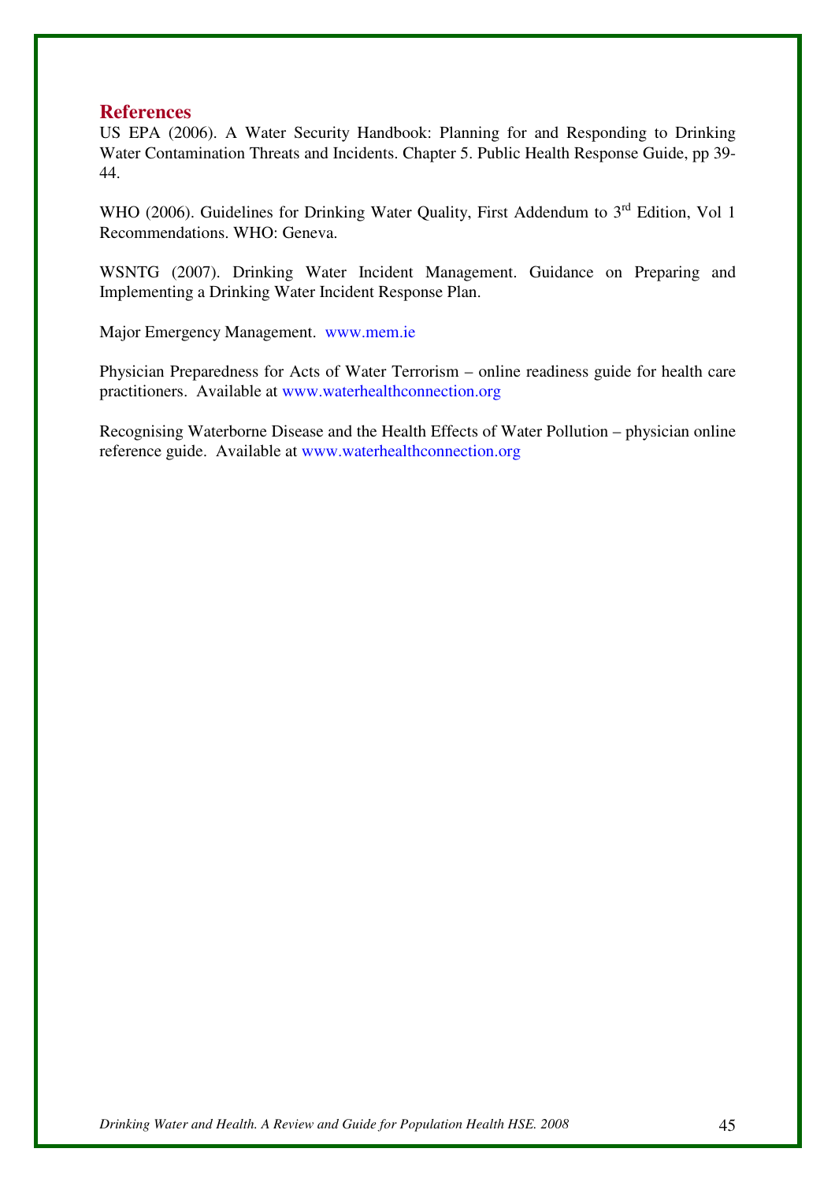## References

US EPA (2006). A Water Security Handbook: Planning for and Responding to Drinking Water Contamination Threats and Incidents. Chapter 5. Public Health Response Guide, pp 39-44.

WHO (2006). Guidelines for Drinking Water Quality, First Addendum to 3rd Edition, Vol 1 Recommendations. WHO: Geneva.

WSNTG (2007). Drinking Water Incident Management. Guidance on Preparing and Implementing a Drinking Water Incident Response Plan.

Major Emergency Management. www.mem.ie

Physician Preparedness for Acts of Water Terrorism – online readiness guide for health care practitioners. Available at www.waterhealthconnection.org

Recognising Waterborne Disease and the Health Effects of Water Pollution – physician online reference guide. Available at www.waterhealthconnection.org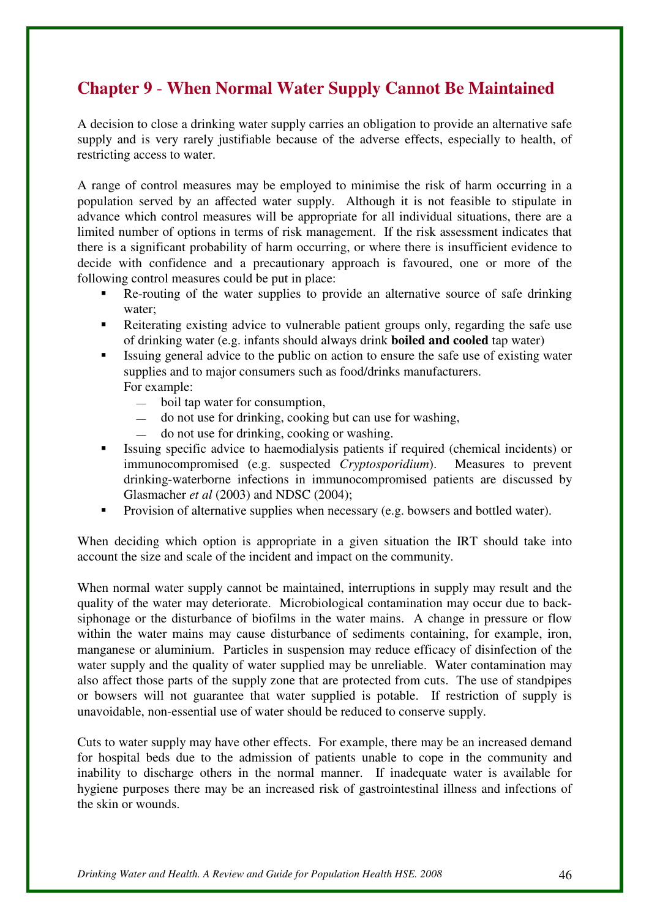# Chapter 9 - When Normal Water Supply Cannot Be Maintained

A decision to close a drinking water supply carries an obligation to provide an alternative safe supply and is very rarely justifiable because of the adverse effects, especially to health, of restricting access to water.

A range of control measures may be employed to minimise the risk of harm occurring in a population served by an affected water supply. Although it is not feasible to stipulate in advance which control measures will be appropriate for all individual situations, there are a limited number of options in terms of risk management. If the risk assessment indicates that there is a significant probability of harm occurring, or where there is insufficient evidence to decide with confidence and a precautionary approach is favoured, one or more of the following control measures could be put in place:

- Re-routing of the water supplies to provide an alternative source of safe drinking water;
- Reiterating existing advice to vulnerable patient groups only, regarding the safe use of drinking water (e.g. infants should always drink **boiled and cooled** tap water)
- Issuing general advice to the public on action to ensure the safe use of existing water supplies and to major consumers such as food/drinks manufacturers.
  For example:
  - boil tap water for consumption,
  - do not use for drinking, cooking but can use for washing,
  - do not use for drinking, cooking or washing.
- Issuing specific advice to haemodialysis patients if required (chemical incidents) or immunocompromised (e.g. suspected *Cryptosporidium*). Measures to prevent drinking-waterborne infections in immunocompromised patients are discussed by Glasmacher *et al* (2003) and NDSC (2004);
- Provision of alternative supplies when necessary (e.g. bowsers and bottled water).

When deciding which option is appropriate in a given situation the IRT should take into account the size and scale of the incident and impact on the community.

When normal water supply cannot be maintained, interruptions in supply may result and the quality of the water may deteriorate. Microbiological contamination may occur due to back-siphonage or the disturbance of biofilms in the water mains. A change in pressure or flow within the water mains may cause disturbance of sediments containing, for example, iron, manganese or aluminium. Particles in suspension may reduce efficacy of disinfection of the water supply and the quality of water supplied may be unreliable. Water contamination may also affect those parts of the supply zone that are protected from cuts. The use of standpipes or bowsers will not guarantee that water supplied is potable. If restriction of supply is unavoidable, non-essential use of water should be reduced to conserve supply.

Cuts to water supply may have other effects. For example, there may be an increased demand for hospital beds due to the admission of patients unable to cope in the community and inability to discharge others in the normal manner. If inadequate water is available for hygiene purposes there may be an increased risk of gastrointestinal illness and infections of the skin or wounds.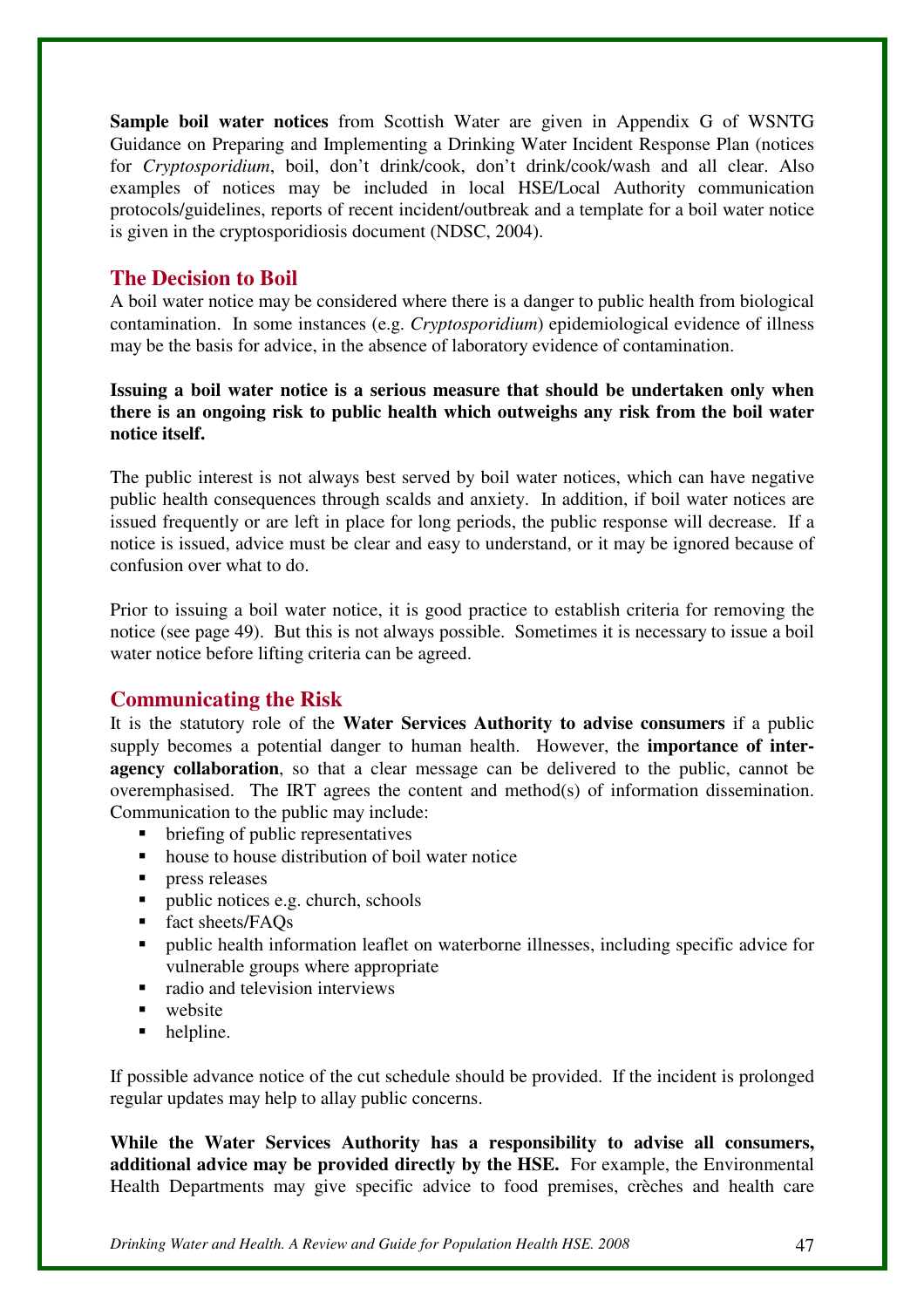**Sample boil water notices** from Scottish Water are given in Appendix G of WSNTG Guidance on Preparing and Implementing a Drinking Water Incident Response Plan (notices for *Cryptosporidium*, boil, don't drink/cook, don't drink/cook/wash and all clear. Also examples of notices may be included in local HSE/Local Authority communication protocols/guidelines, reports of recent incident/outbreak and a template for a boil water notice is given in the cryptosporidiosis document (NDSC, 2004).

## The Decision to Boil

A boil water notice may be considered where there is a danger to public health from biological contamination. In some instances (e.g. *Cryptosporidium*) epidemiological evidence of illness may be the basis for advice, in the absence of laboratory evidence of contamination.

**Issuing a boil water notice is a serious measure that should be undertaken only when there is an ongoing risk to public health which outweighs any risk from the boil water notice itself.**

The public interest is not always best served by boil water notices, which can have negative public health consequences through scalds and anxiety. In addition, if boil water notices are issued frequently or are left in place for long periods, the public response will decrease. If a notice is issued, advice must be clear and easy to understand, or it may be ignored because of confusion over what to do.

Prior to issuing a boil water notice, it is good practice to establish criteria for removing the notice (see page 49). But this is not always possible. Sometimes it is necessary to issue a boil water notice before lifting criteria can be agreed.

## Communicating the Risk

It is the statutory role of the **Water Services Authority to advise consumers** if a public supply becomes a potential danger to human health. However, the **importance of inter-agency collaboration**, so that a clear message can be delivered to the public, cannot be overemphasised. The IRT agrees the content and method(s) of information dissemination. Communication to the public may include:

- briefing of public representatives
- house to house distribution of boil water notice
- press releases
- public notices e.g. church, schools
- fact sheets/FAQs
- public health information leaflet on waterborne illnesses, including specific advice for vulnerable groups where appropriate
- radio and television interviews
- website
- helpline.

If possible advance notice of the cut schedule should be provided. If the incident is prolonged regular updates may help to allay public concerns.

**While the Water Services Authority has a responsibility to advise all consumers, additional advice may be provided directly by the HSE.** For example, the Environmental Health Departments may give specific advice to food premises, crèches and health care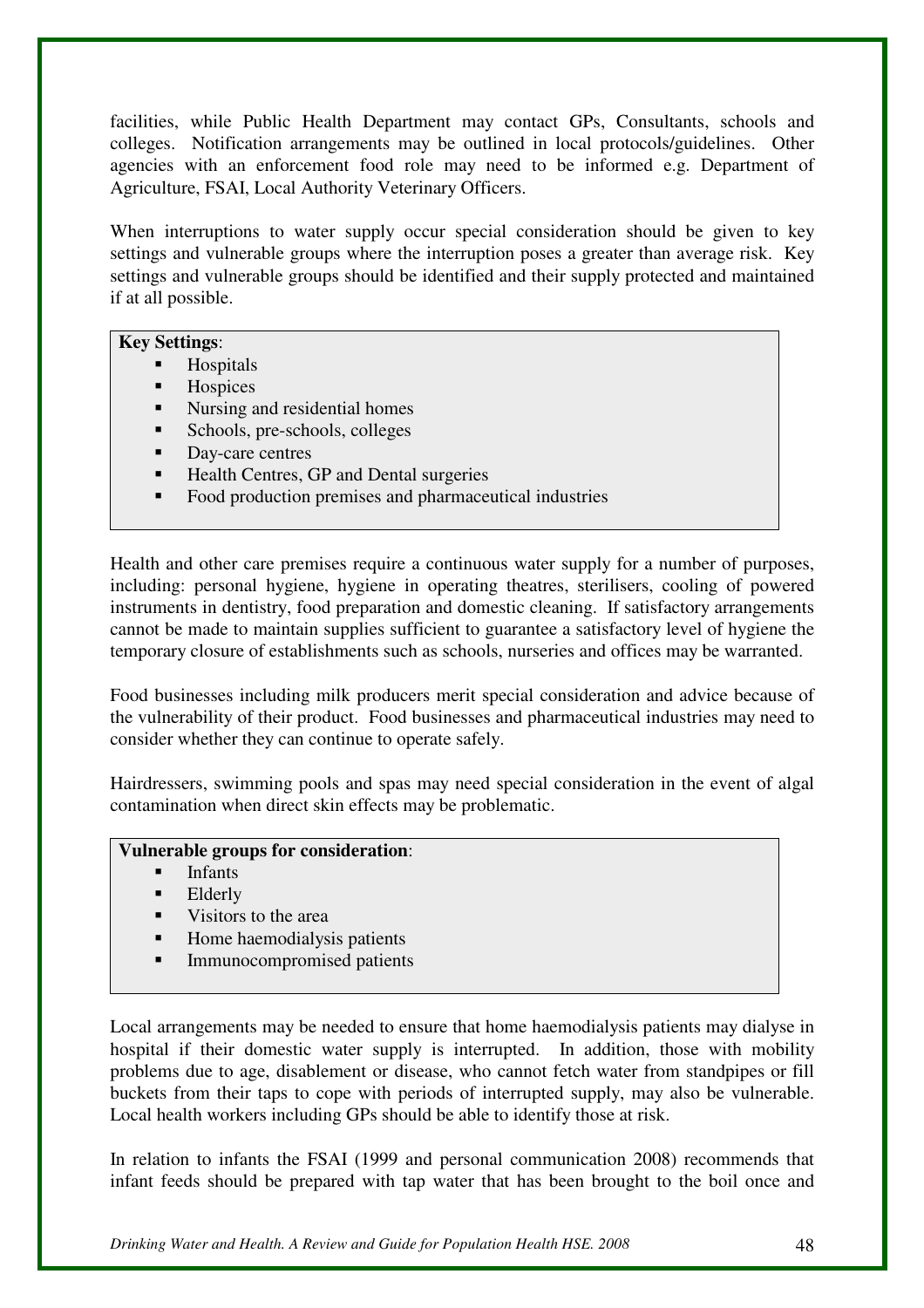facilities, while Public Health Department may contact GPs, Consultants, schools and colleges. Notification arrangements may be outlined in local protocols/guidelines. Other agencies with an enforcement food role may need to be informed e.g. Department of Agriculture, FSAI, Local Authority Veterinary Officers.

When interruptions to water supply occur special consideration should be given to key settings and vulnerable groups where the interruption poses a greater than average risk. Key settings and vulnerable groups should be identified and their supply protected and maintained if at all possible.

**Key Settings**:

- Hospitals
- Hospices
- Nursing and residential homes
- Schools, pre-schools, colleges
- Day-care centres
- Health Centres, GP and Dental surgeries
- Food production premises and pharmaceutical industries

Health and other care premises require a continuous water supply for a number of purposes, including: personal hygiene, hygiene in operating theatres, sterilisers, cooling of powered instruments in dentistry, food preparation and domestic cleaning. If satisfactory arrangements cannot be made to maintain supplies sufficient to guarantee a satisfactory level of hygiene the temporary closure of establishments such as schools, nurseries and offices may be warranted.

Food businesses including milk producers merit special consideration and advice because of the vulnerability of their product. Food businesses and pharmaceutical industries may need to consider whether they can continue to operate safely.

Hairdressers, swimming pools and spas may need special consideration in the event of algal contamination when direct skin effects may be problematic.

**Vulnerable groups for consideration**:

- Infants
- Elderly
- Visitors to the area
- Home haemodialysis patients
- Immunocompromised patients

Local arrangements may be needed to ensure that home haemodialysis patients may dialyse in hospital if their domestic water supply is interrupted. In addition, those with mobility problems due to age, disablement or disease, who cannot fetch water from standpipes or fill buckets from their taps to cope with periods of interrupted supply, may also be vulnerable. Local health workers including GPs should be able to identify those at risk.

In relation to infants the FSAI (1999 and personal communication 2008) recommends that infant feeds should be prepared with tap water that has been brought to the boil once and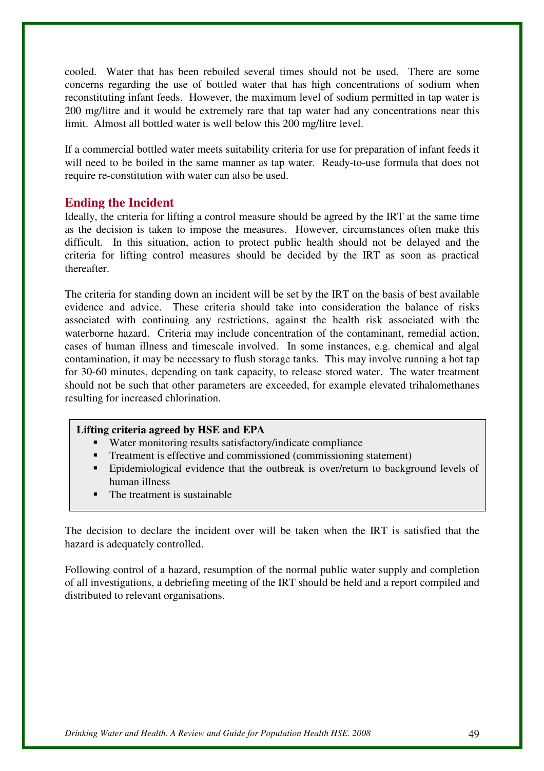cooled. Water that has been reboiled several times should not be used. There are some concerns regarding the use of bottled water that has high concentrations of sodium when reconstituting infant feeds. However, the maximum level of sodium permitted in tap water is 200 mg/litre and it would be extremely rare that tap water had any concentrations near this limit. Almost all bottled water is well below this 200 mg/litre level.

If a commercial bottled water meets suitability criteria for use for preparation of infant feeds it will need to be boiled in the same manner as tap water. Ready-to-use formula that does not require re-constitution with water can also be used.

## Ending the Incident

Ideally, the criteria for lifting a control measure should be agreed by the IRT at the same time as the decision is taken to impose the measures. However, circumstances often make this difficult. In this situation, action to protect public health should not be delayed and the criteria for lifting control measures should be decided by the IRT as soon as practical thereafter.

The criteria for standing down an incident will be set by the IRT on the basis of best available evidence and advice. These criteria should take into consideration the balance of risks associated with continuing any restrictions, against the health risk associated with the waterborne hazard. Criteria may include concentration of the contaminant, remedial action, cases of human illness and timescale involved. In some instances, e.g. chemical and algal contamination, it may be necessary to flush storage tanks. This may involve running a hot tap for 30-60 minutes, depending on tank capacity, to release stored water. The water treatment should not be such that other parameters are exceeded, for example elevated trihalomethanes resulting for increased chlorination.

**Lifting criteria agreed by HSE and EPA**

- Water monitoring results satisfactory/indicate compliance
- Treatment is effective and commissioned (commissioning statement)
- Epidemiological evidence that the outbreak is over/return to background levels of human illness
- The treatment is sustainable

The decision to declare the incident over will be taken when the IRT is satisfied that the hazard is adequately controlled.

Following control of a hazard, resumption of the normal public water supply and completion of all investigations, a debriefing meeting of the IRT should be held and a report compiled and distributed to relevant organisations.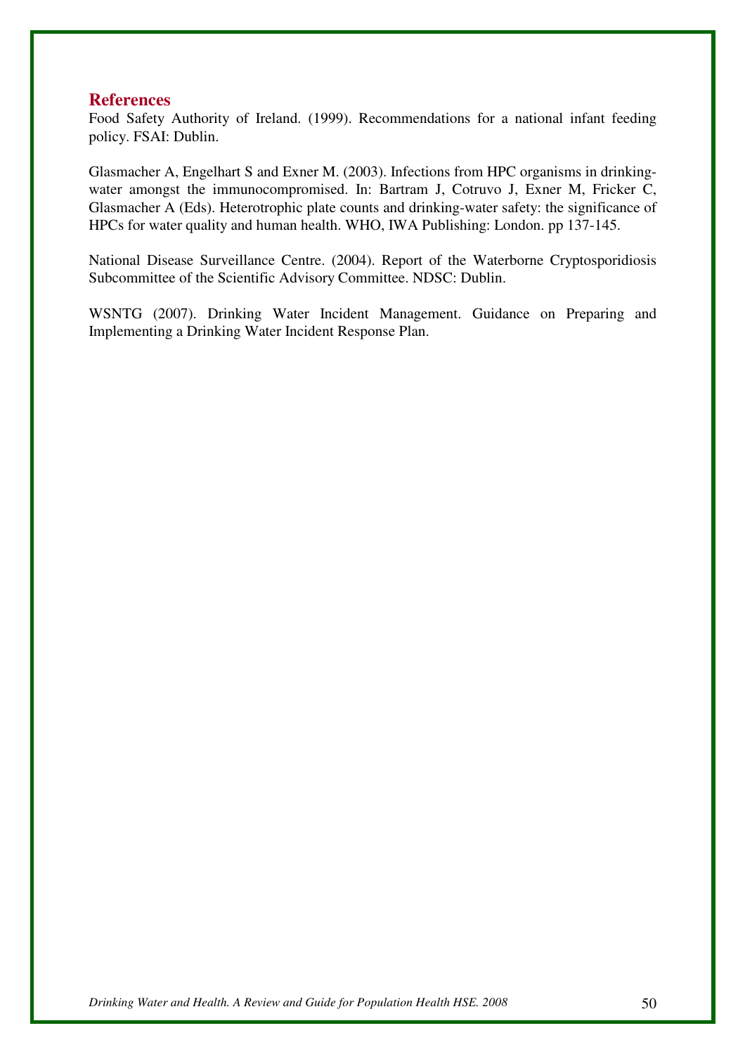## References

Food Safety Authority of Ireland. (1999). Recommendations for a national infant feeding policy. FSAI: Dublin.

Glasmacher A, Engelhart S and Exner M. (2003). Infections from HPC organisms in drinking-water amongst the immunocompromised. In: Bartram J, Cotruvo J, Exner M, Fricker C, Glasmacher A (Eds). Heterotrophic plate counts and drinking-water safety: the significance of HPCs for water quality and human health. WHO, IWA Publishing: London. pp 137-145.

National Disease Surveillance Centre. (2004). Report of the Waterborne Cryptosporidiosis Subcommittee of the Scientific Advisory Committee. NDSC: Dublin.

WSNTG (2007). Drinking Water Incident Management. Guidance on Preparing and Implementing a Drinking Water Incident Response Plan.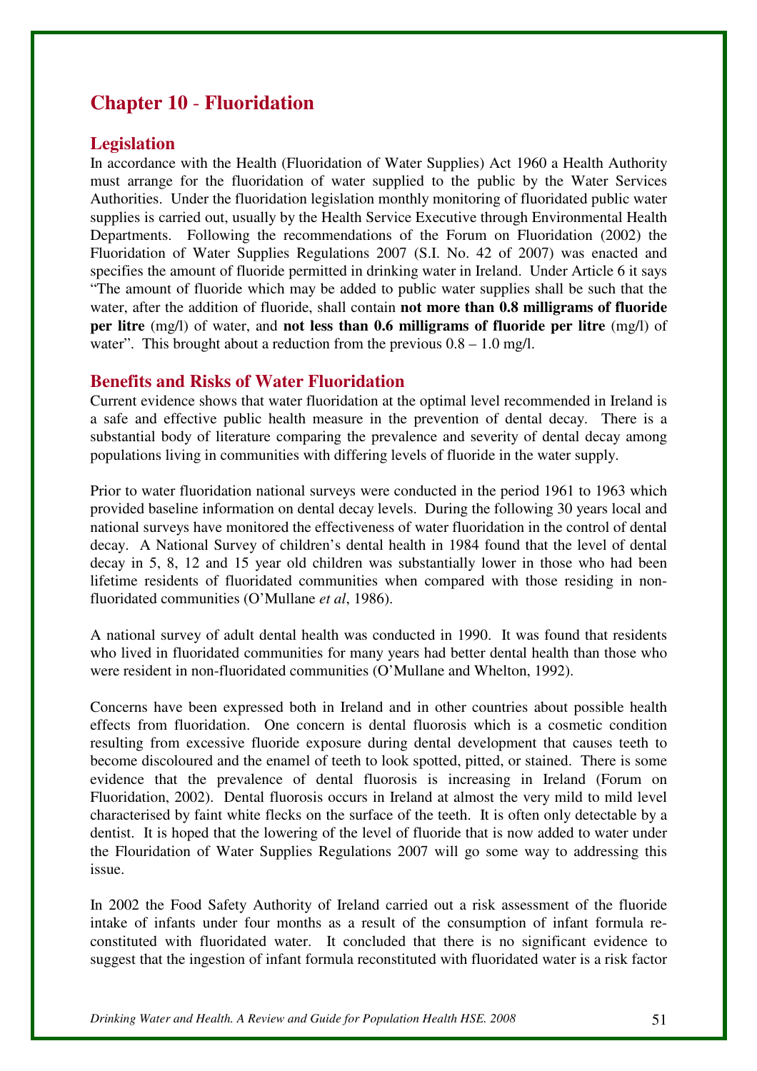# Chapter 10 - Fluoridation

## Legislation

In accordance with the Health (Fluoridation of Water Supplies) Act 1960 a Health Authority must arrange for the fluoridation of water supplied to the public by the Water Services Authorities. Under the fluoridation legislation monthly monitoring of fluoridated public water supplies is carried out, usually by the Health Service Executive through Environmental Health Departments. Following the recommendations of the Forum on Fluoridation (2002) the Fluoridation of Water Supplies Regulations 2007 (S.I. No. 42 of 2007) was enacted and specifies the amount of fluoride permitted in drinking water in Ireland. Under Article 6 it says "The amount of fluoride which may be added to public water supplies shall be such that the water, after the addition of fluoride, shall contain **not more than 0.8 milligrams of fluoride per litre** (mg/l) of water, and **not less than 0.6 milligrams of fluoride per litre** (mg/l) of water". This brought about a reduction from the previous 0.8 – 1.0 mg/l.

## Benefits and Risks of Water Fluoridation

Current evidence shows that water fluoridation at the optimal level recommended in Ireland is a safe and effective public health measure in the prevention of dental decay. There is a substantial body of literature comparing the prevalence and severity of dental decay among populations living in communities with differing levels of fluoride in the water supply.

Prior to water fluoridation national surveys were conducted in the period 1961 to 1963 which provided baseline information on dental decay levels. During the following 30 years local and national surveys have monitored the effectiveness of water fluoridation in the control of dental decay. A National Survey of children's dental health in 1984 found that the level of dental decay in 5, 8, 12 and 15 year old children was substantially lower in those who had been lifetime residents of fluoridated communities when compared with those residing in non-fluoridated communities (O'Mullane *et al*, 1986).

A national survey of adult dental health was conducted in 1990. It was found that residents who lived in fluoridated communities for many years had better dental health than those who were resident in non-fluoridated communities (O'Mullane and Whelton, 1992).

Concerns have been expressed both in Ireland and in other countries about possible health effects from fluoridation. One concern is dental fluorosis which is a cosmetic condition resulting from excessive fluoride exposure during dental development that causes teeth to become discoloured and the enamel of teeth to look spotted, pitted, or stained. There is some evidence that the prevalence of dental fluorosis is increasing in Ireland (Forum on Fluoridation, 2002). Dental fluorosis occurs in Ireland at almost the very mild to mild level characterised by faint white flecks on the surface of the teeth. It is often only detectable by a dentist. It is hoped that the lowering of the level of fluoride that is now added to water under the Flouridation of Water Supplies Regulations 2007 will go some way to addressing this issue.

In 2002 the Food Safety Authority of Ireland carried out a risk assessment of the fluoride intake of infants under four months as a result of the consumption of infant formula re-constituted with fluoridated water. It concluded that there is no significant evidence to suggest that the ingestion of infant formula reconstituted with fluoridated water is a risk factor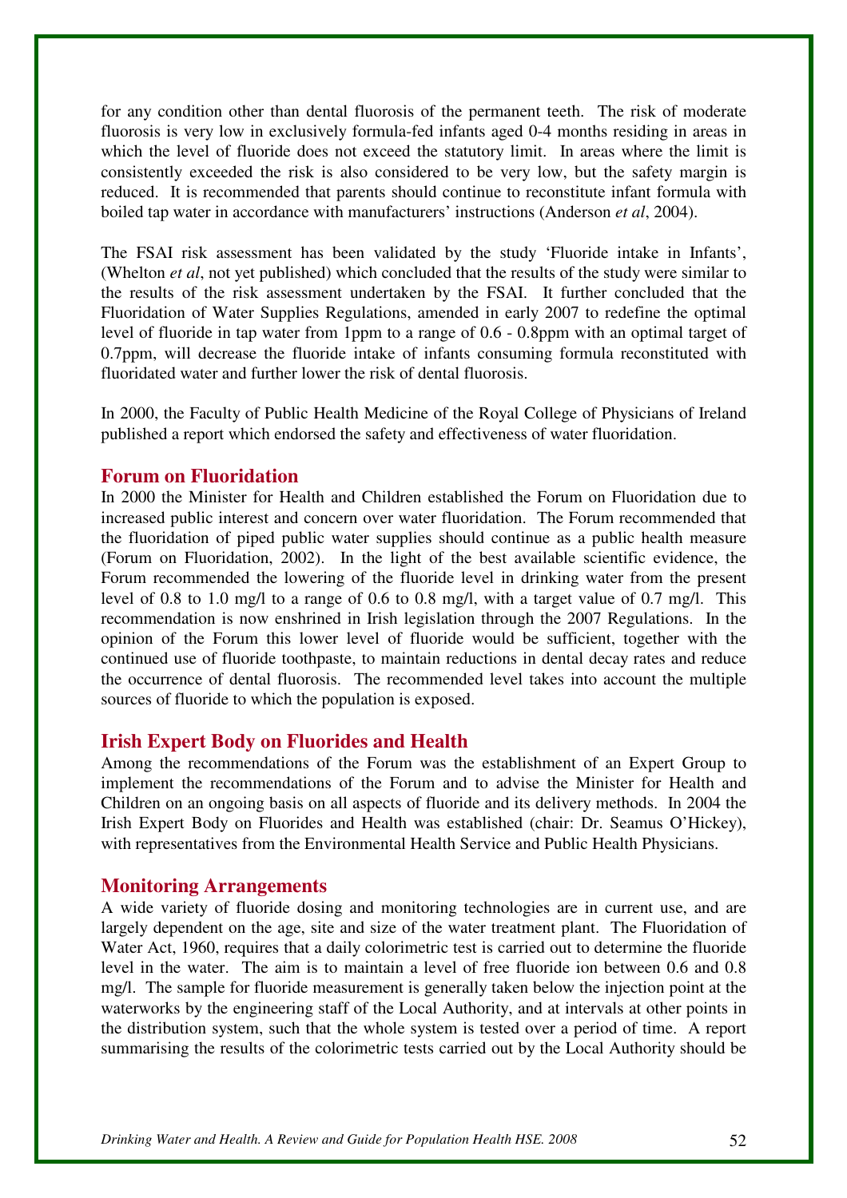for any condition other than dental fluorosis of the permanent teeth. The risk of moderate fluorosis is very low in exclusively formula-fed infants aged 0-4 months residing in areas in which the level of fluoride does not exceed the statutory limit. In areas where the limit is consistently exceeded the risk is also considered to be very low, but the safety margin is reduced. It is recommended that parents should continue to reconstitute infant formula with boiled tap water in accordance with manufacturers' instructions (Anderson *et al*, 2004).

The FSAI risk assessment has been validated by the study 'Fluoride intake in Infants', (Whelton *et al*, not yet published) which concluded that the results of the study were similar to the results of the risk assessment undertaken by the FSAI. It further concluded that the Fluoridation of Water Supplies Regulations, amended in early 2007 to redefine the optimal level of fluoride in tap water from 1ppm to a range of 0.6 - 0.8ppm with an optimal target of 0.7ppm, will decrease the fluoride intake of infants consuming formula reconstituted with fluoridated water and further lower the risk of dental fluorosis.

In 2000, the Faculty of Public Health Medicine of the Royal College of Physicians of Ireland published a report which endorsed the safety and effectiveness of water fluoridation.

## Forum on Fluoridation

In 2000 the Minister for Health and Children established the Forum on Fluoridation due to increased public interest and concern over water fluoridation. The Forum recommended that the fluoridation of piped public water supplies should continue as a public health measure (Forum on Fluoridation, 2002). In the light of the best available scientific evidence, the Forum recommended the lowering of the fluoride level in drinking water from the present level of 0.8 to 1.0 mg/l to a range of 0.6 to 0.8 mg/l, with a target value of 0.7 mg/l. This recommendation is now enshrined in Irish legislation through the 2007 Regulations. In the opinion of the Forum this lower level of fluoride would be sufficient, together with the continued use of fluoride toothpaste, to maintain reductions in dental decay rates and reduce the occurrence of dental fluorosis. The recommended level takes into account the multiple sources of fluoride to which the population is exposed.

## Irish Expert Body on Fluorides and Health

Among the recommendations of the Forum was the establishment of an Expert Group to implement the recommendations of the Forum and to advise the Minister for Health and Children on an ongoing basis on all aspects of fluoride and its delivery methods. In 2004 the Irish Expert Body on Fluorides and Health was established (chair: Dr. Seamus O'Hickey), with representatives from the Environmental Health Service and Public Health Physicians.

## Monitoring Arrangements

A wide variety of fluoride dosing and monitoring technologies are in current use, and are largely dependent on the age, site and size of the water treatment plant. The Fluoridation of Water Act, 1960, requires that a daily colorimetric test is carried out to determine the fluoride level in the water. The aim is to maintain a level of free fluoride ion between 0.6 and 0.8 mg/l. The sample for fluoride measurement is generally taken below the injection point at the waterworks by the engineering staff of the Local Authority, and at intervals at other points in the distribution system, such that the whole system is tested over a period of time. A report summarising the results of the colorimetric tests carried out by the Local Authority should be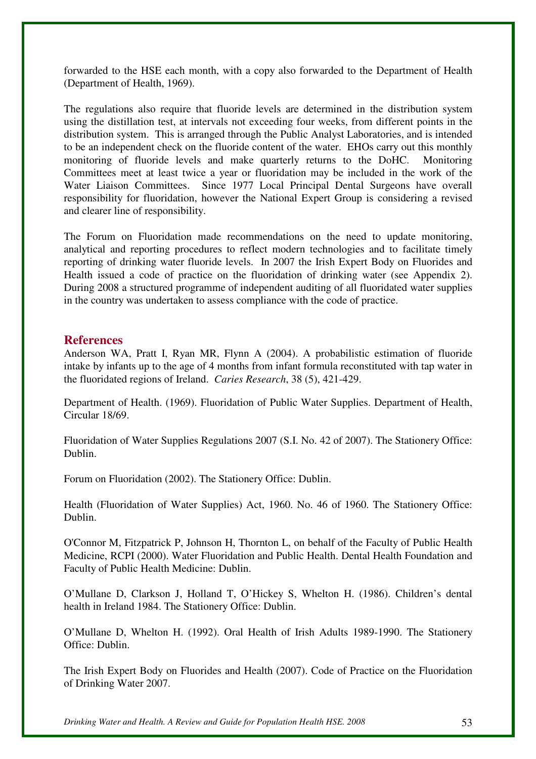forwarded to the HSE each month, with a copy also forwarded to the Department of Health (Department of Health, 1969).

The regulations also require that fluoride levels are determined in the distribution system using the distillation test, at intervals not exceeding four weeks, from different points in the distribution system. This is arranged through the Public Analyst Laboratories, and is intended to be an independent check on the fluoride content of the water. EHOs carry out this monthly monitoring of fluoride levels and make quarterly returns to the DoHC. Monitoring Committees meet at least twice a year or fluoridation may be included in the work of the Water Liaison Committees. Since 1977 Local Principal Dental Surgeons have overall responsibility for fluoridation, however the National Expert Group is considering a revised and clearer line of responsibility.

The Forum on Fluoridation made recommendations on the need to update monitoring, analytical and reporting procedures to reflect modern technologies and to facilitate timely reporting of drinking water fluoride levels. In 2007 the Irish Expert Body on Fluorides and Health issued a code of practice on the fluoridation of drinking water (see Appendix 2). During 2008 a structured programme of independent auditing of all fluoridated water supplies in the country was undertaken to assess compliance with the code of practice.

## References

Anderson WA, Pratt I, Ryan MR, Flynn A (2004). A probabilistic estimation of fluoride intake by infants up to the age of 4 months from infant formula reconstituted with tap water in the fluoridated regions of Ireland. *Caries Research*, 38 (5), 421-429.

Department of Health. (1969). Fluoridation of Public Water Supplies. Department of Health, Circular 18/69.

Fluoridation of Water Supplies Regulations 2007 (S.I. No. 42 of 2007). The Stationery Office: Dublin.

Forum on Fluoridation (2002). The Stationery Office: Dublin.

Health (Fluoridation of Water Supplies) Act, 1960. No. 46 of 1960. The Stationery Office: Dublin.

O'Connor M, Fitzpatrick P, Johnson H, Thornton L, on behalf of the Faculty of Public Health Medicine, RCPI (2000). Water Fluoridation and Public Health. Dental Health Foundation and Faculty of Public Health Medicine: Dublin.

O'Mullane D, Clarkson J, Holland T, O'Hickey S, Whelton H. (1986). Children's dental health in Ireland 1984. The Stationery Office: Dublin.

O'Mullane D, Whelton H. (1992). Oral Health of Irish Adults 1989-1990. The Stationery Office: Dublin.

The Irish Expert Body on Fluorides and Health (2007). Code of Practice on the Fluoridation of Drinking Water 2007.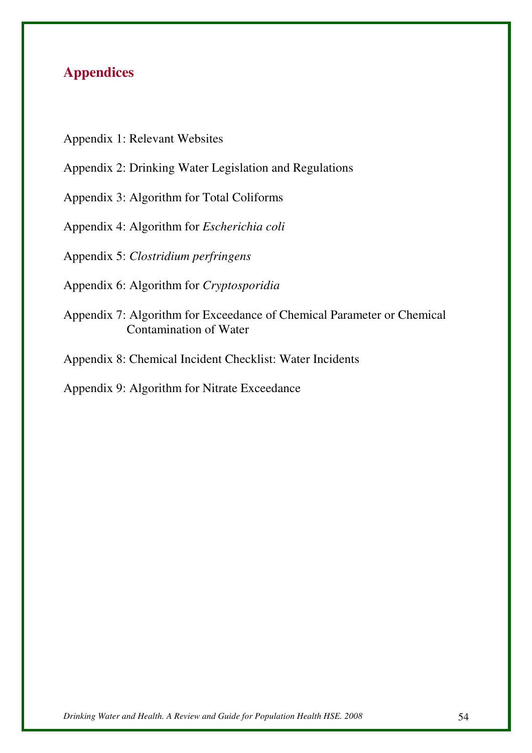## Appendices

Appendix 1: Relevant Websites

Appendix 2: Drinking Water Legislation and Regulations

Appendix 3: Algorithm for Total Coliforms

Appendix 4: Algorithm for *Escherichia coli*

Appendix 5: *Clostridium perfringens*

Appendix 6: Algorithm for *Cryptosporidia*

Appendix 7: Algorithm for Exceedance of Chemical Parameter or Chemical Contamination of Water

Appendix 8: Chemical Incident Checklist: Water Incidents

Appendix 9: Algorithm for Nitrate Exceedance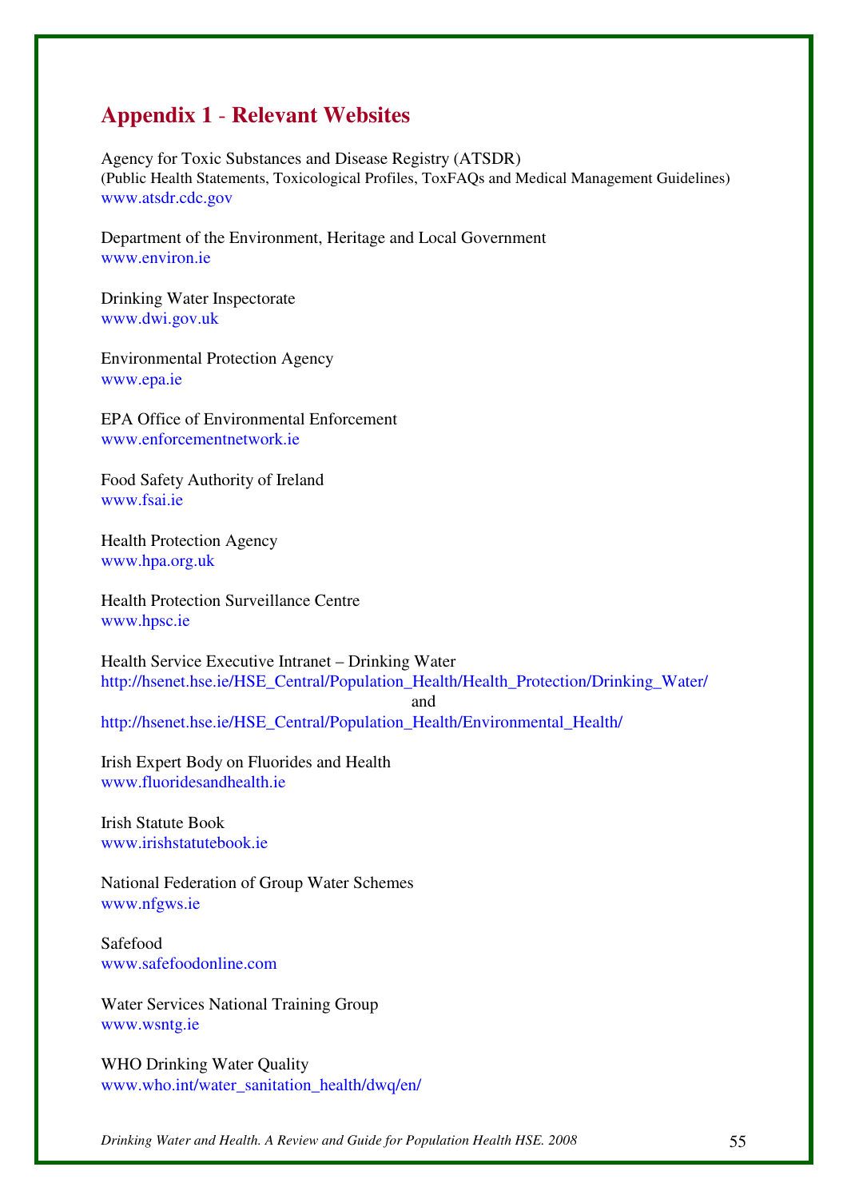# Appendix 1 - Relevant Websites

Agency for Toxic Substances and Disease Registry (ATSDR)
(Public Health Statements, Toxicological Profiles, ToxFAQs and Medical Management Guidelines)
www.atsdr.cdc.gov

Department of the Environment, Heritage and Local Government
www.environ.ie

Drinking Water Inspectorate
www.dwi.gov.uk

Environmental Protection Agency
www.epa.ie

EPA Office of Environmental Enforcement
www.enforcementnetwork.ie

Food Safety Authority of Ireland
www.fsai.ie

Health Protection Agency
www.hpa.org.uk

Health Protection Surveillance Centre
www.hpsc.ie

Health Service Executive Intranet – Drinking Water
http://hsenet.hse.ie/HSE_Central/Population_Health/Health_Protection/Drinking_Water/
and
http://hsenet.hse.ie/HSE_Central/Population_Health/Environmental_Health/

Irish Expert Body on Fluorides and Health
www.fluoridesandhealth.ie

Irish Statute Book
www.irishstatutebook.ie

National Federation of Group Water Schemes
www.nfgws.ie

Safefood
www.safefoodonline.com

Water Services National Training Group
www.wsntg.ie

WHO Drinking Water Quality
www.who.int/water_sanitation_health/dwq/en/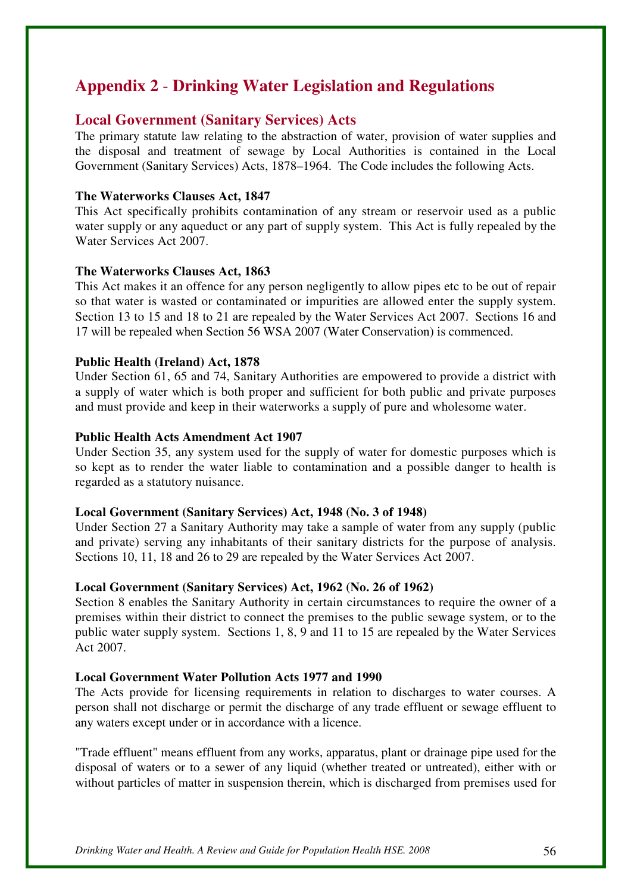# Appendix 2 - Drinking Water Legislation and Regulations

## Local Government (Sanitary Services) Acts

The primary statute law relating to the abstraction of water, provision of water supplies and the disposal and treatment of sewage by Local Authorities is contained in the Local Government (Sanitary Services) Acts, 1878–1964. The Code includes the following Acts.

**The Waterworks Clauses Act, 1847**

This Act specifically prohibits contamination of any stream or reservoir used as a public water supply or any aqueduct or any part of supply system. This Act is fully repealed by the Water Services Act 2007.

**The Waterworks Clauses Act, 1863**

This Act makes it an offence for any person negligently to allow pipes etc to be out of repair so that water is wasted or contaminated or impurities are allowed enter the supply system. Section 13 to 15 and 18 to 21 are repealed by the Water Services Act 2007. Sections 16 and 17 will be repealed when Section 56 WSA 2007 (Water Conservation) is commenced.

**Public Health (Ireland) Act, 1878**

Under Section 61, 65 and 74, Sanitary Authorities are empowered to provide a district with a supply of water which is both proper and sufficient for both public and private purposes and must provide and keep in their waterworks a supply of pure and wholesome water.

**Public Health Acts Amendment Act 1907**

Under Section 35, any system used for the supply of water for domestic purposes which is so kept as to render the water liable to contamination and a possible danger to health is regarded as a statutory nuisance.

**Local Government (Sanitary Services) Act, 1948 (No. 3 of 1948)**

Under Section 27 a Sanitary Authority may take a sample of water from any supply (public and private) serving any inhabitants of their sanitary districts for the purpose of analysis. Sections 10, 11, 18 and 26 to 29 are repealed by the Water Services Act 2007.

**Local Government (Sanitary Services) Act, 1962 (No. 26 of 1962)**

Section 8 enables the Sanitary Authority in certain circumstances to require the owner of a premises within their district to connect the premises to the public sewage system, or to the public water supply system. Sections 1, 8, 9 and 11 to 15 are repealed by the Water Services Act 2007.

**Local Government Water Pollution Acts 1977 and 1990**

The Acts provide for licensing requirements in relation to discharges to water courses. A person shall not discharge or permit the discharge of any trade effluent or sewage effluent to any waters except under or in accordance with a licence.

"Trade effluent" means effluent from any works, apparatus, plant or drainage pipe used for the disposal of waters or to a sewer of any liquid (whether treated or untreated), either with or without particles of matter in suspension therein, which is discharged from premises used for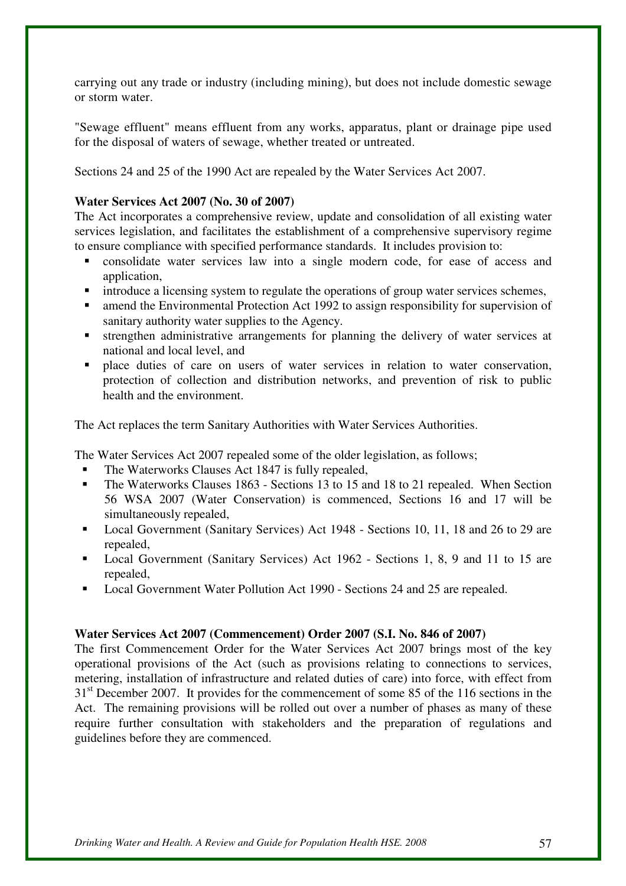carrying out any trade or industry (including mining), but does not include domestic sewage or storm water.

"Sewage effluent" means effluent from any works, apparatus, plant or drainage pipe used for the disposal of waters of sewage, whether treated or untreated.

Sections 24 and 25 of the 1990 Act are repealed by the Water Services Act 2007.

**Water Services Act 2007 (No. 30 of 2007)**

The Act incorporates a comprehensive review, update and consolidation of all existing water services legislation, and facilitates the establishment of a comprehensive supervisory regime to ensure compliance with specified performance standards. It includes provision to:

- consolidate water services law into a single modern code, for ease of access and application,
- introduce a licensing system to regulate the operations of group water services schemes,
- amend the Environmental Protection Act 1992 to assign responsibility for supervision of sanitary authority water supplies to the Agency.
- strengthen administrative arrangements for planning the delivery of water services at national and local level, and
- place duties of care on users of water services in relation to water conservation, protection of collection and distribution networks, and prevention of risk to public health and the environment.

The Act replaces the term Sanitary Authorities with Water Services Authorities.

The Water Services Act 2007 repealed some of the older legislation, as follows;

- The Waterworks Clauses Act 1847 is fully repealed,
- The Waterworks Clauses 1863 - Sections 13 to 15 and 18 to 21 repealed. When Section 56 WSA 2007 (Water Conservation) is commenced, Sections 16 and 17 will be simultaneously repealed,
- Local Government (Sanitary Services) Act 1948 - Sections 10, 11, 18 and 26 to 29 are repealed,
- Local Government (Sanitary Services) Act 1962 - Sections 1, 8, 9 and 11 to 15 are repealed,
- Local Government Water Pollution Act 1990 - Sections 24 and 25 are repealed.

**Water Services Act 2007 (Commencement) Order 2007 (S.I. No. 846 of 2007)**

The first Commencement Order for the Water Services Act 2007 brings most of the key operational provisions of the Act (such as provisions relating to connections to services, metering, installation of infrastructure and related duties of care) into force, with effect from 31st December 2007. It provides for the commencement of some 85 of the 116 sections in the Act. The remaining provisions will be rolled out over a number of phases as many of these require further consultation with stakeholders and the preparation of regulations and guidelines before they are commenced.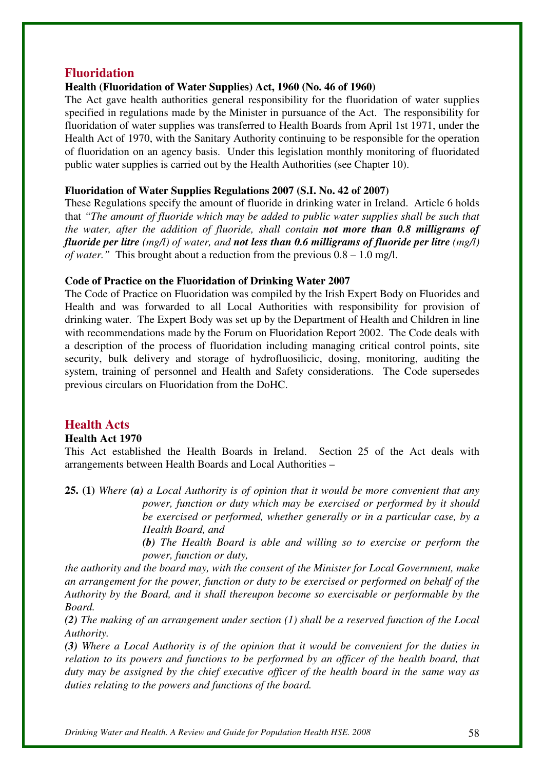## Fluoridation

### Health (Fluoridation of Water Supplies) Act, 1960 (No. 46 of 1960)

The Act gave health authorities general responsibility for the fluoridation of water supplies specified in regulations made by the Minister in pursuance of the Act. The responsibility for fluoridation of water supplies was transferred to Health Boards from April 1st 1971, under the Health Act of 1970, with the Sanitary Authority continuing to be responsible for the operation of fluoridation on an agency basis. Under this legislation monthly monitoring of fluoridated public water supplies is carried out by the Health Authorities (see Chapter 10).

### Fluoridation of Water Supplies Regulations 2007 (S.I. No. 42 of 2007)

These Regulations specify the amount of fluoride in drinking water in Ireland. Article 6 holds that *"The amount of fluoride which may be added to public water supplies shall be such that the water, after the addition of fluoride, shall contain **not more than 0.8 milligrams of fluoride per litre** (mg/l) of water, and **not less than 0.6 milligrams of fluoride per litre** (mg/l) of water."* This brought about a reduction from the previous 0.8 – 1.0 mg/l.

### Code of Practice on the Fluoridation of Drinking Water 2007

The Code of Practice on Fluoridation was compiled by the Irish Expert Body on Fluorides and Health and was forwarded to all Local Authorities with responsibility for provision of drinking water. The Expert Body was set up by the Department of Health and Children in line with recommendations made by the Forum on Fluoridation Report 2002. The Code deals with a description of the process of fluoridation including managing critical control points, site security, bulk delivery and storage of hydrofluosilicic, dosing, monitoring, auditing the system, training of personnel and Health and Safety considerations. The Code supersedes previous circulars on Fluoridation from the DoHC.

## Health Acts

### Health Act 1970

This Act established the Health Boards in Ireland. Section 25 of the Act deals with arrangements between Health Boards and Local Authorities –

**25. (1)** *Where **(a)** a Local Authority is of opinion that it would be more convenient that any power, function or duty which may be exercised or performed by it should be exercised or performed, whether generally or in a particular case, by a Health Board, and*

*__(b)__ The Health Board is able and willing so to exercise or perform the power, function or duty,*

*the authority and the board may, with the consent of the Minister for Local Government, make an arrangement for the power, function or duty to be exercised or performed on behalf of the Authority by the Board, and it shall thereupon become so exercisable or performable by the Board.*

***(2)** The making of an arrangement under section (1) shall be a reserved function of the Local Authority.*

***(3)** Where a Local Authority is of the opinion that it would be convenient for the duties in relation to its powers and functions to be performed by an officer of the health board, that duty may be assigned by the chief executive officer of the health board in the same way as duties relating to the powers and functions of the board.*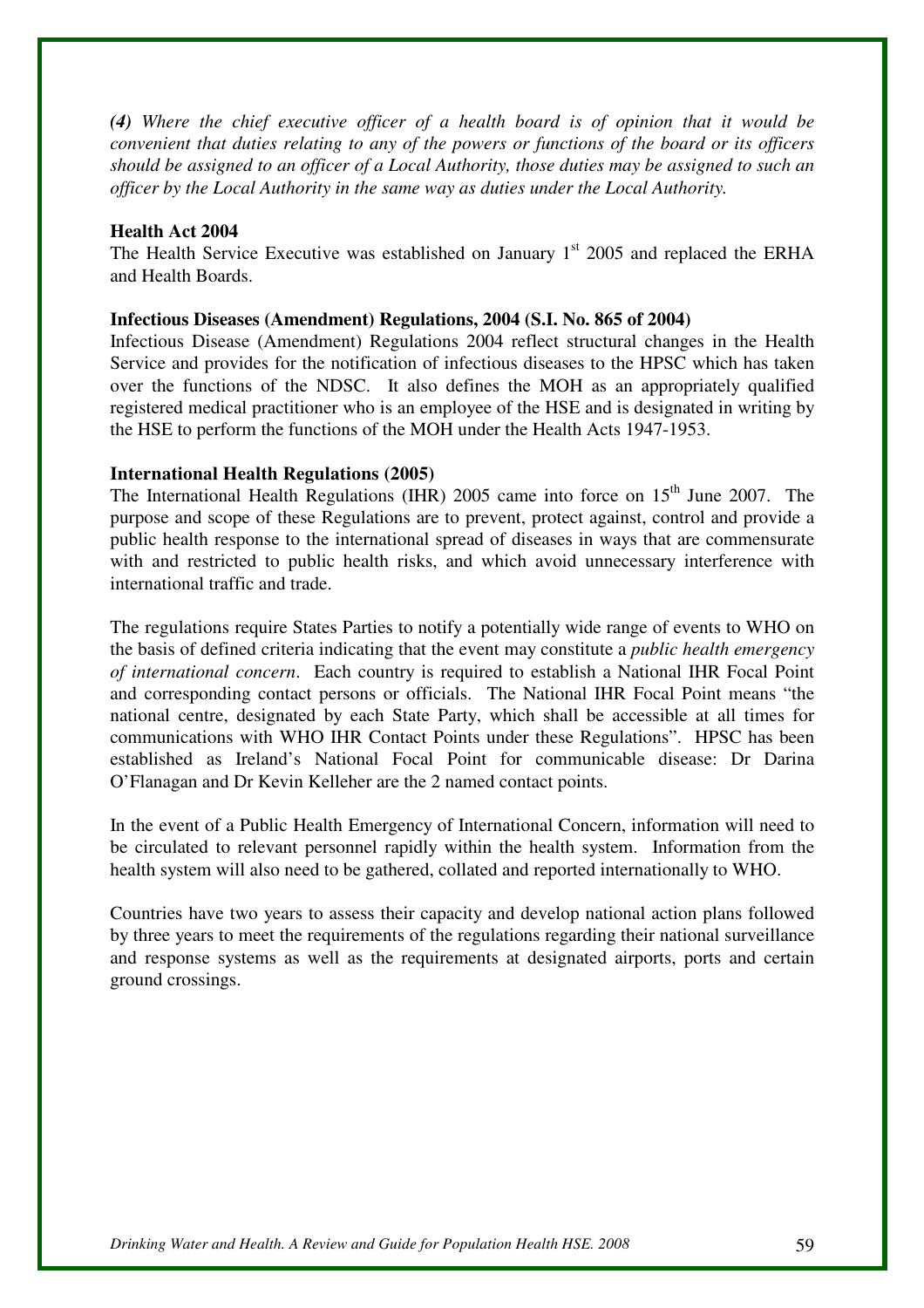*(4) Where the chief executive officer of a health board is of opinion that it would be convenient that duties relating to any of the powers or functions of the board or its officers should be assigned to an officer of a Local Authority, those duties may be assigned to such an officer by the Local Authority in the same way as duties under the Local Authority.*

**Health Act 2004**

The Health Service Executive was established on January 1st 2005 and replaced the ERHA and Health Boards.

**Infectious Diseases (Amendment) Regulations, 2004 (S.I. No. 865 of 2004)**

Infectious Disease (Amendment) Regulations 2004 reflect structural changes in the Health Service and provides for the notification of infectious diseases to the HPSC which has taken over the functions of the NDSC. It also defines the MOH as an appropriately qualified registered medical practitioner who is an employee of the HSE and is designated in writing by the HSE to perform the functions of the MOH under the Health Acts 1947-1953.

**International Health Regulations (2005)**

The International Health Regulations (IHR) 2005 came into force on 15th June 2007. The purpose and scope of these Regulations are to prevent, protect against, control and provide a public health response to the international spread of diseases in ways that are commensurate with and restricted to public health risks, and which avoid unnecessary interference with international traffic and trade.

The regulations require States Parties to notify a potentially wide range of events to WHO on the basis of defined criteria indicating that the event may constitute a *public health emergency of international concern*. Each country is required to establish a National IHR Focal Point and corresponding contact persons or officials. The National IHR Focal Point means "the national centre, designated by each State Party, which shall be accessible at all times for communications with WHO IHR Contact Points under these Regulations". HPSC has been established as Ireland's National Focal Point for communicable disease: Dr Darina O'Flanagan and Dr Kevin Kelleher are the 2 named contact points.

In the event of a Public Health Emergency of International Concern, information will need to be circulated to relevant personnel rapidly within the health system. Information from the health system will also need to be gathered, collated and reported internationally to WHO.

Countries have two years to assess their capacity and develop national action plans followed by three years to meet the requirements of the regulations regarding their national surveillance and response systems as well as the requirements at designated airports, ports and certain ground crossings.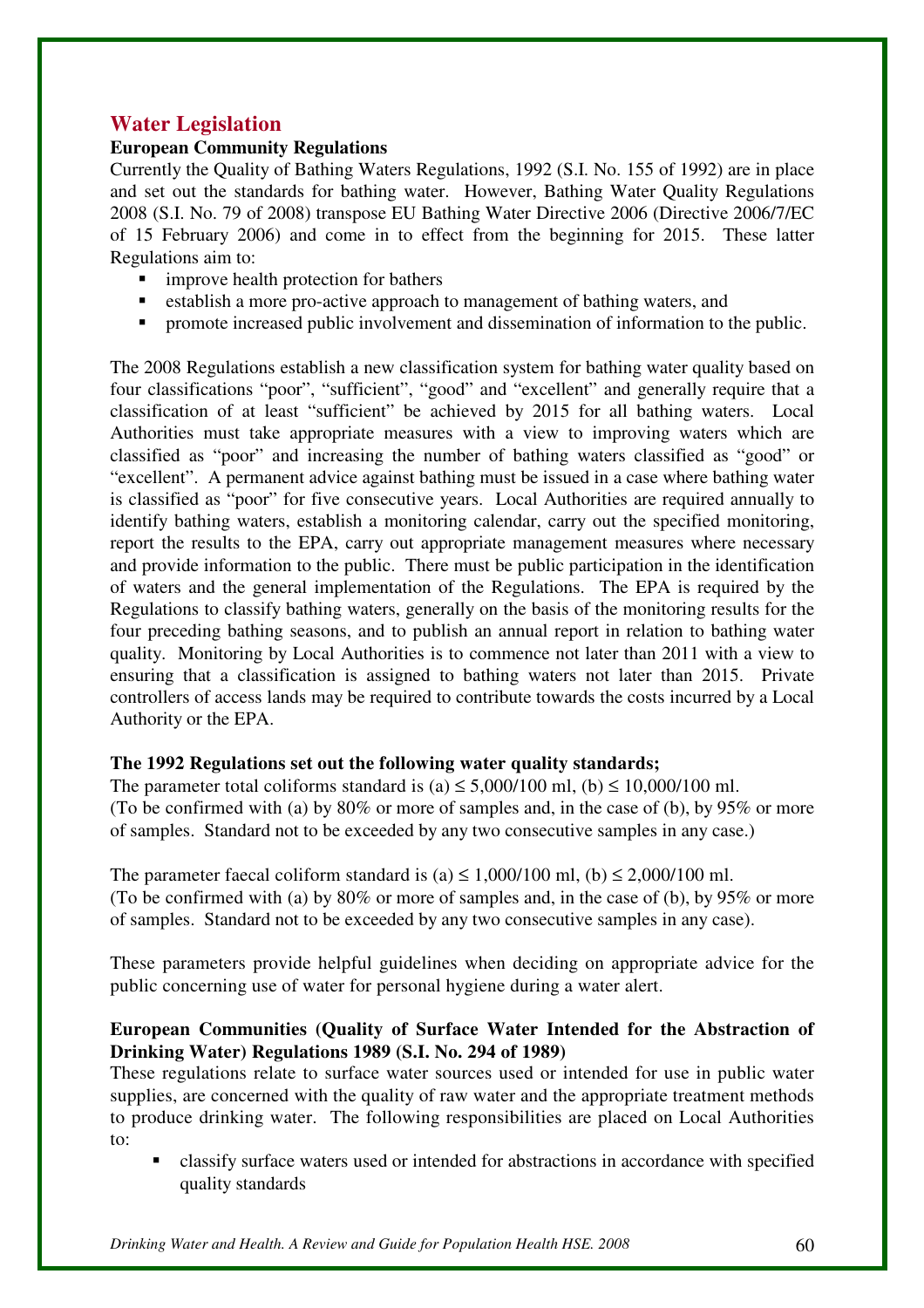## Water Legislation

**European Community Regulations**

Currently the Quality of Bathing Waters Regulations, 1992 (S.I. No. 155 of 1992) are in place and set out the standards for bathing water. However, Bathing Water Quality Regulations 2008 (S.I. No. 79 of 2008) transpose EU Bathing Water Directive 2006 (Directive 2006/7/EC of 15 February 2006) and come in to effect from the beginning for 2015. These latter Regulations aim to:

- improve health protection for bathers
- establish a more pro-active approach to management of bathing waters, and
- promote increased public involvement and dissemination of information to the public.

The 2008 Regulations establish a new classification system for bathing water quality based on four classifications "poor", "sufficient", "good" and "excellent" and generally require that a classification of at least "sufficient" be achieved by 2015 for all bathing waters. Local Authorities must take appropriate measures with a view to improving waters which are classified as "poor" and increasing the number of bathing waters classified as "good" or "excellent". A permanent advice against bathing must be issued in a case where bathing water is classified as "poor" for five consecutive years. Local Authorities are required annually to identify bathing waters, establish a monitoring calendar, carry out the specified monitoring, report the results to the EPA, carry out appropriate management measures where necessary and provide information to the public. There must be public participation in the identification of waters and the general implementation of the Regulations. The EPA is required by the Regulations to classify bathing waters, generally on the basis of the monitoring results for the four preceding bathing seasons, and to publish an annual report in relation to bathing water quality. Monitoring by Local Authorities is to commence not later than 2011 with a view to ensuring that a classification is assigned to bathing waters not later than 2015. Private controllers of access lands may be required to contribute towards the costs incurred by a Local Authority or the EPA.

**The 1992 Regulations set out the following water quality standards;**

The parameter total coliforms standard is (a) ≤ 5,000/100 ml, (b) ≤ 10,000/100 ml.
(To be confirmed with (a) by 80% or more of samples and, in the case of (b), by 95% or more of samples. Standard not to be exceeded by any two consecutive samples in any case.)

The parameter faecal coliform standard is (a) ≤ 1,000/100 ml, (b) ≤ 2,000/100 ml.
(To be confirmed with (a) by 80% or more of samples and, in the case of (b), by 95% or more of samples. Standard not to be exceeded by any two consecutive samples in any case).

These parameters provide helpful guidelines when deciding on appropriate advice for the public concerning use of water for personal hygiene during a water alert.

**European Communities (Quality of Surface Water Intended for the Abstraction of Drinking Water) Regulations 1989 (S.I. No. 294 of 1989)**

These regulations relate to surface water sources used or intended for use in public water supplies, are concerned with the quality of raw water and the appropriate treatment methods to produce drinking water. The following responsibilities are placed on Local Authorities to:

- classify surface waters used or intended for abstractions in accordance with specified quality standards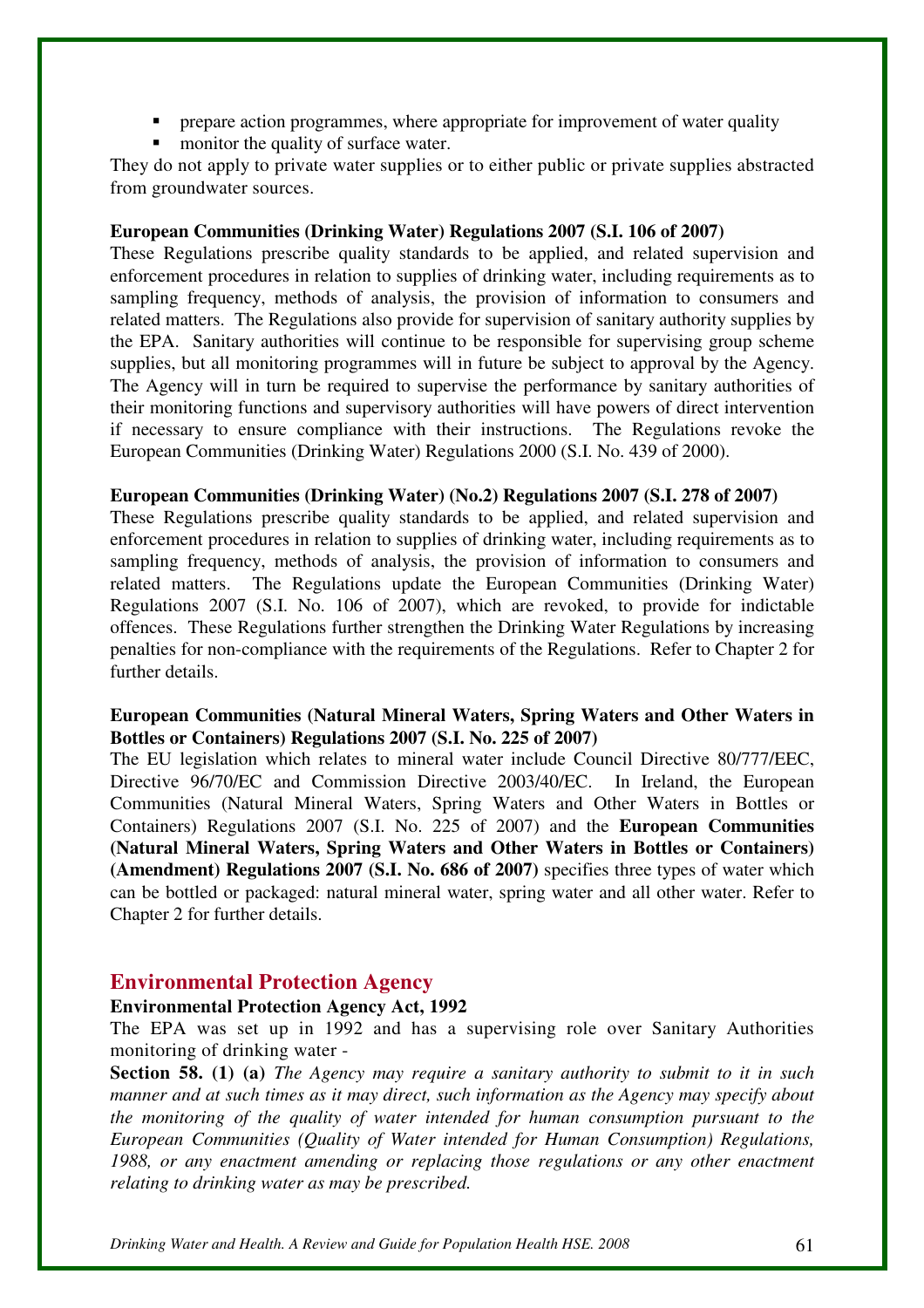- prepare action programmes, where appropriate for improvement of water quality
- monitor the quality of surface water.

They do not apply to private water supplies or to either public or private supplies abstracted from groundwater sources.

**European Communities (Drinking Water) Regulations 2007 (S.I. 106 of 2007)**

These Regulations prescribe quality standards to be applied, and related supervision and enforcement procedures in relation to supplies of drinking water, including requirements as to sampling frequency, methods of analysis, the provision of information to consumers and related matters. The Regulations also provide for supervision of sanitary authority supplies by the EPA. Sanitary authorities will continue to be responsible for supervising group scheme supplies, but all monitoring programmes will in future be subject to approval by the Agency. The Agency will in turn be required to supervise the performance by sanitary authorities of their monitoring functions and supervisory authorities will have powers of direct intervention if necessary to ensure compliance with their instructions. The Regulations revoke the European Communities (Drinking Water) Regulations 2000 (S.I. No. 439 of 2000).

**European Communities (Drinking Water) (No.2) Regulations 2007 (S.I. 278 of 2007)**

These Regulations prescribe quality standards to be applied, and related supervision and enforcement procedures in relation to supplies of drinking water, including requirements as to sampling frequency, methods of analysis, the provision of information to consumers and related matters. The Regulations update the European Communities (Drinking Water) Regulations 2007 (S.I. No. 106 of 2007), which are revoked, to provide for indictable offences. These Regulations further strengthen the Drinking Water Regulations by increasing penalties for non-compliance with the requirements of the Regulations. Refer to Chapter 2 for further details.

**European Communities (Natural Mineral Waters, Spring Waters and Other Waters in Bottles or Containers) Regulations 2007 (S.I. No. 225 of 2007)**

The EU legislation which relates to mineral water include Council Directive 80/777/EEC, Directive 96/70/EC and Commission Directive 2003/40/EC. In Ireland, the European Communities (Natural Mineral Waters, Spring Waters and Other Waters in Bottles or Containers) Regulations 2007 (S.I. No. 225 of 2007) and the **European Communities (Natural Mineral Waters, Spring Waters and Other Waters in Bottles or Containers) (Amendment) Regulations 2007 (S.I. No. 686 of 2007)** specifies three types of water which can be bottled or packaged: natural mineral water, spring water and all other water. Refer to Chapter 2 for further details.

## Environmental Protection Agency

**Environmental Protection Agency Act, 1992**

The EPA was set up in 1992 and has a supervising role over Sanitary Authorities monitoring of drinking water -

**Section 58. (1) (a)** *The Agency may require a sanitary authority to submit to it in such manner and at such times as it may direct, such information as the Agency may specify about the monitoring of the quality of water intended for human consumption pursuant to the European Communities (Quality of Water intended for Human Consumption) Regulations, 1988, or any enactment amending or replacing those regulations or any other enactment relating to drinking water as may be prescribed.*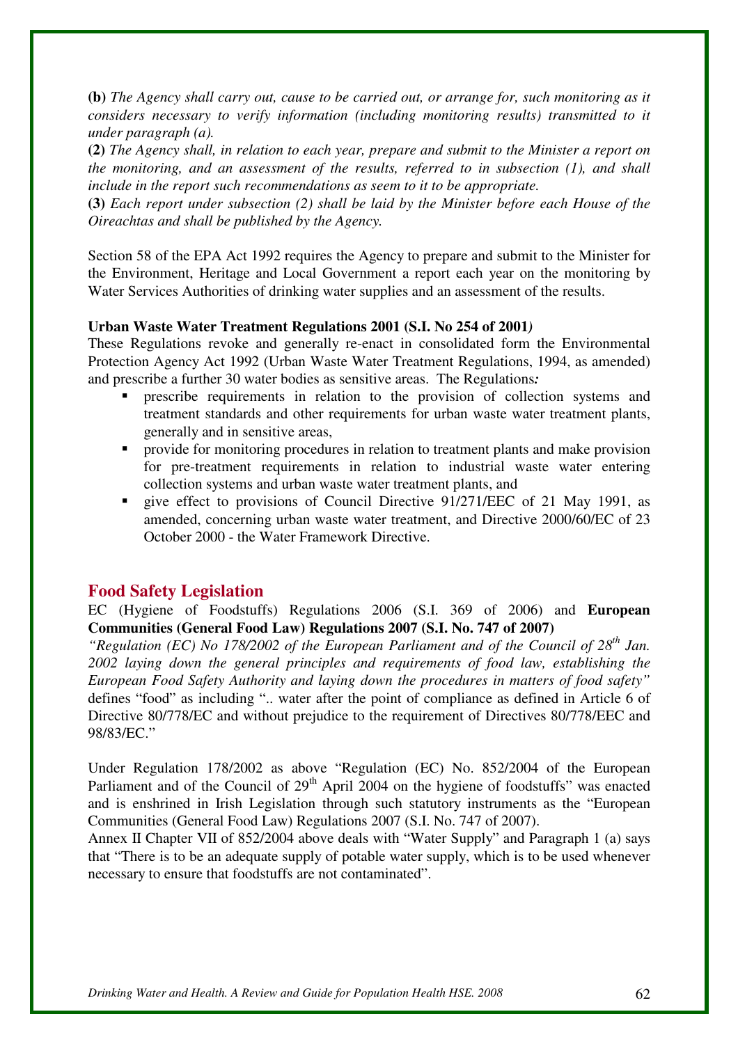**(b)** *The Agency shall carry out, cause to be carried out, or arrange for, such monitoring as it considers necessary to verify information (including monitoring results) transmitted to it under paragraph (a).*

**(2)** *The Agency shall, in relation to each year, prepare and submit to the Minister a report on the monitoring, and an assessment of the results, referred to in subsection (1), and shall include in the report such recommendations as seem to it to be appropriate.*

**(3)** *Each report under subsection (2) shall be laid by the Minister before each House of the Oireachtas and shall be published by the Agency.*

Section 58 of the EPA Act 1992 requires the Agency to prepare and submit to the Minister for the Environment, Heritage and Local Government a report each year on the monitoring by Water Services Authorities of drinking water supplies and an assessment of the results.

**Urban Waste Water Treatment Regulations 2001 (S.I. No 254 of 2001)**

These Regulations revoke and generally re-enact in consolidated form the Environmental Protection Agency Act 1992 (Urban Waste Water Treatment Regulations, 1994, as amended) and prescribe a further 30 water bodies as sensitive areas. The Regulations:

- prescribe requirements in relation to the provision of collection systems and treatment standards and other requirements for urban waste water treatment plants, generally and in sensitive areas,
- provide for monitoring procedures in relation to treatment plants and make provision for pre-treatment requirements in relation to industrial waste water entering collection systems and urban waste water treatment plants, and
- give effect to provisions of Council Directive 91/271/EEC of 21 May 1991, as amended, concerning urban waste water treatment, and Directive 2000/60/EC of 23 October 2000 - the Water Framework Directive.

## Food Safety Legislation

EC (Hygiene of Foodstuffs) Regulations 2006 (S.I. 369 of 2006) and **European Communities (General Food Law) Regulations 2007 (S.I. No. 747 of 2007)**

*"Regulation (EC) No 178/2002 of the European Parliament and of the Council of 28th Jan. 2002 laying down the general principles and requirements of food law, establishing the European Food Safety Authority and laying down the procedures in matters of food safety"* defines "food" as including ".. water after the point of compliance as defined in Article 6 of Directive 80/778/EC and without prejudice to the requirement of Directives 80/778/EEC and 98/83/EC."

Under Regulation 178/2002 as above "Regulation (EC) No. 852/2004 of the European Parliament and of the Council of 29th April 2004 on the hygiene of foodstuffs" was enacted and is enshrined in Irish Legislation through such statutory instruments as the "European Communities (General Food Law) Regulations 2007 (S.I. No. 747 of 2007).

Annex II Chapter VII of 852/2004 above deals with "Water Supply" and Paragraph 1 (a) says that "There is to be an adequate supply of potable water supply, which is to be used whenever necessary to ensure that foodstuffs are not contaminated".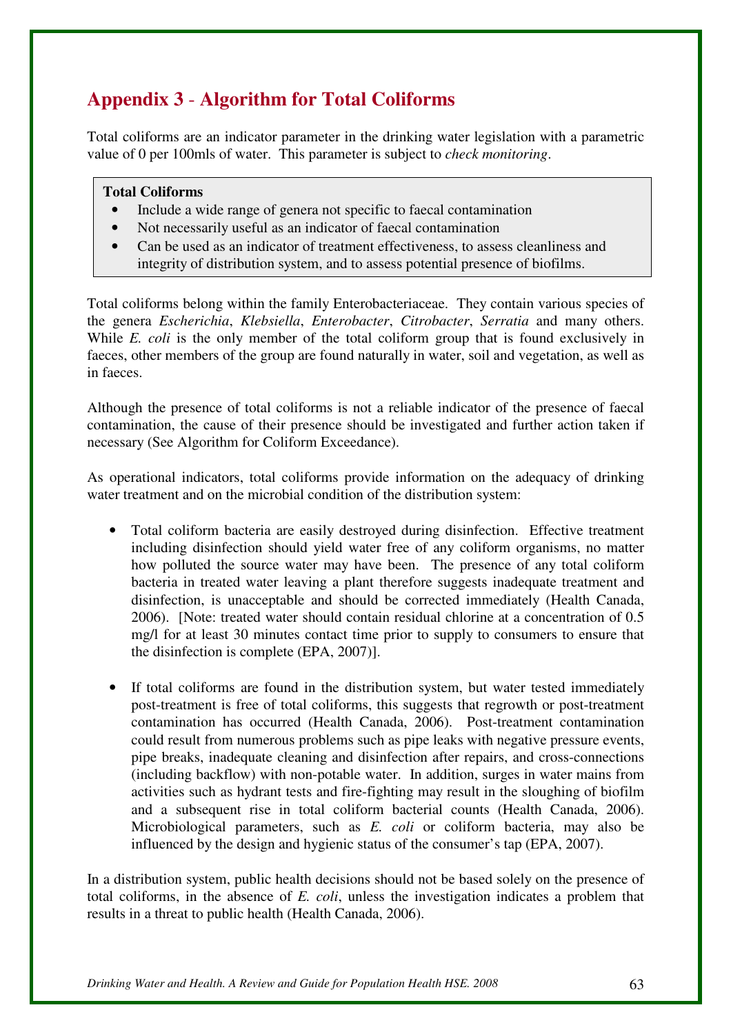# Appendix 3 - Algorithm for Total Coliforms

Total coliforms are an indicator parameter in the drinking water legislation with a parametric value of 0 per 100mls of water. This parameter is subject to *check monitoring*.

> **Total Coliforms**
> - Include a wide range of genera not specific to faecal contamination
> - Not necessarily useful as an indicator of faecal contamination
> - Can be used as an indicator of treatment effectiveness, to assess cleanliness and integrity of distribution system, and to assess potential presence of biofilms.

Total coliforms belong within the family Enterobacteriaceae. They contain various species of the genera *Escherichia*, *Klebsiella*, *Enterobacter*, *Citrobacter*, *Serratia* and many others. While *E. coli* is the only member of the total coliform group that is found exclusively in faeces, other members of the group are found naturally in water, soil and vegetation, as well as in faeces.

Although the presence of total coliforms is not a reliable indicator of the presence of faecal contamination, the cause of their presence should be investigated and further action taken if necessary (See Algorithm for Coliform Exceedance).

As operational indicators, total coliforms provide information on the adequacy of drinking water treatment and on the microbial condition of the distribution system:

- Total coliform bacteria are easily destroyed during disinfection. Effective treatment including disinfection should yield water free of any coliform organisms, no matter how polluted the source water may have been. The presence of any total coliform bacteria in treated water leaving a plant therefore suggests inadequate treatment and disinfection, is unacceptable and should be corrected immediately (Health Canada, 2006). [Note: treated water should contain residual chlorine at a concentration of 0.5 mg/l for at least 30 minutes contact time prior to supply to consumers to ensure that the disinfection is complete (EPA, 2007)].

- If total coliforms are found in the distribution system, but water tested immediately post-treatment is free of total coliforms, this suggests that regrowth or post-treatment contamination has occurred (Health Canada, 2006). Post-treatment contamination could result from numerous problems such as pipe leaks with negative pressure events, pipe breaks, inadequate cleaning and disinfection after repairs, and cross-connections (including backflow) with non-potable water. In addition, surges in water mains from activities such as hydrant tests and fire-fighting may result in the sloughing of biofilm and a subsequent rise in total coliform bacterial counts (Health Canada, 2006). Microbiological parameters, such as *E. coli* or coliform bacteria, may also be influenced by the design and hygienic status of the consumer's tap (EPA, 2007).

In a distribution system, public health decisions should not be based solely on the presence of total coliforms, in the absence of *E. coli*, unless the investigation indicates a problem that results in a threat to public health (Health Canada, 2006).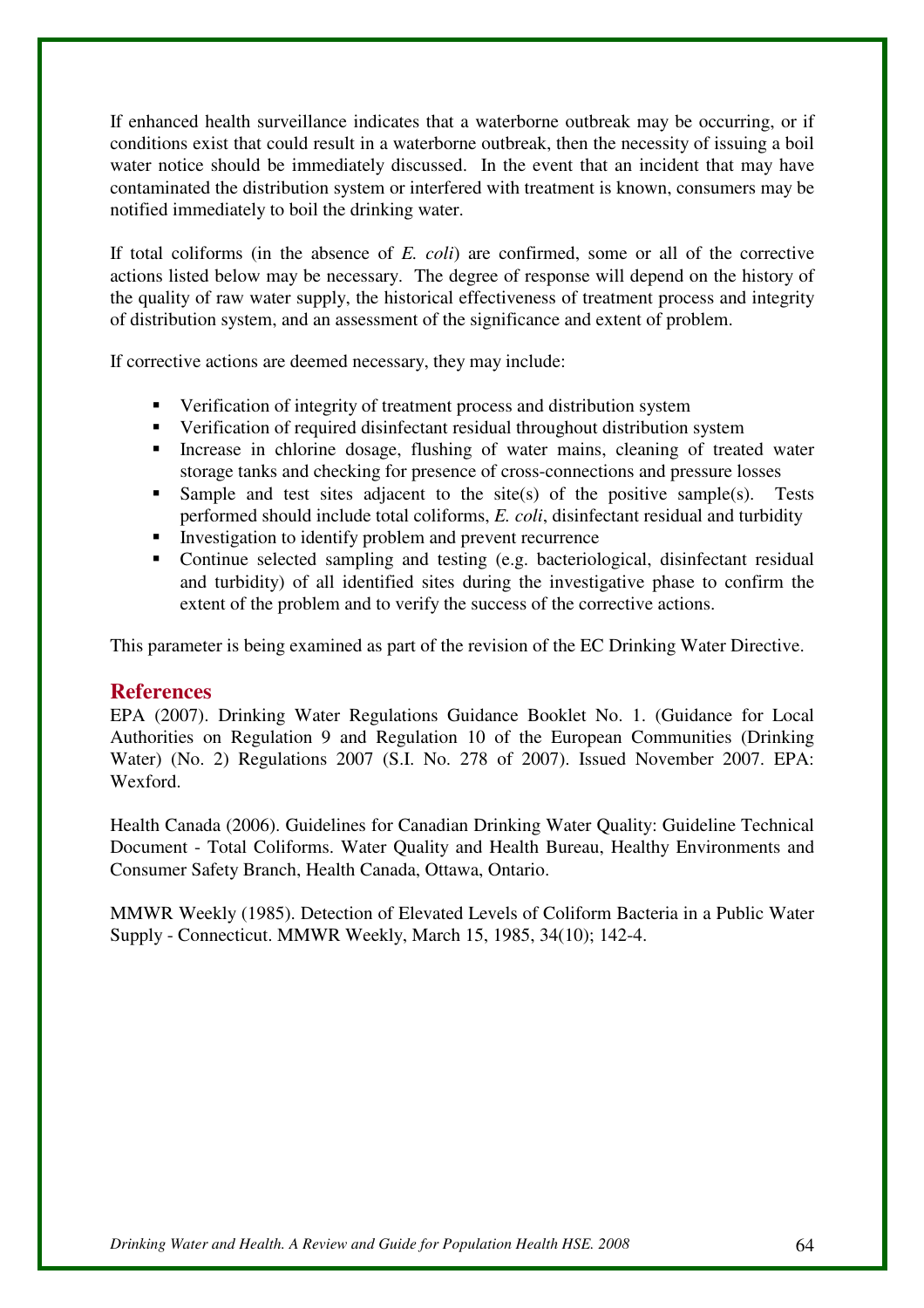If enhanced health surveillance indicates that a waterborne outbreak may be occurring, or if conditions exist that could result in a waterborne outbreak, then the necessity of issuing a boil water notice should be immediately discussed. In the event that an incident that may have contaminated the distribution system or interfered with treatment is known, consumers may be notified immediately to boil the drinking water.

If total coliforms (in the absence of *E. coli*) are confirmed, some or all of the corrective actions listed below may be necessary. The degree of response will depend on the history of the quality of raw water supply, the historical effectiveness of treatment process and integrity of distribution system, and an assessment of the significance and extent of problem.

If corrective actions are deemed necessary, they may include:

- Verification of integrity of treatment process and distribution system
- Verification of required disinfectant residual throughout distribution system
- Increase in chlorine dosage, flushing of water mains, cleaning of treated water storage tanks and checking for presence of cross-connections and pressure losses
- Sample and test sites adjacent to the site(s) of the positive sample(s). Tests performed should include total coliforms, *E. coli*, disinfectant residual and turbidity
- Investigation to identify problem and prevent recurrence
- Continue selected sampling and testing (e.g. bacteriological, disinfectant residual and turbidity) of all identified sites during the investigative phase to confirm the extent of the problem and to verify the success of the corrective actions.

This parameter is being examined as part of the revision of the EC Drinking Water Directive.

## References

EPA (2007). Drinking Water Regulations Guidance Booklet No. 1. (Guidance for Local Authorities on Regulation 9 and Regulation 10 of the European Communities (Drinking Water) (No. 2) Regulations 2007 (S.I. No. 278 of 2007). Issued November 2007. EPA: Wexford.

Health Canada (2006). Guidelines for Canadian Drinking Water Quality: Guideline Technical Document - Total Coliforms. Water Quality and Health Bureau, Healthy Environments and Consumer Safety Branch, Health Canada, Ottawa, Ontario.

MMWR Weekly (1985). Detection of Elevated Levels of Coliform Bacteria in a Public Water Supply - Connecticut. MMWR Weekly, March 15, 1985, 34(10); 142-4.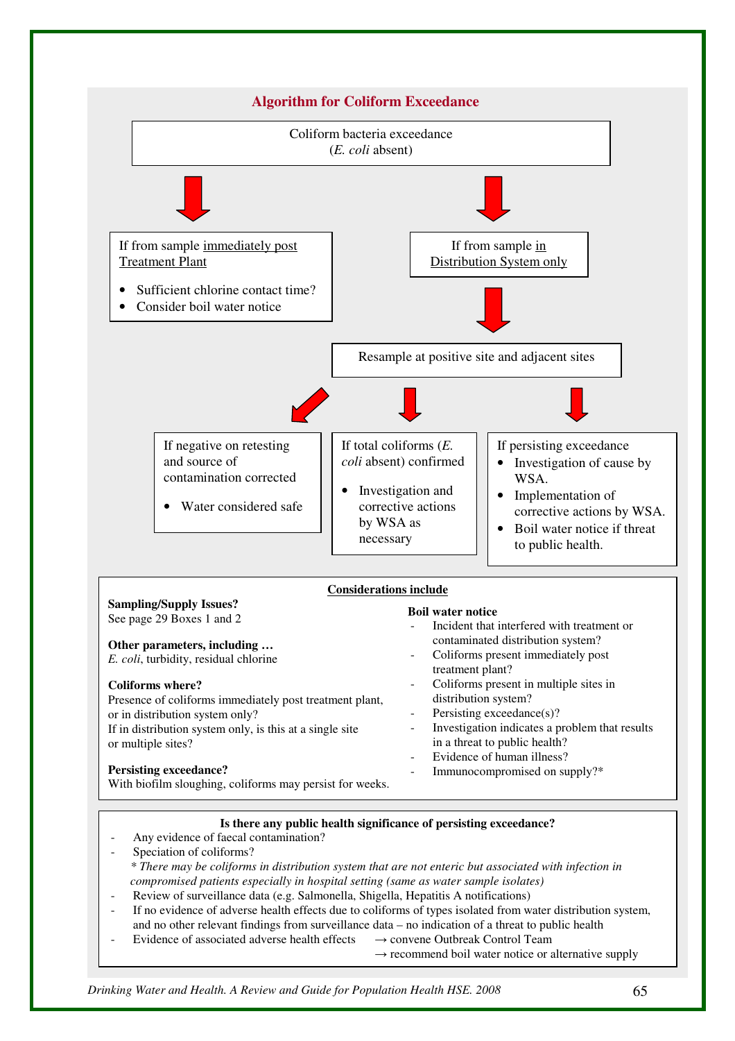## Algorithm for Coliform Exceedance

Coliform bacteria exceedance
(*E. coli* absent)

**If from sample immediately post Treatment Plant**

- Sufficient chlorine contact time?
- Consider boil water notice

**If from sample in Distribution System only**

→ Resample at positive site and adjacent sites

**If negative on retesting and source of contamination corrected**

- Water considered safe

**If total coliforms (*E. coli* absent) confirmed**

- Investigation and corrective actions by WSA as necessary

**If persisting exceedance**

- Investigation of cause by WSA.
- Implementation of corrective actions by WSA.
- Boil water notice if threat to public health.

### Considerations include

**Sampling/Supply Issues?**
See page 29 Boxes 1 and 2

**Other parameters, including …**
*E. coli*, turbidity, residual chlorine

**Coliforms where?**
Presence of coliforms immediately post treatment plant, or in distribution system only?
If in distribution system only, is this at a single site or multiple sites?

**Persisting exceedance?**
With biofilm sloughing, coliforms may persist for weeks.

**Boil water notice**

- Incident that interfered with treatment or contaminated distribution system?
- Coliforms present immediately post treatment plant?
- Coliforms present in multiple sites in distribution system?
- Persisting exceedance(s)?
- Investigation indicates a problem that results in a threat to public health?
- Evidence of human illness?
- Immunocompromised on supply?*

### Is there any public health significance of persisting exceedance?

- Any evidence of faecal contamination?
- Speciation of coliforms?
  *\* There may be coliforms in distribution system that are not enteric but associated with infection in compromised patients especially in hospital setting (same as water sample isolates)*
- Review of surveillance data (e.g. Salmonella, Shigella, Hepatitis A notifications)
- If no evidence of adverse health effects due to coliforms of types isolated from water distribution system, and no other relevant findings from surveillance data – no indication of a threat to public health
- Evidence of associated adverse health effects → convene Outbreak Control Team
  → recommend boil water notice or alternative supply

*Drinking Water and Health. A Review and Guide for Population Health HSE. 2008*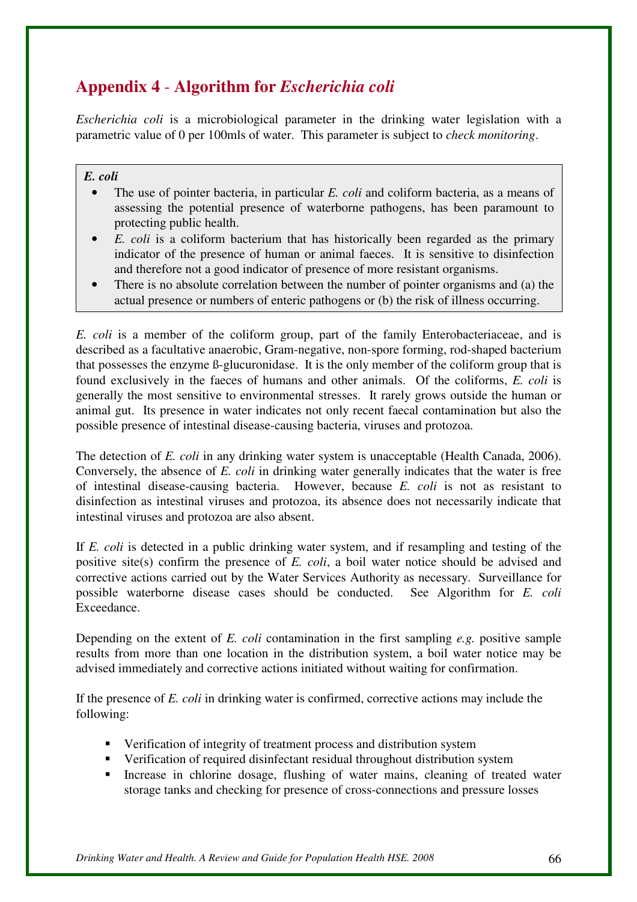## Appendix 4 - Algorithm for *Escherichia coli*

*Escherichia coli* is a microbiological parameter in the drinking water legislation with a parametric value of 0 per 100mls of water. This parameter is subject to *check monitoring*.

> ***E. coli***
>
> - The use of pointer bacteria, in particular *E. coli* and coliform bacteria, as a means of assessing the potential presence of waterborne pathogens, has been paramount to protecting public health.
> - *E. coli* is a coliform bacterium that has historically been regarded as the primary indicator of the presence of human or animal faeces. It is sensitive to disinfection and therefore not a good indicator of presence of more resistant organisms.
> - There is no absolute correlation between the number of pointer organisms and (a) the actual presence or numbers of enteric pathogens or (b) the risk of illness occurring.

*E. coli* is a member of the coliform group, part of the family Enterobacteriaceae, and is described as a facultative anaerobic, Gram-negative, non-spore forming, rod-shaped bacterium that possesses the enzyme ß-glucuronidase. It is the only member of the coliform group that is found exclusively in the faeces of humans and other animals. Of the coliforms, *E. coli* is generally the most sensitive to environmental stresses. It rarely grows outside the human or animal gut. Its presence in water indicates not only recent faecal contamination but also the possible presence of intestinal disease-causing bacteria, viruses and protozoa.

The detection of *E. coli* in any drinking water system is unacceptable (Health Canada, 2006). Conversely, the absence of *E. coli* in drinking water generally indicates that the water is free of intestinal disease-causing bacteria. However, because *E. coli* is not as resistant to disinfection as intestinal viruses and protozoa, its absence does not necessarily indicate that intestinal viruses and protozoa are also absent.

If *E. coli* is detected in a public drinking water system, and if resampling and testing of the positive site(s) confirm the presence of *E. coli*, a boil water notice should be advised and corrective actions carried out by the Water Services Authority as necessary. Surveillance for possible waterborne disease cases should be conducted. See Algorithm for *E. coli* Exceedance.

Depending on the extent of *E. coli* contamination in the first sampling *e.g.* positive sample results from more than one location in the distribution system, a boil water notice may be advised immediately and corrective actions initiated without waiting for confirmation.

If the presence of *E. coli* in drinking water is confirmed, corrective actions may include the following:

- Verification of integrity of treatment process and distribution system
- Verification of required disinfectant residual throughout distribution system
- Increase in chlorine dosage, flushing of water mains, cleaning of treated water storage tanks and checking for presence of cross-connections and pressure losses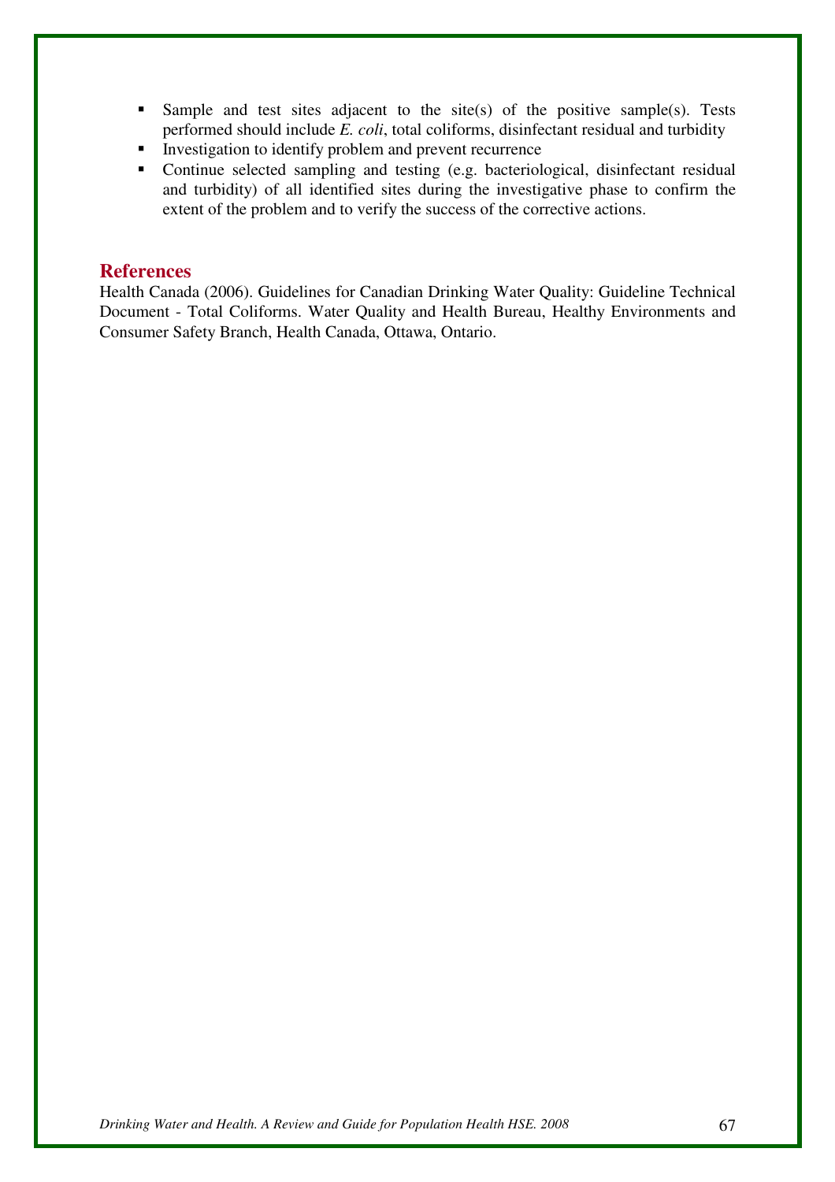- Sample and test sites adjacent to the site(s) of the positive sample(s). Tests performed should include *E. coli*, total coliforms, disinfectant residual and turbidity
- Investigation to identify problem and prevent recurrence
- Continue selected sampling and testing (e.g. bacteriological, disinfectant residual and turbidity) of all identified sites during the investigative phase to confirm the extent of the problem and to verify the success of the corrective actions.

## References

Health Canada (2006). Guidelines for Canadian Drinking Water Quality: Guideline Technical Document - Total Coliforms. Water Quality and Health Bureau, Healthy Environments and Consumer Safety Branch, Health Canada, Ottawa, Ontario.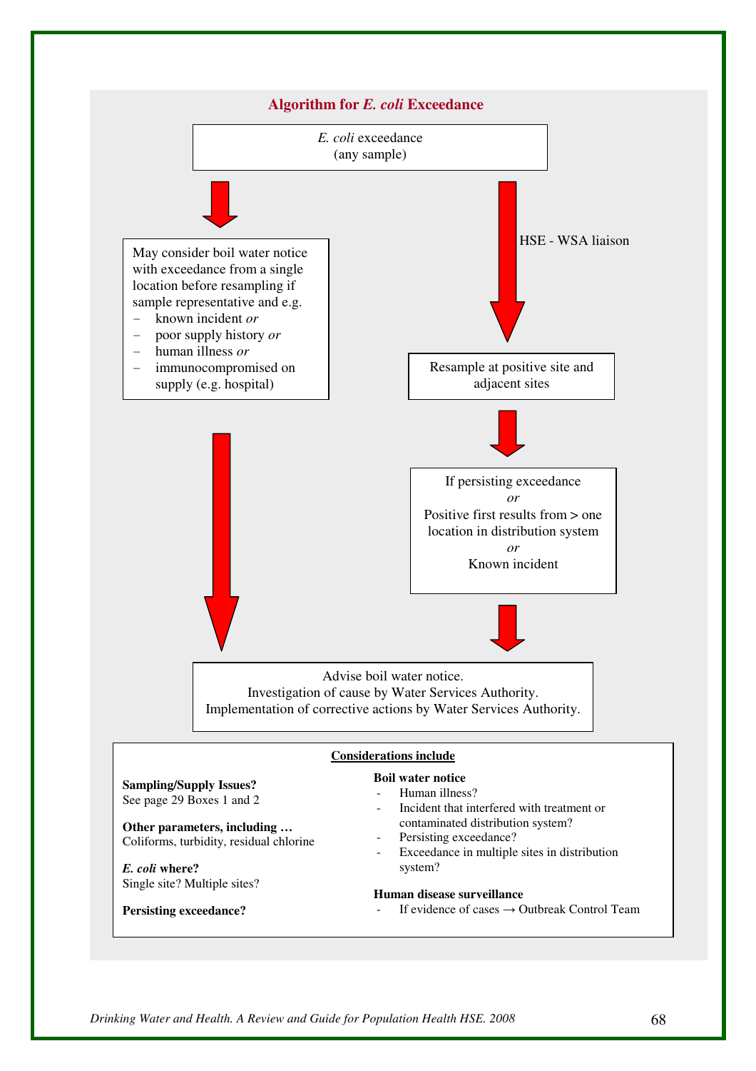## Algorithm for *E. coli* Exceedance

*E. coli* exceedance
(any sample)

May consider boil water notice with exceedance from a single location before resampling if sample representative and e.g.
- known incident *or*
- poor supply history *or*
- human illness *or*
- immunocompromised on supply (e.g. hospital)

HSE - WSA liaison

Resample at positive site and adjacent sites

If persisting exceedance
*or*
Positive first results from > one location in distribution system
*or*
Known incident

Advise boil water notice.
Investigation of cause by Water Services Authority.
Implementation of corrective actions by Water Services Authority.

**Considerations include**

**Sampling/Supply Issues?**
See page 29 Boxes 1 and 2

**Other parameters, including …**
Coliforms, turbidity, residual chlorine

***E. coli* where?**
Single site? Multiple sites?

**Persisting exceedance?**

**Boil water notice**
- Human illness?
- Incident that interfered with treatment or contaminated distribution system?
- Persisting exceedance?
- Exceedance in multiple sites in distribution system?

**Human disease surveillance**
- If evidence of cases → Outbreak Control Team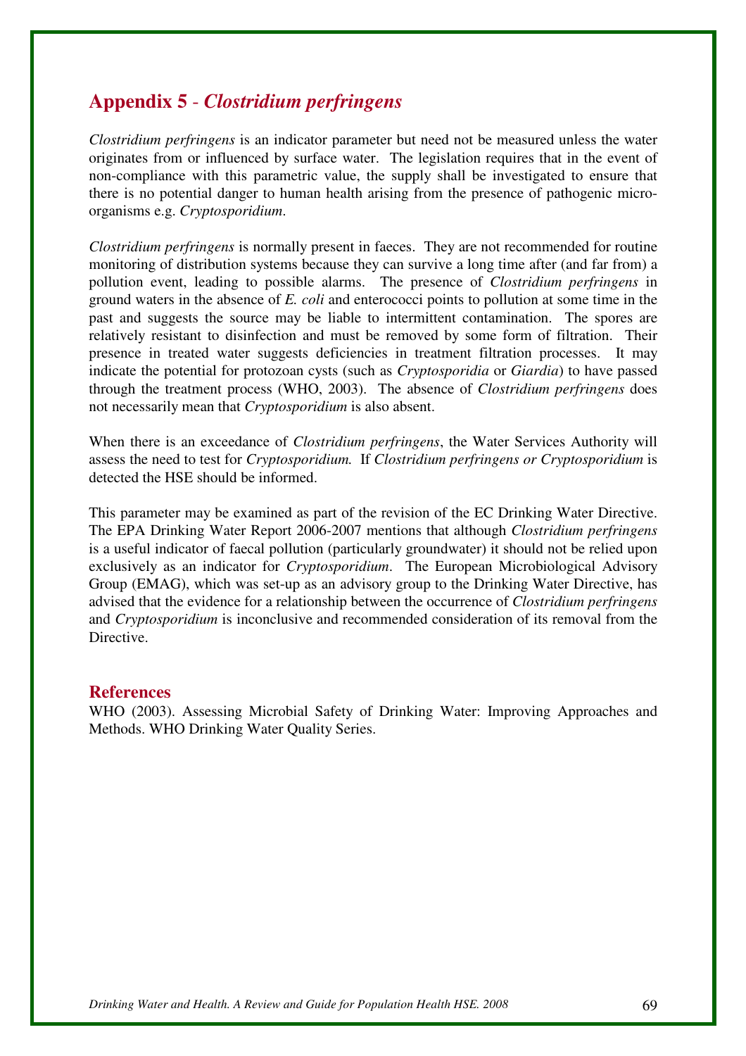## Appendix 5 - *Clostridium perfringens*

*Clostridium perfringens* is an indicator parameter but need not be measured unless the water originates from or influenced by surface water. The legislation requires that in the event of non-compliance with this parametric value, the supply shall be investigated to ensure that there is no potential danger to human health arising from the presence of pathogenic micro-organisms e.g. *Cryptosporidium*.

*Clostridium perfringens* is normally present in faeces. They are not recommended for routine monitoring of distribution systems because they can survive a long time after (and far from) a pollution event, leading to possible alarms. The presence of *Clostridium perfringens* in ground waters in the absence of *E. coli* and enterococci points to pollution at some time in the past and suggests the source may be liable to intermittent contamination. The spores are relatively resistant to disinfection and must be removed by some form of filtration. Their presence in treated water suggests deficiencies in treatment filtration processes. It may indicate the potential for protozoan cysts (such as *Cryptosporidia* or *Giardia*) to have passed through the treatment process (WHO, 2003). The absence of *Clostridium perfringens* does not necessarily mean that *Cryptosporidium* is also absent.

When there is an exceedance of *Clostridium perfringens*, the Water Services Authority will assess the need to test for *Cryptosporidium.* If *Clostridium perfringens or Cryptosporidium* is detected the HSE should be informed.

This parameter may be examined as part of the revision of the EC Drinking Water Directive. The EPA Drinking Water Report 2006-2007 mentions that although *Clostridium perfringens* is a useful indicator of faecal pollution (particularly groundwater) it should not be relied upon exclusively as an indicator for *Cryptosporidium*. The European Microbiological Advisory Group (EMAG), which was set-up as an advisory group to the Drinking Water Directive, has advised that the evidence for a relationship between the occurrence of *Clostridium perfringens* and *Cryptosporidium* is inconclusive and recommended consideration of its removal from the Directive.

### References

WHO (2003). Assessing Microbial Safety of Drinking Water: Improving Approaches and Methods. WHO Drinking Water Quality Series.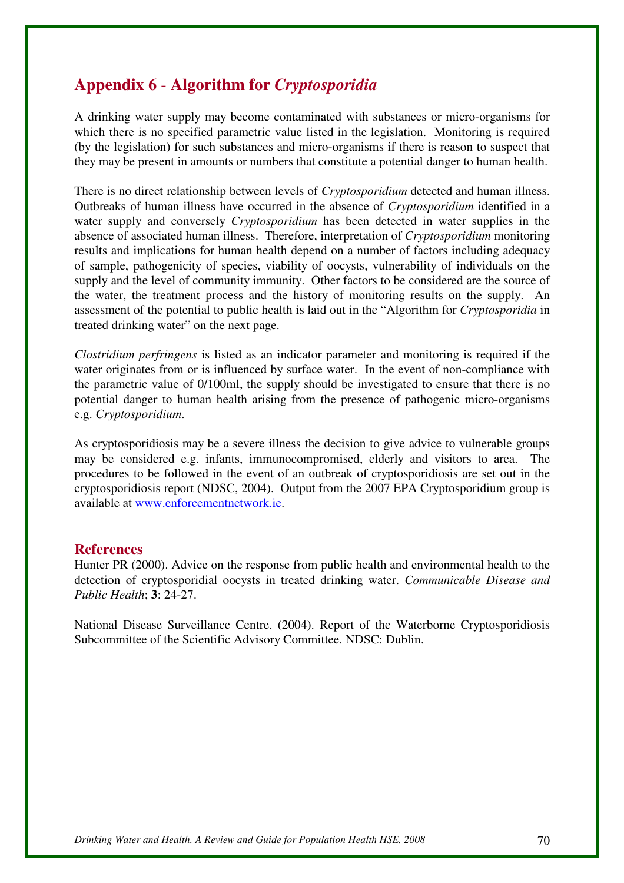## Appendix 6 - Algorithm for *Cryptosporidia*

A drinking water supply may become contaminated with substances or micro-organisms for which there is no specified parametric value listed in the legislation. Monitoring is required (by the legislation) for such substances and micro-organisms if there is reason to suspect that they may be present in amounts or numbers that constitute a potential danger to human health.

There is no direct relationship between levels of *Cryptosporidium* detected and human illness. Outbreaks of human illness have occurred in the absence of *Cryptosporidium* identified in a water supply and conversely *Cryptosporidium* has been detected in water supplies in the absence of associated human illness. Therefore, interpretation of *Cryptosporidium* monitoring results and implications for human health depend on a number of factors including adequacy of sample, pathogenicity of species, viability of oocysts, vulnerability of individuals on the supply and the level of community immunity. Other factors to be considered are the source of the water, the treatment process and the history of monitoring results on the supply. An assessment of the potential to public health is laid out in the "Algorithm for *Cryptosporidia* in treated drinking water" on the next page.

*Clostridium perfringens* is listed as an indicator parameter and monitoring is required if the water originates from or is influenced by surface water. In the event of non-compliance with the parametric value of 0/100ml, the supply should be investigated to ensure that there is no potential danger to human health arising from the presence of pathogenic micro-organisms e.g. *Cryptosporidium*.

As cryptosporidiosis may be a severe illness the decision to give advice to vulnerable groups may be considered e.g. infants, immunocompromised, elderly and visitors to area. The procedures to be followed in the event of an outbreak of cryptosporidiosis are set out in the cryptosporidiosis report (NDSC, 2004). Output from the 2007 EPA Cryptosporidium group is available at www.enforcementnetwork.ie.

### References

Hunter PR (2000). Advice on the response from public health and environmental health to the detection of cryptosporidial oocysts in treated drinking water. *Communicable Disease and Public Health*; **3**: 24-27.

National Disease Surveillance Centre. (2004). Report of the Waterborne Cryptosporidiosis Subcommittee of the Scientific Advisory Committee. NDSC: Dublin.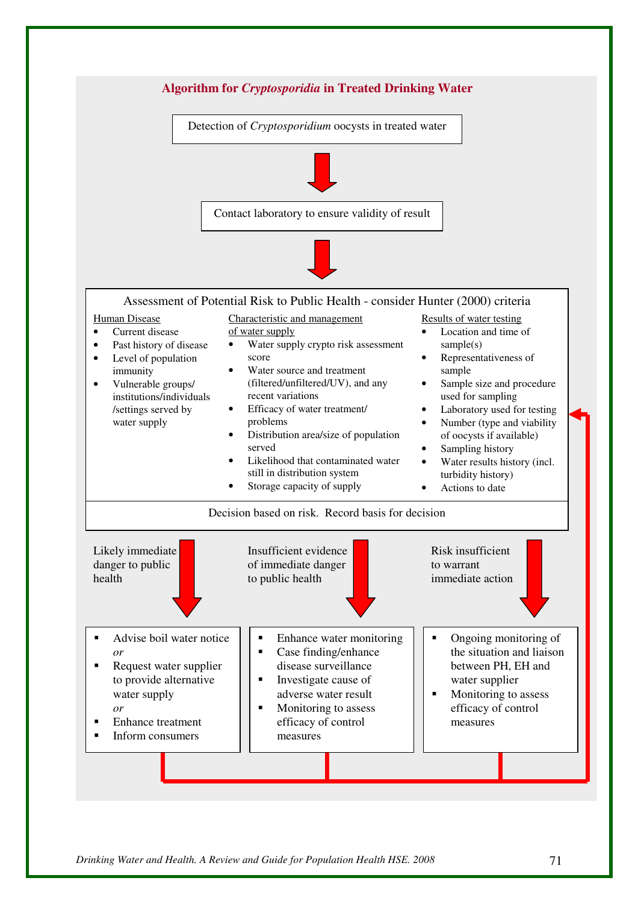## Algorithm for *Cryptosporidia* in Treated Drinking Water

Detection of *Cryptosporidium* oocysts in treated water

↓

Contact laboratory to ensure validity of result

↓

**Assessment of Potential Risk to Public Health - consider Hunter (2000) criteria**

Human Disease

- Current disease
- Past history of disease
- Level of population immunity
- Vulnerable groups/ institutions/individuals /settings served by water supply

Characteristic and management of water supply

- Water supply crypto risk assessment score
- Water source and treatment (filtered/unfiltered/UV), and any recent variations
- Efficacy of water treatment/ problems
- Distribution area/size of population served
- Likelihood that contaminated water still in distribution system
- Storage capacity of supply

Results of water testing

- Location and time of sample(s)
- Representativeness of sample
- Sample size and procedure used for sampling
- Laboratory used for testing
- Number (type and viability of oocysts if available)
- Sampling history
- Water results history (incl. turbidity history)
- Actions to date

Decision based on risk. Record basis for decision

**Likely immediate danger to public health** ↓

- Advise boil water notice *or*
- Request water supplier to provide alternative water supply *or*
- Enhance treatment
- Inform consumers

**Insufficient evidence of immediate danger to public health** ↓

- Enhance water monitoring
- Case finding/enhance disease surveillance
- Investigate cause of adverse water result
- Monitoring to assess efficacy of control measures

**Risk insufficient to warrant immediate action** ↓

- Ongoing monitoring of the situation and liaison between PH, EH and water supplier
- Monitoring to assess efficacy of control measures

(All three outcomes loop back to the Assessment of Potential Risk to Public Health.)

*Drinking Water and Health. A Review and Guide for Population Health HSE. 2008*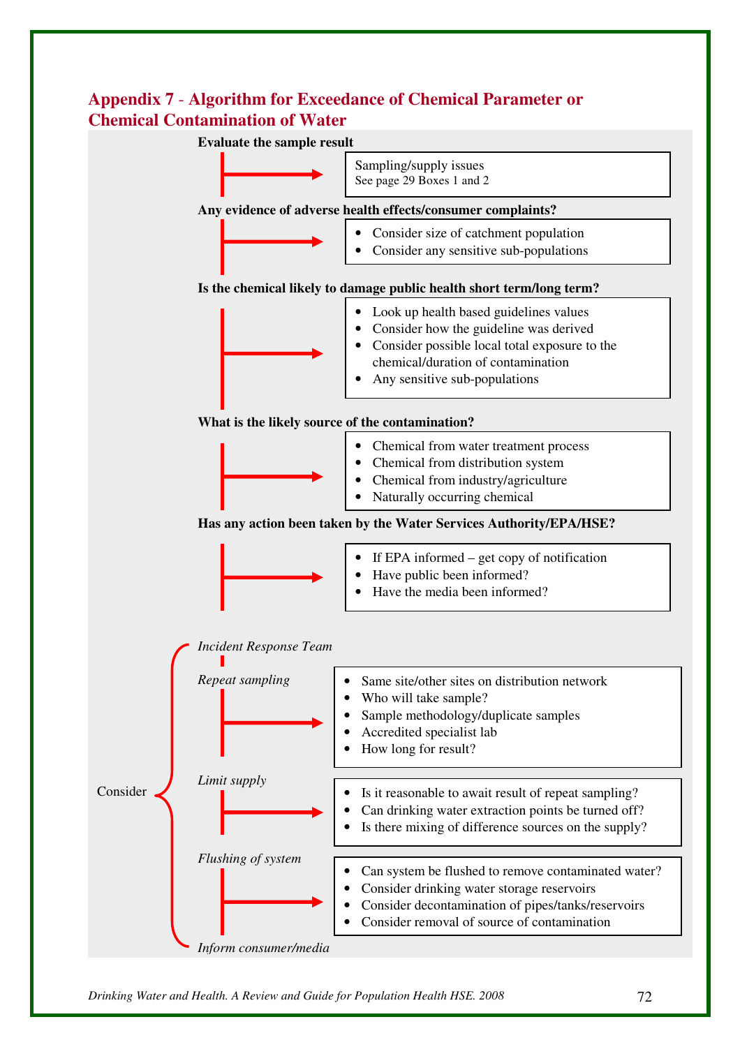## Appendix 7 - Algorithm for Exceedance of Chemical Parameter or Chemical Contamination of Water

**Evaluate the sample result**

→ Sampling/supply issues
See page 29 Boxes 1 and 2

**Any evidence of adverse health effects/consumer complaints?**

→
- Consider size of catchment population
- Consider any sensitive sub-populations

**Is the chemical likely to damage public health short term/long term?**

→
- Look up health based guidelines values
- Consider how the guideline was derived
- Consider possible local total exposure to the chemical/duration of contamination
- Any sensitive sub-populations

**What is the likely source of the contamination?**

→
- Chemical from water treatment process
- Chemical from distribution system
- Chemical from industry/agriculture
- Naturally occurring chemical

**Has any action been taken by the Water Services Authority/EPA/HSE?**

→
- If EPA informed – get copy of notification
- Have public been informed?
- Have the media been informed?

Consider:

*Incident Response Team*

*Repeat sampling*

→
- Same site/other sites on distribution network
- Who will take sample?
- Sample methodology/duplicate samples
- Accredited specialist lab
- How long for result?

*Limit supply*

→
- Is it reasonable to await result of repeat sampling?
- Can drinking water extraction points be turned off?
- Is there mixing of difference sources on the supply?

*Flushing of system*

→
- Can system be flushed to remove contaminated water?
- Consider drinking water storage reservoirs
- Consider decontamination of pipes/tanks/reservoirs
- Consider removal of source of contamination

*Inform consumer/media*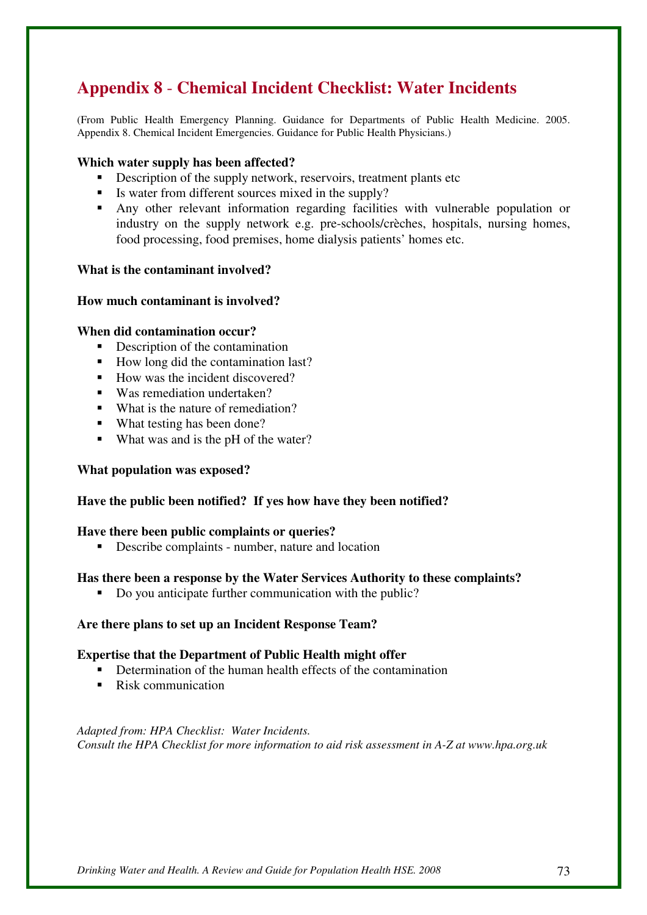## Appendix 8 - Chemical Incident Checklist: Water Incidents

(From Public Health Emergency Planning. Guidance for Departments of Public Health Medicine. 2005. Appendix 8. Chemical Incident Emergencies. Guidance for Public Health Physicians.)

**Which water supply has been affected?**

- Description of the supply network, reservoirs, treatment plants etc
- Is water from different sources mixed in the supply?
- Any other relevant information regarding facilities with vulnerable population or industry on the supply network e.g. pre-schools/crèches, hospitals, nursing homes, food processing, food premises, home dialysis patients' homes etc.

**What is the contaminant involved?**

**How much contaminant is involved?**

**When did contamination occur?**

- Description of the contamination
- How long did the contamination last?
- How was the incident discovered?
- Was remediation undertaken?
- What is the nature of remediation?
- What testing has been done?
- What was and is the pH of the water?

**What population was exposed?**

**Have the public been notified? If yes how have they been notified?**

**Have there been public complaints or queries?**

- Describe complaints - number, nature and location

**Has there been a response by the Water Services Authority to these complaints?**

- Do you anticipate further communication with the public?

**Are there plans to set up an Incident Response Team?**

**Expertise that the Department of Public Health might offer**

- Determination of the human health effects of the contamination
- Risk communication

*Adapted from: HPA Checklist: Water Incidents.*
*Consult the HPA Checklist for more information to aid risk assessment in A-Z at www.hpa.org.uk*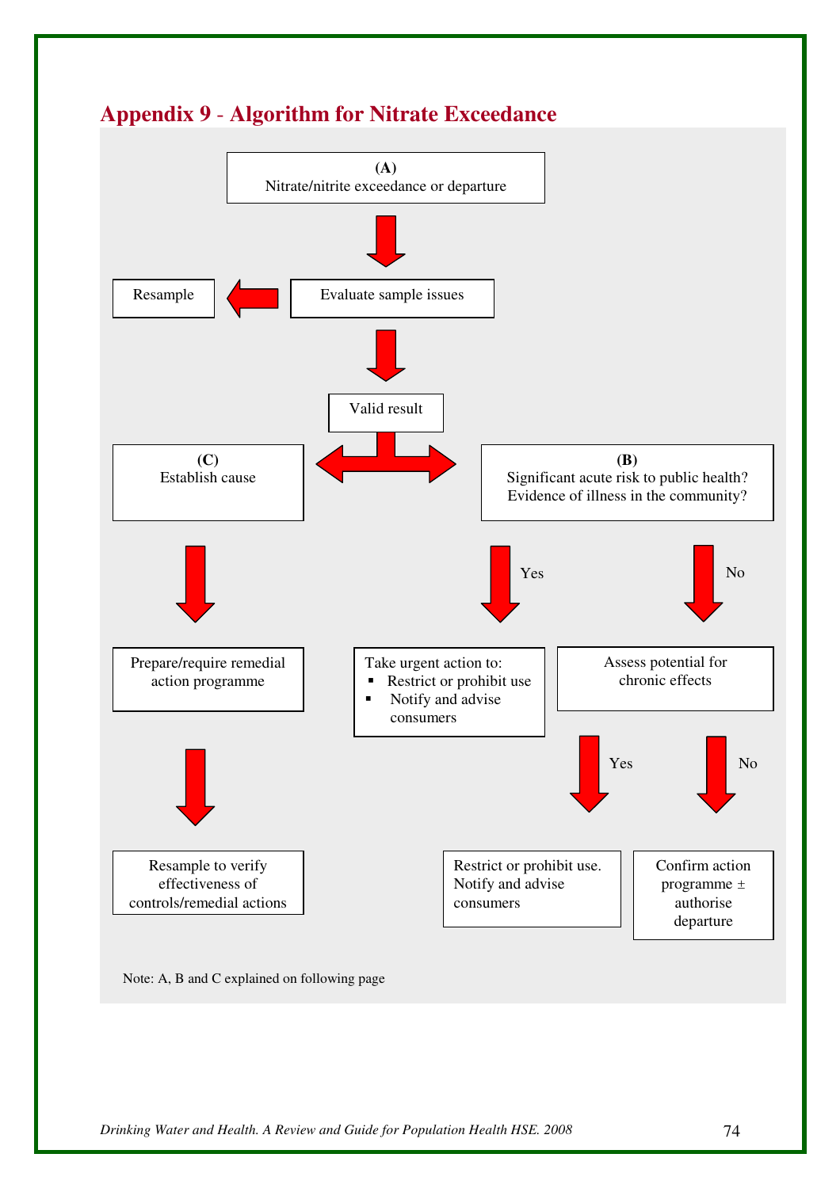## Appendix 9 - Algorithm for Nitrate Exceedance

**(A)**
Nitrate/nitrite exceedance or departure

↓

Evaluate sample issues → Resample

↓

Valid result

↓ (branches to C and B)

**(C)**
Establish cause

↓

Prepare/require remedial action programme

↓

Resample to verify effectiveness of controls/remedial actions

**(B)**
Significant acute risk to public health?
Evidence of illness in the community?

- **Yes** → Take urgent action to:
  - Restrict or prohibit use
  - Notify and advise consumers
- **No** → Assess potential for chronic effects
  - **Yes** → Restrict or prohibit use. Notify and advise consumers
  - **No** → Confirm action programme ± authorise departure

Note: A, B and C explained on following page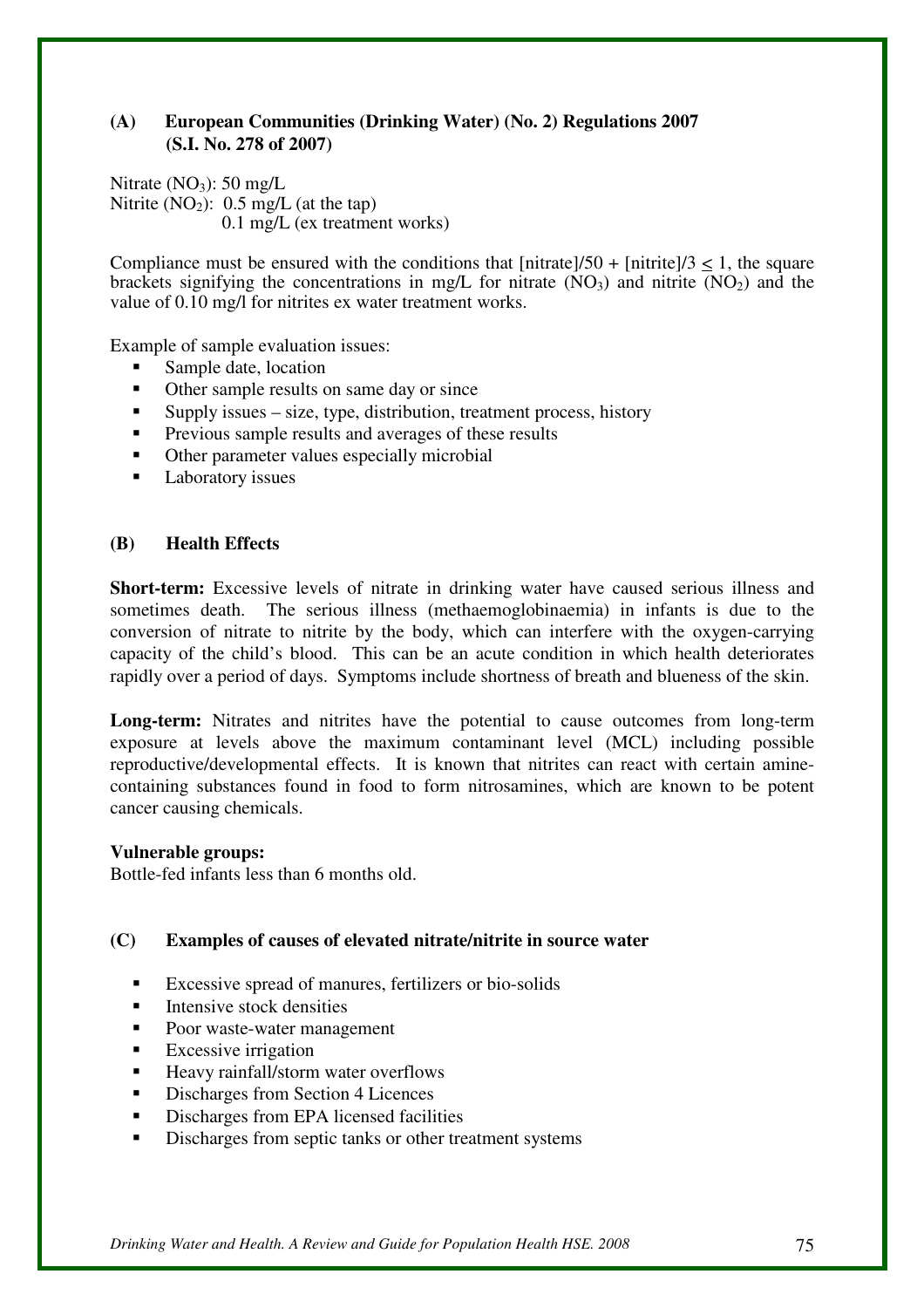## (A) European Communities (Drinking Water) (No. 2) Regulations 2007 (S.I. No. 278 of 2007)

Nitrate ($NO_3$): 50 mg/L
Nitrite ($NO_2$): 0.5 mg/L (at the tap)
0.1 mg/L (ex treatment works)

Compliance must be ensured with the conditions that [nitrate]/50 + [nitrite]/3 $\leq$ 1, the square brackets signifying the concentrations in mg/L for nitrate ($NO_3$) and nitrite ($NO_2$) and the value of 0.10 mg/l for nitrites ex water treatment works.

Example of sample evaluation issues:

- Sample date, location
- Other sample results on same day or since
- Supply issues – size, type, distribution, treatment process, history
- Previous sample results and averages of these results
- Other parameter values especially microbial
- Laboratory issues

## (B) Health Effects

**Short-term:** Excessive levels of nitrate in drinking water have caused serious illness and sometimes death. The serious illness (methaemoglobinaemia) in infants is due to the conversion of nitrate to nitrite by the body, which can interfere with the oxygen-carrying capacity of the child's blood. This can be an acute condition in which health deteriorates rapidly over a period of days. Symptoms include shortness of breath and blueness of the skin.

**Long-term:** Nitrates and nitrites have the potential to cause outcomes from long-term exposure at levels above the maximum contaminant level (MCL) including possible reproductive/developmental effects. It is known that nitrites can react with certain amine-containing substances found in food to form nitrosamines, which are known to be potent cancer causing chemicals.

**Vulnerable groups:**
Bottle-fed infants less than 6 months old.

## (C) Examples of causes of elevated nitrate/nitrite in source water

- Excessive spread of manures, fertilizers or bio-solids
- Intensive stock densities
- Poor waste-water management
- Excessive irrigation
- Heavy rainfall/storm water overflows
- Discharges from Section 4 Licences
- Discharges from EPA licensed facilities
- Discharges from septic tanks or other treatment systems